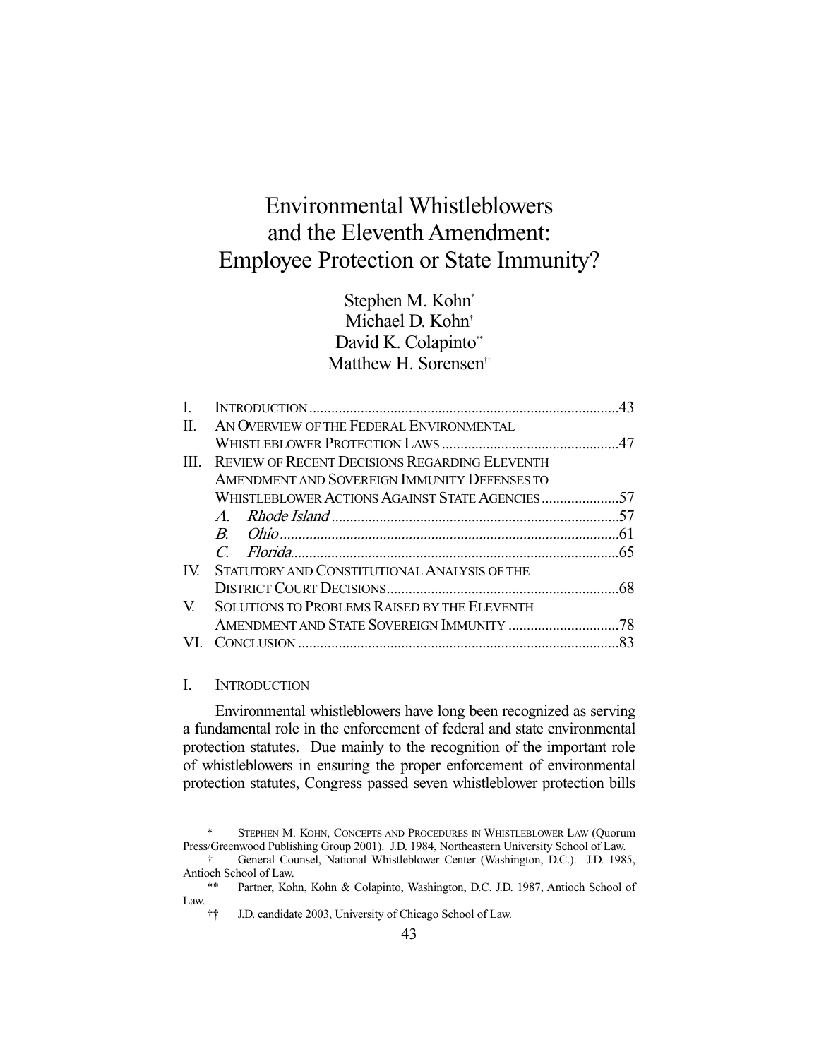# Environmental Whistleblowers and the Eleventh Amendment: Employee Protection or State Immunity?

Stephen M. Kohn[*]
Michael D. Kohn[†]
David K. Colapinto[**]
Matthew H. Sorensen[††]

| | | |
|---|---|---|
| I. | INTRODUCTION | 43 |
| II. | AN OVERVIEW OF THE FEDERAL ENVIRONMENTAL WHISTLEBLOWER PROTECTION LAWS | 47 |
| III. | REVIEW OF RECENT DECISIONS REGARDING ELEVENTH AMENDMENT AND SOVEREIGN IMMUNITY DEFENSES TO WHISTLEBLOWER ACTIONS AGAINST STATE AGENCIES | 57 |
| | *A. Rhode Island* | 57 |
| | *B. Ohio* | 61 |
| | *C. Florida* | 65 |
| IV. | STATUTORY AND CONSTITUTIONAL ANALYSIS OF THE DISTRICT COURT DECISIONS | 68 |
| V. | SOLUTIONS TO PROBLEMS RAISED BY THE ELEVENTH AMENDMENT AND STATE SOVEREIGN IMMUNITY | 78 |
| VI. | CONCLUSION | 83 |

## I. INTRODUCTION

Environmental whistleblowers have long been recognized as serving a fundamental role in the enforcement of federal and state environmental protection statutes. Due mainly to the recognition of the important role of whistleblowers in ensuring the proper enforcement of environmental protection statutes, Congress passed seven whistleblower protection bills

---

\* STEPHEN M. KOHN, CONCEPTS AND PROCEDURES IN WHISTLEBLOWER LAW (Quorum Press/Greenwood Publishing Group 2001). J.D. 1984, Northeastern University School of Law.

† General Counsel, National Whistleblower Center (Washington, D.C.). J.D. 1985, Antioch School of Law.

\*\* Partner, Kohn, Kohn & Colapinto, Washington, D.C. J.D. 1987, Antioch School of Law.

†† J.D. candidate 2003, University of Chicago School of Law.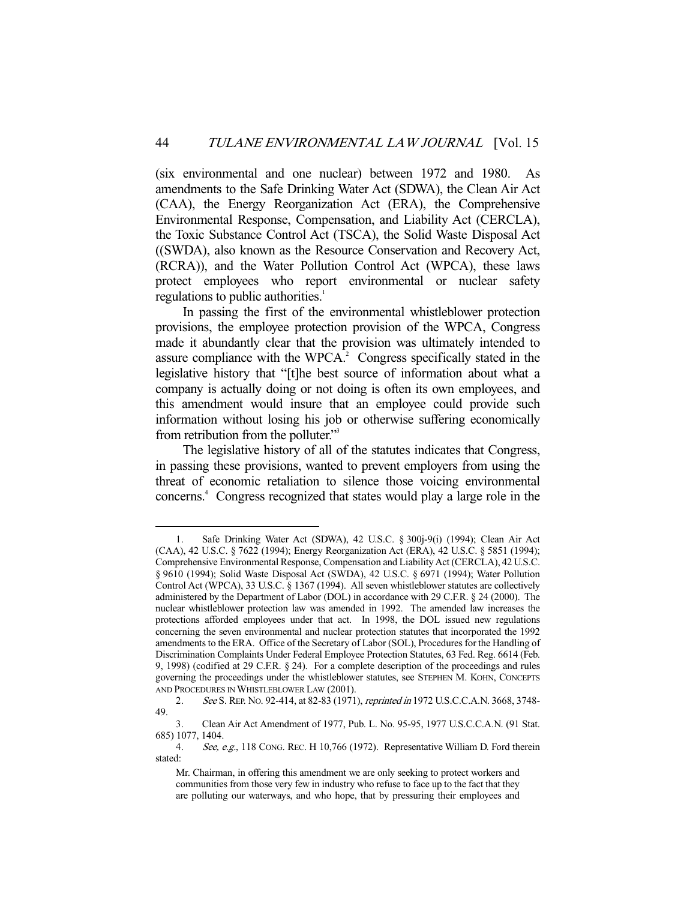(six environmental and one nuclear) between 1972 and 1980. As amendments to the Safe Drinking Water Act (SDWA), the Clean Air Act (CAA), the Energy Reorganization Act (ERA), the Comprehensive Environmental Response, Compensation, and Liability Act (CERCLA), the Toxic Substance Control Act (TSCA), the Solid Waste Disposal Act ((SWDA), also known as the Resource Conservation and Recovery Act, (RCRA)), and the Water Pollution Control Act (WPCA), these laws protect employees who report environmental or nuclear safety regulations to public authorities.[1]

In passing the first of the environmental whistleblower protection provisions, the employee protection provision of the WPCA, Congress made it abundantly clear that the provision was ultimately intended to assure compliance with the WPCA.[2] Congress specifically stated in the legislative history that "[t]he best source of information about what a company is actually doing or not doing is often its own employees, and this amendment would insure that an employee could provide such information without losing his job or otherwise suffering economically from retribution from the polluter."[3]

The legislative history of all of the statutes indicates that Congress, in passing these provisions, wanted to prevent employers from using the threat of economic retaliation to silence those voicing environmental concerns.[4] Congress recognized that states would play a large role in the

---

1. Safe Drinking Water Act (SDWA), 42 U.S.C. § 300j-9(i) (1994); Clean Air Act (CAA), 42 U.S.C. § 7622 (1994); Energy Reorganization Act (ERA), 42 U.S.C. § 5851 (1994); Comprehensive Environmental Response, Compensation and Liability Act (CERCLA), 42 U.S.C. § 9610 (1994); Solid Waste Disposal Act (SWDA), 42 U.S.C. § 6971 (1994); Water Pollution Control Act (WPCA), 33 U.S.C. § 1367 (1994). All seven whistleblower statutes are collectively administered by the Department of Labor (DOL) in accordance with 29 C.F.R. § 24 (2000). The nuclear whistleblower protection law was amended in 1992. The amended law increases the protections afforded employees under that act. In 1998, the DOL issued new regulations concerning the seven environmental and nuclear protection statutes that incorporated the 1992 amendments to the ERA. Office of the Secretary of Labor (SOL), Procedures for the Handling of Discrimination Complaints Under Federal Employee Protection Statutes, 63 Fed. Reg. 6614 (Feb. 9, 1998) (codified at 29 C.F.R. § 24). For a complete description of the proceedings and rules governing the proceedings under the whistleblower statutes, see STEPHEN M. KOHN, CONCEPTS AND PROCEDURES IN WHISTLEBLOWER LAW (2001).

2. *See* S. REP. NO. 92-414, at 82-83 (1971), *reprinted in* 1972 U.S.C.C.A.N. 3668, 3748-49.

3. Clean Air Act Amendment of 1977, Pub. L. No. 95-95, 1977 U.S.C.C.A.N. (91 Stat. 685) 1077, 1404.

4. *See, e.g.*, 118 CONG. REC. H 10,766 (1972). Representative William D. Ford therein stated:

> Mr. Chairman, in offering this amendment we are only seeking to protect workers and communities from those very few in industry who refuse to face up to the fact that they are polluting our waterways, and who hope, that by pressuring their employees and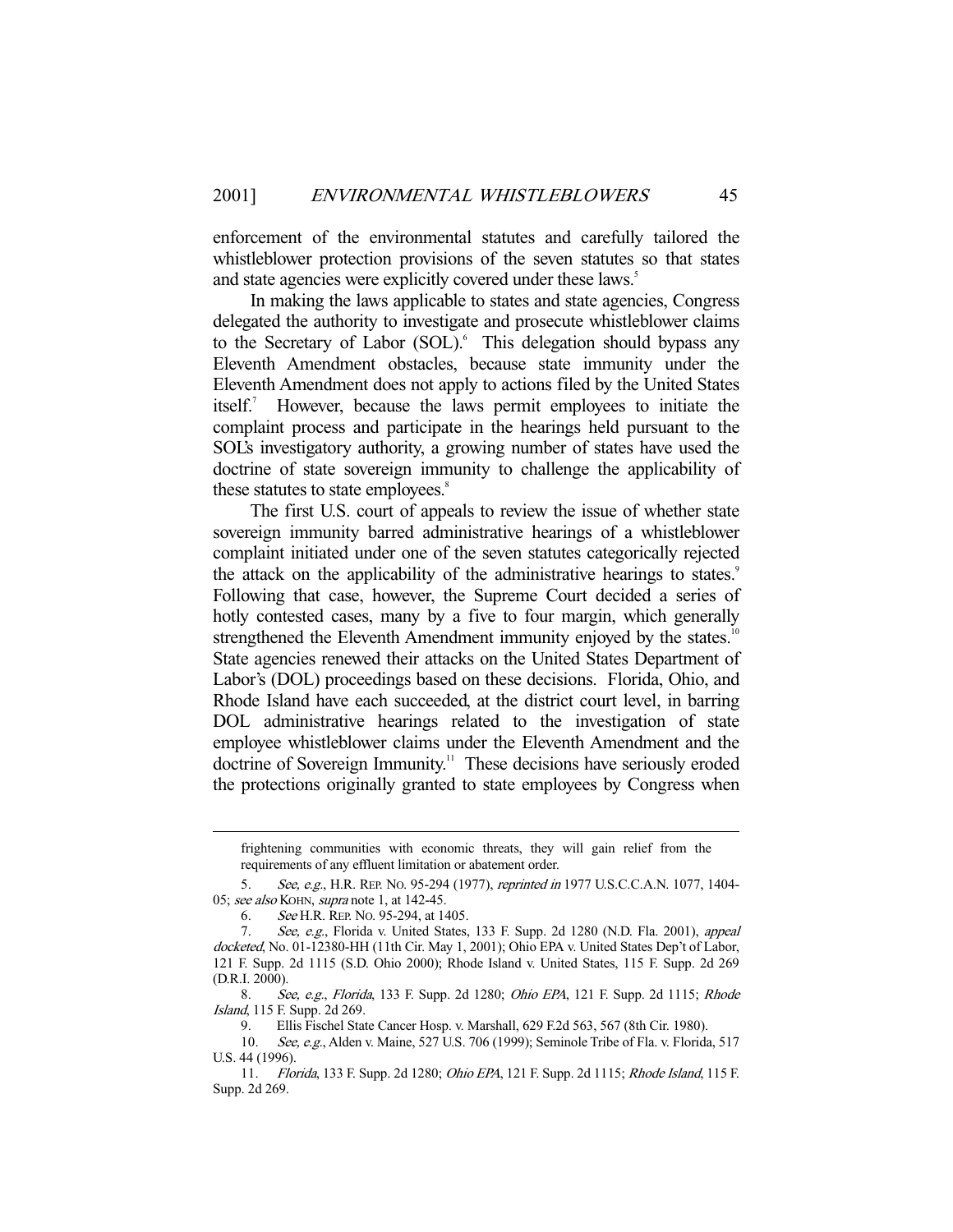enforcement of the environmental statutes and carefully tailored the whistleblower protection provisions of the seven statutes so that states and state agencies were explicitly covered under these laws.[5]

In making the laws applicable to states and state agencies, Congress delegated the authority to investigate and prosecute whistleblower claims to the Secretary of Labor (SOL).[6] This delegation should bypass any Eleventh Amendment obstacles, because state immunity under the Eleventh Amendment does not apply to actions filed by the United States itself.[7] However, because the laws permit employees to initiate the complaint process and participate in the hearings held pursuant to the SOL's investigatory authority, a growing number of states have used the doctrine of state sovereign immunity to challenge the applicability of these statutes to state employees.[8]

The first U.S. court of appeals to review the issue of whether state sovereign immunity barred administrative hearings of a whistleblower complaint initiated under one of the seven statutes categorically rejected the attack on the applicability of the administrative hearings to states.[9] Following that case, however, the Supreme Court decided a series of hotly contested cases, many by a five to four margin, which generally strengthened the Eleventh Amendment immunity enjoyed by the states.[10] State agencies renewed their attacks on the United States Department of Labor's (DOL) proceedings based on these decisions. Florida, Ohio, and Rhode Island have each succeeded, at the district court level, in barring DOL administrative hearings related to the investigation of state employee whistleblower claims under the Eleventh Amendment and the doctrine of Sovereign Immunity.[11] These decisions have seriously eroded the protections originally granted to state employees by Congress when

---

frightening communities with economic threats, they will gain relief from the requirements of any effluent limitation or abatement order.

5. *See, e.g.*, H.R. REP. NO. 95-294 (1977), *reprinted in* 1977 U.S.C.C.A.N. 1077, 1404-05; *see also* KOHN, *supra* note 1, at 142-45.

6. *See* H.R. REP. NO. 95-294, at 1405.

7. *See, e.g.*, Florida v. United States, 133 F. Supp. 2d 1280 (N.D. Fla. 2001), *appeal docketed*, No. 01-12380-HH (11th Cir. May 1, 2001); Ohio EPA v. United States Dep't of Labor, 121 F. Supp. 2d 1115 (S.D. Ohio 2000); Rhode Island v. United States, 115 F. Supp. 2d 269 (D.R.I. 2000).

8. *See, e.g.*, *Florida*, 133 F. Supp. 2d 1280; *Ohio EPA*, 121 F. Supp. 2d 1115; *Rhode Island*, 115 F. Supp. 2d 269.

9. Ellis Fischel State Cancer Hosp. v. Marshall, 629 F.2d 563, 567 (8th Cir. 1980).

10. *See, e.g.*, Alden v. Maine, 527 U.S. 706 (1999); Seminole Tribe of Fla. v. Florida, 517 U.S. 44 (1996).

11. *Florida*, 133 F. Supp. 2d 1280; *Ohio EPA*, 121 F. Supp. 2d 1115; *Rhode Island*, 115 F. Supp. 2d 269.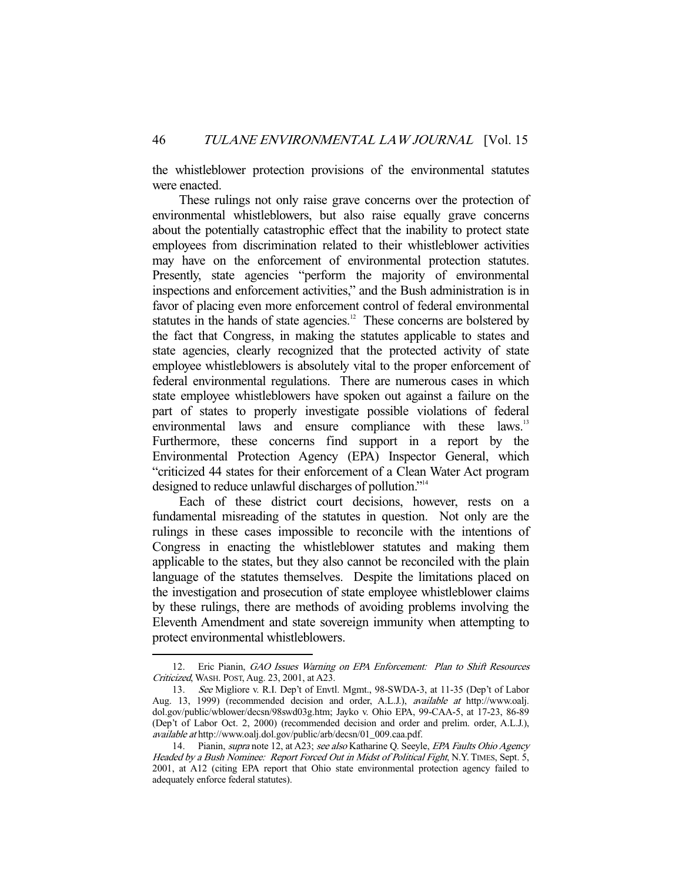the whistleblower protection provisions of the environmental statutes were enacted.

These rulings not only raise grave concerns over the protection of environmental whistleblowers, but also raise equally grave concerns about the potentially catastrophic effect that the inability to protect state employees from discrimination related to their whistleblower activities may have on the enforcement of environmental protection statutes. Presently, state agencies "perform the majority of environmental inspections and enforcement activities," and the Bush administration is in favor of placing even more enforcement control of federal environmental statutes in the hands of state agencies.[12] These concerns are bolstered by the fact that Congress, in making the statutes applicable to states and state agencies, clearly recognized that the protected activity of state employee whistleblowers is absolutely vital to the proper enforcement of federal environmental regulations. There are numerous cases in which state employee whistleblowers have spoken out against a failure on the part of states to properly investigate possible violations of federal environmental laws and ensure compliance with these laws.[13] Furthermore, these concerns find support in a report by the Environmental Protection Agency (EPA) Inspector General, which "criticized 44 states for their enforcement of a Clean Water Act program designed to reduce unlawful discharges of pollution."[14]

Each of these district court decisions, however, rests on a fundamental misreading of the statutes in question. Not only are the rulings in these cases impossible to reconcile with the intentions of Congress in enacting the whistleblower statutes and making them applicable to the states, but they also cannot be reconciled with the plain language of the statutes themselves. Despite the limitations placed on the investigation and prosecution of state employee whistleblower claims by these rulings, there are methods of avoiding problems involving the Eleventh Amendment and state sovereign immunity when attempting to protect environmental whistleblowers.

---

12. Eric Pianin, *GAO Issues Warning on EPA Enforcement: Plan to Shift Resources Criticized*, WASH. POST, Aug. 23, 2001, at A23.

13. *See* Migliore v. R.I. Dep't of Envtl. Mgmt., 98-SWDA-3, at 11-35 (Dep't of Labor Aug. 13, 1999) (recommended decision and order, A.L.J.), *available at* http://www.oalj.dol.gov/public/wblower/decsn/98swd03g.htm; Jayko v. Ohio EPA, 99-CAA-5, at 17-23, 86-89 (Dep't of Labor Oct. 2, 2000) (recommended decision and order and prelim. order, A.L.J.), *available at* http://www.oalj.dol.gov/public/arb/decsn/01_009.caa.pdf.

14. Pianin, *supra* note 12, at A23; *see also* Katharine Q. Seeyle, *EPA Faults Ohio Agency Headed by a Bush Nominee: Report Forced Out in Midst of Political Fight*, N.Y. TIMES, Sept. 5, 2001, at A12 (citing EPA report that Ohio state environmental protection agency failed to adequately enforce federal statutes).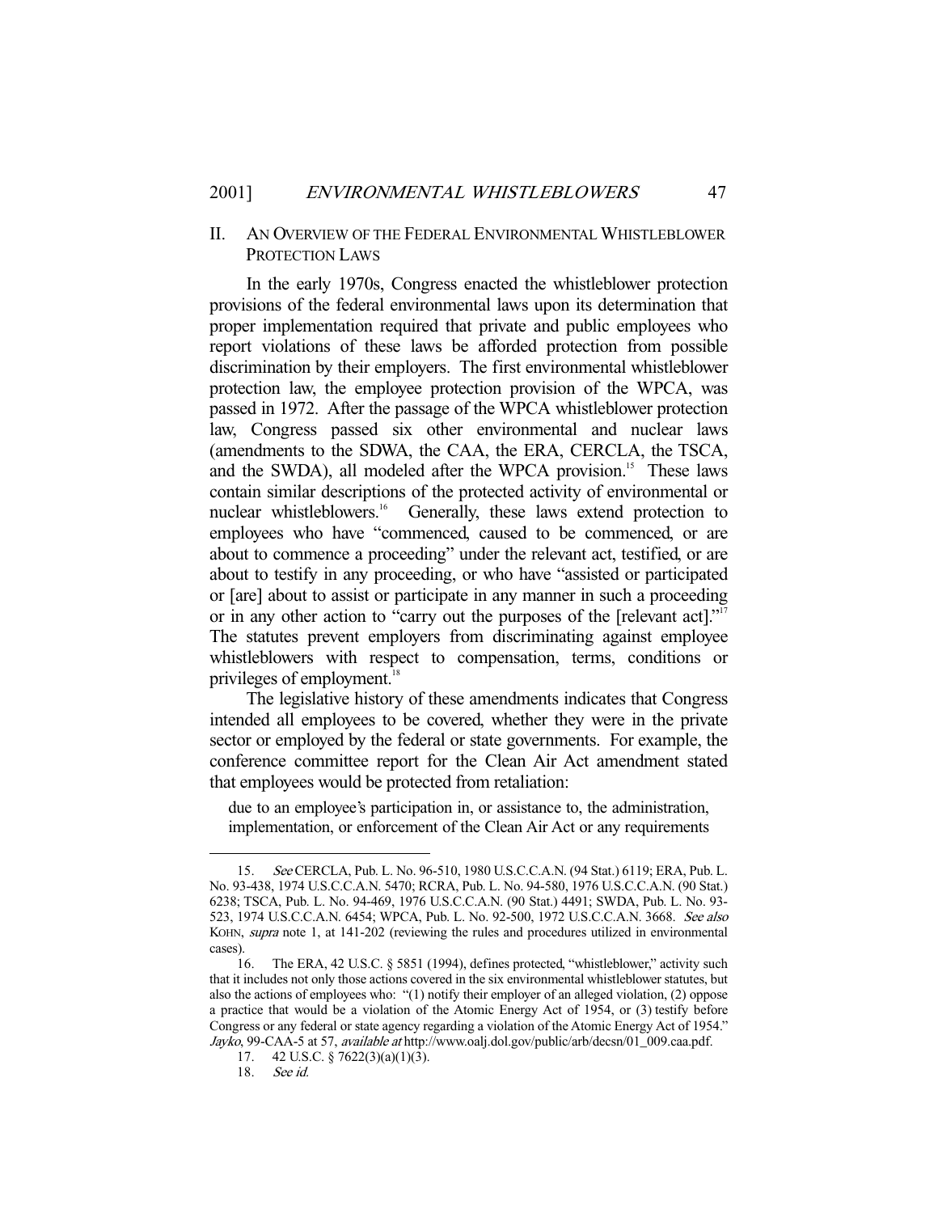## II. AN OVERVIEW OF THE FEDERAL ENVIRONMENTAL WHISTLEBLOWER PROTECTION LAWS

In the early 1970s, Congress enacted the whistleblower protection provisions of the federal environmental laws upon its determination that proper implementation required that private and public employees who report violations of these laws be afforded protection from possible discrimination by their employers. The first environmental whistleblower protection law, the employee protection provision of the WPCA, was passed in 1972. After the passage of the WPCA whistleblower protection law, Congress passed six other environmental and nuclear laws (amendments to the SDWA, the CAA, the ERA, CERCLA, the TSCA, and the SWDA), all modeled after the WPCA provision.[15] These laws contain similar descriptions of the protected activity of environmental or nuclear whistleblowers.[16] Generally, these laws extend protection to employees who have "commenced, caused to be commenced, or are about to commence a proceeding" under the relevant act, testified, or are about to testify in any proceeding, or who have "assisted or participated or [are] about to assist or participate in any manner in such a proceeding or in any other action to "carry out the purposes of the [relevant act]."[17] The statutes prevent employers from discriminating against employee whistleblowers with respect to compensation, terms, conditions or privileges of employment.[18]

The legislative history of these amendments indicates that Congress intended all employees to be covered, whether they were in the private sector or employed by the federal or state governments. For example, the conference committee report for the Clean Air Act amendment stated that employees would be protected from retaliation:

> due to an employee's participation in, or assistance to, the administration, implementation, or enforcement of the Clean Air Act or any requirements

---

15. *See* CERCLA, Pub. L. No. 96-510, 1980 U.S.C.C.A.N. (94 Stat.) 6119; ERA, Pub. L. No. 93-438, 1974 U.S.C.C.A.N. 5470; RCRA, Pub. L. No. 94-580, 1976 U.S.C.C.A.N. (90 Stat.) 6238; TSCA, Pub. L. No. 94-469, 1976 U.S.C.C.A.N. (90 Stat.) 4491; SWDA, Pub. L. No. 93-523, 1974 U.S.C.C.A.N. 6454; WPCA, Pub. L. No. 92-500, 1972 U.S.C.C.A.N. 3668. *See also* KOHN, *supra* note 1, at 141-202 (reviewing the rules and procedures utilized in environmental cases).

16. The ERA, 42 U.S.C. § 5851 (1994), defines protected, "whistleblower," activity such that it includes not only those actions covered in the six environmental whistleblower statutes, but also the actions of employees who: "(1) notify their employer of an alleged violation, (2) oppose a practice that would be a violation of the Atomic Energy Act of 1954, or (3) testify before Congress or any federal or state agency regarding a violation of the Atomic Energy Act of 1954." *Jayko*, 99-CAA-5 at 57, *available at* http://www.oalj.dol.gov/public/arb/decsn/01_009.caa.pdf.

17. 42 U.S.C. § 7622(3)(a)(1)(3).

18. *See id.*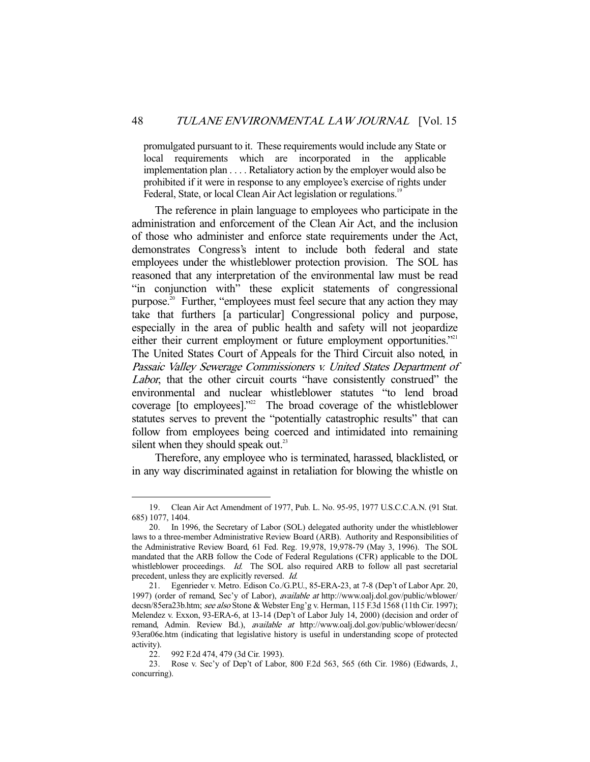> promulgated pursuant to it. These requirements would include any State or local requirements which are incorporated in the applicable implementation plan . . . . Retaliatory action by the employer would also be prohibited if it were in response to any employee's exercise of rights under Federal, State, or local Clean Air Act legislation or regulations.[19]

The reference in plain language to employees who participate in the administration and enforcement of the Clean Air Act, and the inclusion of those who administer and enforce state requirements under the Act, demonstrates Congress's intent to include both federal and state employees under the whistleblower protection provision. The SOL has reasoned that any interpretation of the environmental law must be read "in conjunction with" these explicit statements of congressional purpose.[20] Further, "employees must feel secure that any action they may take that furthers [a particular] Congressional policy and purpose, especially in the area of public health and safety will not jeopardize either their current employment or future employment opportunities."[21] The United States Court of Appeals for the Third Circuit also noted, in *Passaic Valley Sewerage Commissioners v. United States Department of Labor*, that the other circuit courts "have consistently construed" the environmental and nuclear whistleblower statutes "to lend broad coverage [to employees]."[22] The broad coverage of the whistleblower statutes serves to prevent the "potentially catastrophic results" that can follow from employees being coerced and intimidated into remaining silent when they should speak out.[23]

Therefore, any employee who is terminated, harassed, blacklisted, or in any way discriminated against in retaliation for blowing the whistle on

---

19. Clean Air Act Amendment of 1977, Pub. L. No. 95-95, 1977 U.S.C.C.A.N. (91 Stat. 685) 1077, 1404.

20. In 1996, the Secretary of Labor (SOL) delegated authority under the whistleblower laws to a three-member Administrative Review Board (ARB). Authority and Responsibilities of the Administrative Review Board, 61 Fed. Reg. 19,978, 19,978-79 (May 3, 1996). The SOL mandated that the ARB follow the Code of Federal Regulations (CFR) applicable to the DOL whistleblower proceedings. *Id.* The SOL also required ARB to follow all past secretarial precedent, unless they are explicitly reversed. *Id.*

21. Egenrieder v. Metro. Edison Co./G.P.U., 85-ERA-23, at 7-8 (Dep't of Labor Apr. 20, 1997) (order of remand, Sec'y of Labor), *available at* http://www.oalj.dol.gov/public/wblower/decsn/85era23b.htm; *see also* Stone & Webster Eng'g v. Herman, 115 F.3d 1568 (11th Cir. 1997); Melendez v. Exxon, 93-ERA-6, at 13-14 (Dep't of Labor July 14, 2000) (decision and order of remand, Admin. Review Bd.), *available at* http://www.oalj.dol.gov/public/wblower/decsn/93era06e.htm (indicating that legislative history is useful in understanding scope of protected activity).

22. 992 F.2d 474, 479 (3d Cir. 1993).

23. Rose v. Sec'y of Dep't of Labor, 800 F.2d 563, 565 (6th Cir. 1986) (Edwards, J., concurring).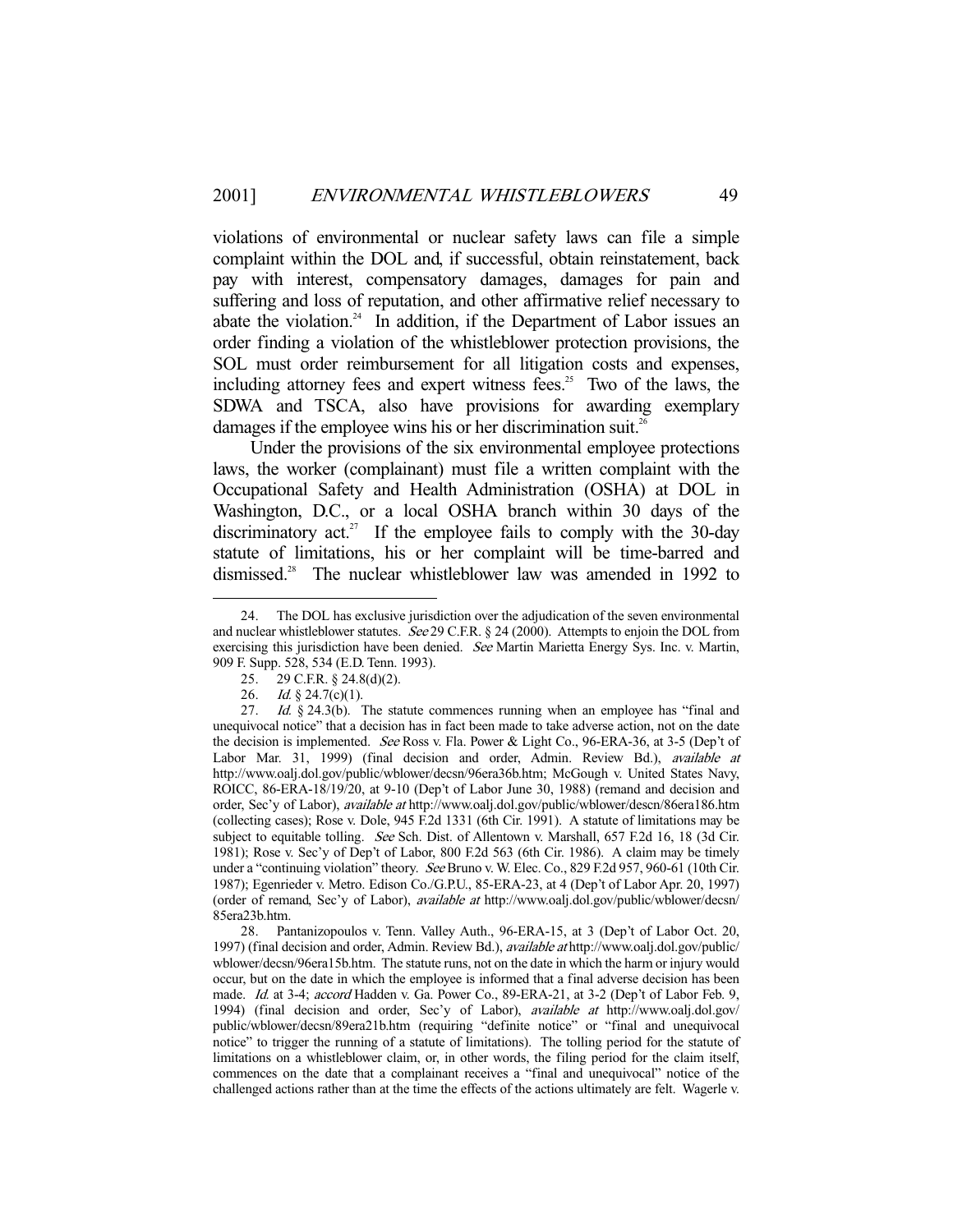violations of environmental or nuclear safety laws can file a simple complaint within the DOL and, if successful, obtain reinstatement, back pay with interest, compensatory damages, damages for pain and suffering and loss of reputation, and other affirmative relief necessary to abate the violation.[24] In addition, if the Department of Labor issues an order finding a violation of the whistleblower protection provisions, the SOL must order reimbursement for all litigation costs and expenses, including attorney fees and expert witness fees.[25] Two of the laws, the SDWA and TSCA, also have provisions for awarding exemplary damages if the employee wins his or her discrimination suit.[26]

Under the provisions of the six environmental employee protections laws, the worker (complainant) must file a written complaint with the Occupational Safety and Health Administration (OSHA) at DOL in Washington, D.C., or a local OSHA branch within 30 days of the discriminatory act.[27] If the employee fails to comply with the 30-day statute of limitations, his or her complaint will be time-barred and dismissed.[28] The nuclear whistleblower law was amended in 1992 to

---

24. The DOL has exclusive jurisdiction over the adjudication of the seven environmental and nuclear whistleblower statutes. *See* 29 C.F.R. § 24 (2000). Attempts to enjoin the DOL from exercising this jurisdiction have been denied. *See* Martin Marietta Energy Sys. Inc. v. Martin, 909 F. Supp. 528, 534 (E.D. Tenn. 1993).

25. 29 C.F.R. § 24.8(d)(2).

26. *Id.* § 24.7(c)(1).

27. *Id.* § 24.3(b). The statute commences running when an employee has "final and unequivocal notice" that a decision has in fact been made to take adverse action, not on the date the decision is implemented. *See* Ross v. Fla. Power & Light Co., 96-ERA-36, at 3-5 (Dep't of Labor Mar. 31, 1999) (final decision and order, Admin. Review Bd.), *available at* http://www.oalj.dol.gov/public/wblower/decsn/96era36b.htm; McGough v. United States Navy, ROICC, 86-ERA-18/19/20, at 9-10 (Dep't of Labor June 30, 1988) (remand and decision and order, Sec'y of Labor), *available at* http://www.oalj.dol.gov/public/wblower/descn/86era186.htm (collecting cases); Rose v. Dole, 945 F.2d 1331 (6th Cir. 1991). A statute of limitations may be subject to equitable tolling. *See* Sch. Dist. of Allentown v. Marshall, 657 F.2d 16, 18 (3d Cir. 1981); Rose v. Sec'y of Dep't of Labor, 800 F.2d 563 (6th Cir. 1986). A claim may be timely under a "continuing violation" theory. *See* Bruno v. W. Elec. Co., 829 F.2d 957, 960-61 (10th Cir. 1987); Egenrieder v. Metro. Edison Co./G.P.U., 85-ERA-23, at 4 (Dep't of Labor Apr. 20, 1997) (order of remand, Sec'y of Labor), *available at* http://www.oalj.dol.gov/public/wblower/decsn/85era23b.htm.

28. Pantanizopoulos v. Tenn. Valley Auth., 96-ERA-15, at 3 (Dep't of Labor Oct. 20, 1997) (final decision and order, Admin. Review Bd.), *available at* http://www.oalj.dol.gov/public/wblower/decsn/96era15b.htm. The statute runs, not on the date in which the harm or injury would occur, but on the date in which the employee is informed that a final adverse decision has been made. *Id.* at 3-4; *accord* Hadden v. Ga. Power Co., 89-ERA-21, at 3-2 (Dep't of Labor Feb. 9, 1994) (final decision and order, Sec'y of Labor), *available at* http://www.oalj.dol.gov/public/wblower/decsn/89era21b.htm (requiring "definite notice" or "final and unequivocal notice" to trigger the running of a statute of limitations). The tolling period for the statute of limitations on a whistleblower claim, or, in other words, the filing period for the claim itself, commences on the date that a complainant receives a "final and unequivocal" notice of the challenged actions rather than at the time the effects of the actions ultimately are felt. Wagerle v.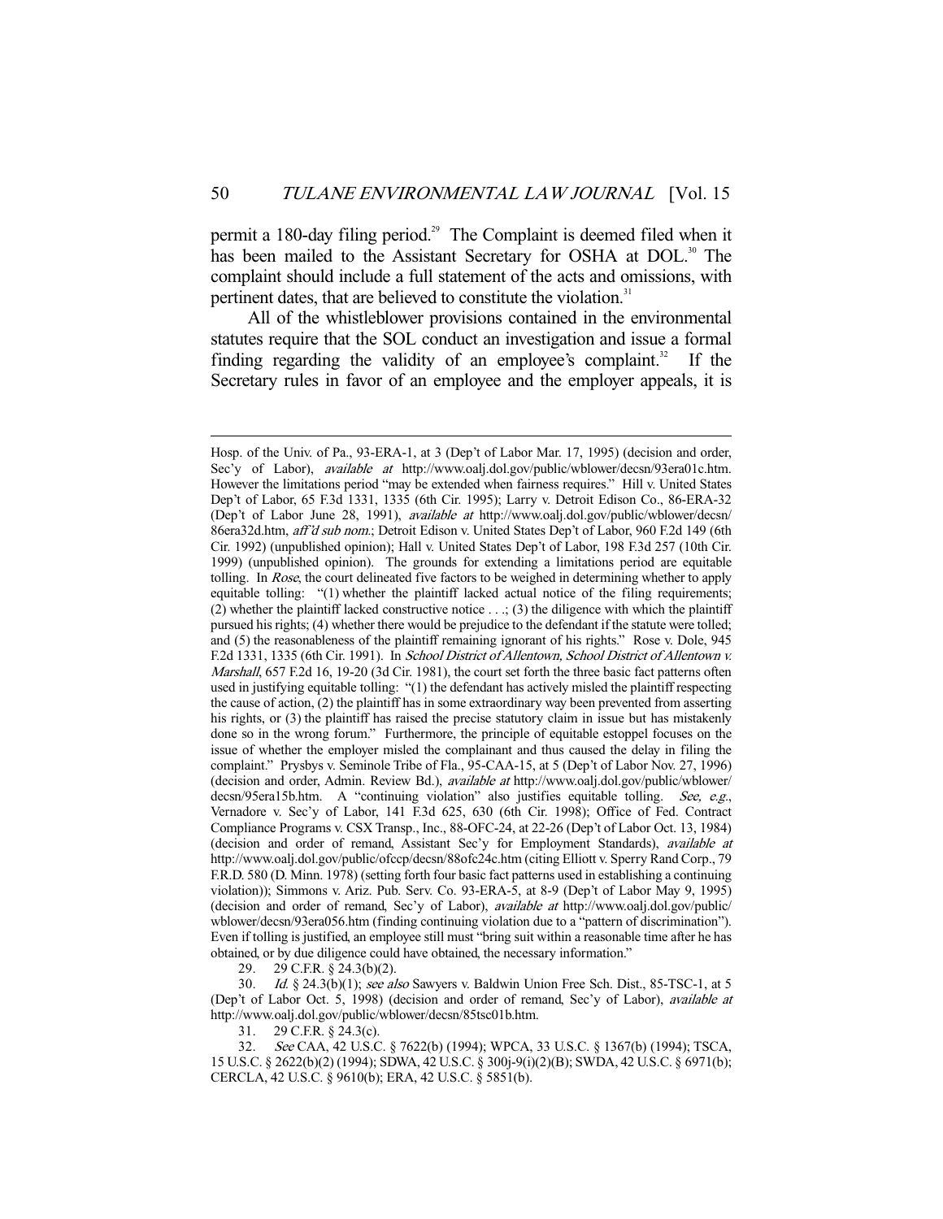permit a 180-day filing period.[29] The Complaint is deemed filed when it has been mailed to the Assistant Secretary for OSHA at DOL.[30] The complaint should include a full statement of the acts and omissions, with pertinent dates, that are believed to constitute the violation.[31]

All of the whistleblower provisions contained in the environmental statutes require that the SOL conduct an investigation and issue a formal finding regarding the validity of an employee's complaint.[32] If the Secretary rules in favor of an employee and the employer appeals, it is

---

Hosp. of the Univ. of Pa., 93-ERA-1, at 3 (Dep't of Labor Mar. 17, 1995) (decision and order, Sec'y of Labor), *available at* http://www.oalj.dol.gov/public/wblower/decsn/93era01c.htm. However the limitations period "may be extended when fairness requires." Hill v. United States Dep't of Labor, 65 F.3d 1331, 1335 (6th Cir. 1995); Larry v. Detroit Edison Co., 86-ERA-32 (Dep't of Labor June 28, 1991), *available at* http://www.oalj.dol.gov/public/wblower/decsn/86era32d.htm, *aff'd sub nom.*; Detroit Edison v. United States Dep't of Labor, 960 F.2d 149 (6th Cir. 1992) (unpublished opinion); Hall v. United States Dep't of Labor, 198 F.3d 257 (10th Cir. 1999) (unpublished opinion). The grounds for extending a limitations period are equitable tolling. In *Rose*, the court delineated five factors to be weighed in determining whether to apply equitable tolling: "(1) whether the plaintiff lacked actual notice of the filing requirements; (2) whether the plaintiff lacked constructive notice . . .; (3) the diligence with which the plaintiff pursued his rights; (4) whether there would be prejudice to the defendant if the statute were tolled; and (5) the reasonableness of the plaintiff remaining ignorant of his rights." Rose v. Dole, 945 F.2d 1331, 1335 (6th Cir. 1991). In *School District of Allentown, School District of Allentown v. Marshall*, 657 F.2d 16, 19-20 (3d Cir. 1981), the court set forth the three basic fact patterns often used in justifying equitable tolling: "(1) the defendant has actively misled the plaintiff respecting the cause of action, (2) the plaintiff has in some extraordinary way been prevented from asserting his rights, or (3) the plaintiff has raised the precise statutory claim in issue but has mistakenly done so in the wrong forum." Furthermore, the principle of equitable estoppel focuses on the issue of whether the employer misled the complainant and thus caused the delay in filing the complaint." Prysbys v. Seminole Tribe of Fla., 95-CAA-15, at 5 (Dep't of Labor Nov. 27, 1996) (decision and order, Admin. Review Bd.), *available at* http://www.oalj.dol.gov/public/wblower/decsn/95era15b.htm. A "continuing violation" also justifies equitable tolling. *See, e.g.*, Vernadore v. Sec'y of Labor, 141 F.3d 625, 630 (6th Cir. 1998); Office of Fed. Contract Compliance Programs v. CSX Transp., Inc., 88-OFC-24, at 22-26 (Dep't of Labor Oct. 13, 1984) (decision and order of remand, Assistant Sec'y for Employment Standards), *available at* http://www.oalj.dol.gov/public/ofccp/decsn/88ofc24c.htm (citing Elliott v. Sperry Rand Corp., 79 F.R.D. 580 (D. Minn. 1978) (setting forth four basic fact patterns used in establishing a continuing violation)); Simmons v. Ariz. Pub. Serv. Co. 93-ERA-5, at 8-9 (Dep't of Labor May 9, 1995) (decision and order of remand, Sec'y of Labor), *available at* http://www.oalj.dol.gov/public/wblower/decsn/93era056.htm (finding continuing violation due to a "pattern of discrimination"). Even if tolling is justified, an employee still must "bring suit within a reasonable time after he has obtained, or by due diligence could have obtained, the necessary information."

29. 29 C.F.R. § 24.3(b)(2).

30. *Id.* § 24.3(b)(1); *see also* Sawyers v. Baldwin Union Free Sch. Dist., 85-TSC-1, at 5 (Dep't of Labor Oct. 5, 1998) (decision and order of remand, Sec'y of Labor), *available at* http://www.oalj.dol.gov/public/wblower/decsn/85tsc01b.htm.

31. 29 C.F.R. § 24.3(c).

32. *See* CAA, 42 U.S.C. § 7622(b) (1994); WPCA, 33 U.S.C. § 1367(b) (1994); TSCA, 15 U.S.C. § 2622(b)(2) (1994); SDWA, 42 U.S.C. § 300j-9(i)(2)(B); SWDA, 42 U.S.C. § 6971(b); CERCLA, 42 U.S.C. § 9610(b); ERA, 42 U.S.C. § 5851(b).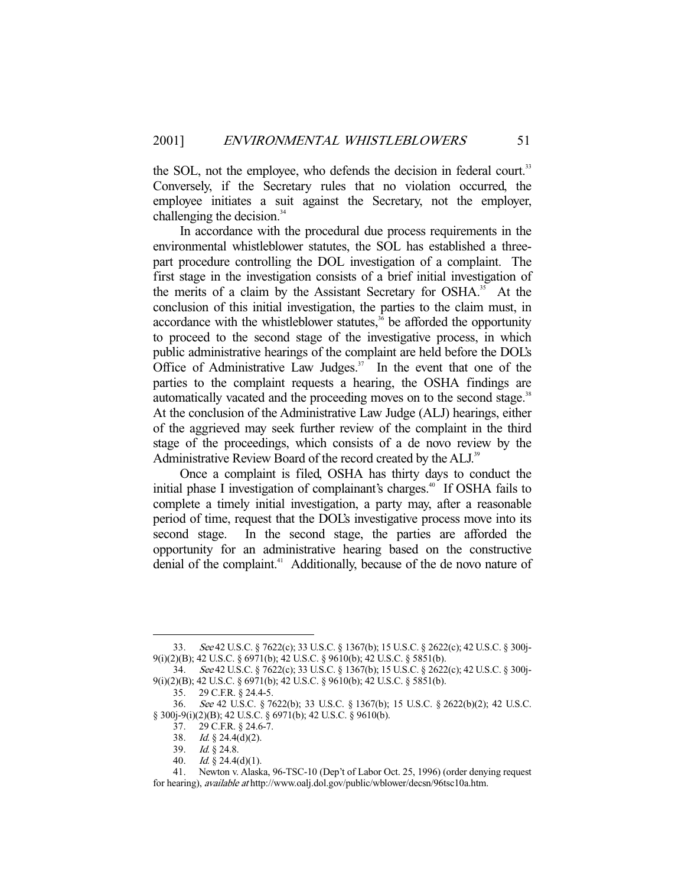the SOL, not the employee, who defends the decision in federal court.[33] Conversely, if the Secretary rules that no violation occurred, the employee initiates a suit against the Secretary, not the employer, challenging the decision.[34]

In accordance with the procedural due process requirements in the environmental whistleblower statutes, the SOL has established a three-part procedure controlling the DOL investigation of a complaint. The first stage in the investigation consists of a brief initial investigation of the merits of a claim by the Assistant Secretary for OSHA.[35] At the conclusion of this initial investigation, the parties to the claim must, in accordance with the whistleblower statutes,[36] be afforded the opportunity to proceed to the second stage of the investigative process, in which public administrative hearings of the complaint are held before the DOL's Office of Administrative Law Judges.[37] In the event that one of the parties to the complaint requests a hearing, the OSHA findings are automatically vacated and the proceeding moves on to the second stage.[38] At the conclusion of the Administrative Law Judge (ALJ) hearings, either of the aggrieved may seek further review of the complaint in the third stage of the proceedings, which consists of a de novo review by the Administrative Review Board of the record created by the ALJ.[39]

Once a complaint is filed, OSHA has thirty days to conduct the initial phase I investigation of complainant's charges.[40] If OSHA fails to complete a timely initial investigation, a party may, after a reasonable period of time, request that the DOL's investigative process move into its second stage. In the second stage, the parties are afforded the opportunity for an administrative hearing based on the constructive denial of the complaint.[41] Additionally, because of the de novo nature of

---

33. *See* 42 U.S.C. § 7622(c); 33 U.S.C. § 1367(b); 15 U.S.C. § 2622(c); 42 U.S.C. § 300j-9(i)(2)(B); 42 U.S.C. § 6971(b); 42 U.S.C. § 9610(b); 42 U.S.C. § 5851(b).

34. *See* 42 U.S.C. § 7622(c); 33 U.S.C. § 1367(b); 15 U.S.C. § 2622(c); 42 U.S.C. § 300j-9(i)(2)(B); 42 U.S.C. § 6971(b); 42 U.S.C. § 9610(b); 42 U.S.C. § 5851(b).

35. 29 C.F.R. § 24.4-5.

36. *See* 42 U.S.C. § 7622(b); 33 U.S.C. § 1367(b); 15 U.S.C. § 2622(b)(2); 42 U.S.C. § 300j-9(i)(2)(B); 42 U.S.C. § 6971(b); 42 U.S.C. § 9610(b).

37. 29 C.F.R. § 24.6-7.

38. *Id.* § 24.4(d)(2).

39. *Id.* § 24.8.

40. *Id.* § 24.4(d)(1).

41. Newton v. Alaska, 96-TSC-10 (Dep't of Labor Oct. 25, 1996) (order denying request for hearing), *available at* http://www.oalj.dol.gov/public/wblower/decsn/96tsc10a.htm.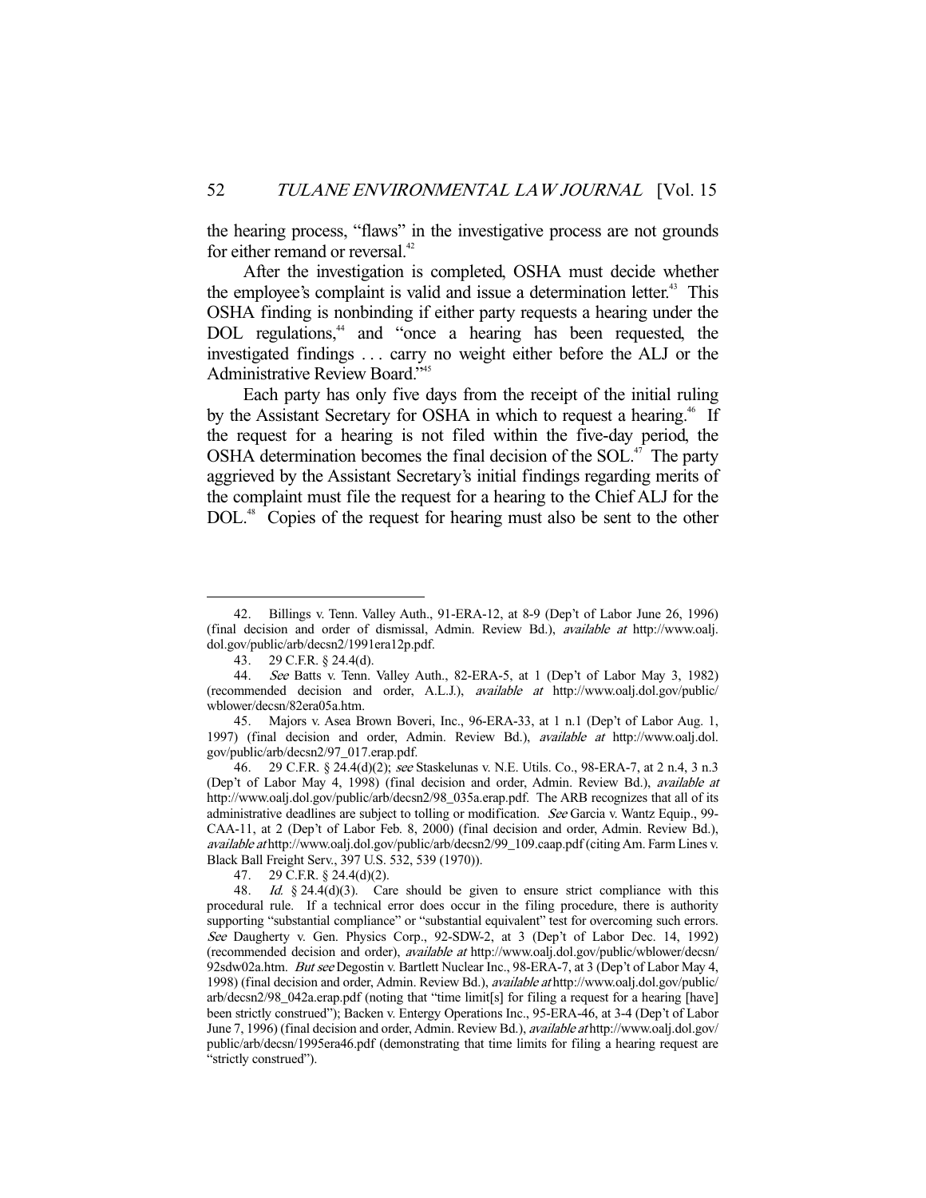the hearing process, "flaws" in the investigative process are not grounds for either remand or reversal.[42]

After the investigation is completed, OSHA must decide whether the employee's complaint is valid and issue a determination letter.[43] This OSHA finding is nonbinding if either party requests a hearing under the DOL regulations,[44] and "once a hearing has been requested, the investigated findings . . . carry no weight either before the ALJ or the Administrative Review Board."[45]

Each party has only five days from the receipt of the initial ruling by the Assistant Secretary for OSHA in which to request a hearing.[46] If the request for a hearing is not filed within the five-day period, the OSHA determination becomes the final decision of the SOL.[47] The party aggrieved by the Assistant Secretary's initial findings regarding merits of the complaint must file the request for a hearing to the Chief ALJ for the DOL.[48] Copies of the request for hearing must also be sent to the other

---

42. Billings v. Tenn. Valley Auth., 91-ERA-12, at 8-9 (Dep't of Labor June 26, 1996) (final decision and order of dismissal, Admin. Review Bd.), *available at* http://www.oalj.dol.gov/public/arb/decsn2/1991era12p.pdf.

43. 29 C.F.R. § 24.4(d).

44. *See* Batts v. Tenn. Valley Auth., 82-ERA-5, at 1 (Dep't of Labor May 3, 1982) (recommended decision and order, A.L.J.), *available at* http://www.oalj.dol.gov/public/wblower/decsn/82era05a.htm.

45. Majors v. Asea Brown Boveri, Inc., 96-ERA-33, at 1 n.1 (Dep't of Labor Aug. 1, 1997) (final decision and order, Admin. Review Bd.), *available at* http://www.oalj.dol.gov/public/arb/decsn2/97_017.erap.pdf.

46. 29 C.F.R. § 24.4(d)(2); *see* Staskelunas v. N.E. Utils. Co., 98-ERA-7, at 2 n.4, 3 n.3 (Dep't of Labor May 4, 1998) (final decision and order, Admin. Review Bd.), *available at* http://www.oalj.dol.gov/public/arb/decsn2/98_035a.erap.pdf. The ARB recognizes that all of its administrative deadlines are subject to tolling or modification. *See* Garcia v. Wantz Equip., 99-CAA-11, at 2 (Dep't of Labor Feb. 8, 2000) (final decision and order, Admin. Review Bd.), *available at* http://www.oalj.dol.gov/public/arb/decsn2/99_109.caap.pdf (citing Am. Farm Lines v. Black Ball Freight Serv., 397 U.S. 532, 539 (1970)).

47. 29 C.F.R. § 24.4(d)(2).

48. *Id.* § 24.4(d)(3). Care should be given to ensure strict compliance with this procedural rule. If a technical error does occur in the filing procedure, there is authority supporting "substantial compliance" or "substantial equivalent" test for overcoming such errors. *See* Daugherty v. Gen. Physics Corp., 92-SDW-2, at 3 (Dep't of Labor Dec. 14, 1992) (recommended decision and order), *available at* http://www.oalj.dol.gov/public/wblower/decsn/92sdw02a.htm. *But see* Degostin v. Bartlett Nuclear Inc., 98-ERA-7, at 3 (Dep't of Labor May 4, 1998) (final decision and order, Admin. Review Bd.), *available at* http://www.oalj.dol.gov/public/arb/decsn2/98_042a.erap.pdf (noting that "time limit[s] for filing a request for a hearing [have] been strictly construed"); Backen v. Entergy Operations Inc., 95-ERA-46, at 3-4 (Dep't of Labor June 7, 1996) (final decision and order, Admin. Review Bd.), *available at* http://www.oalj.dol.gov/public/arb/decsn/1995era46.pdf (demonstrating that time limits for filing a hearing request are "strictly construed").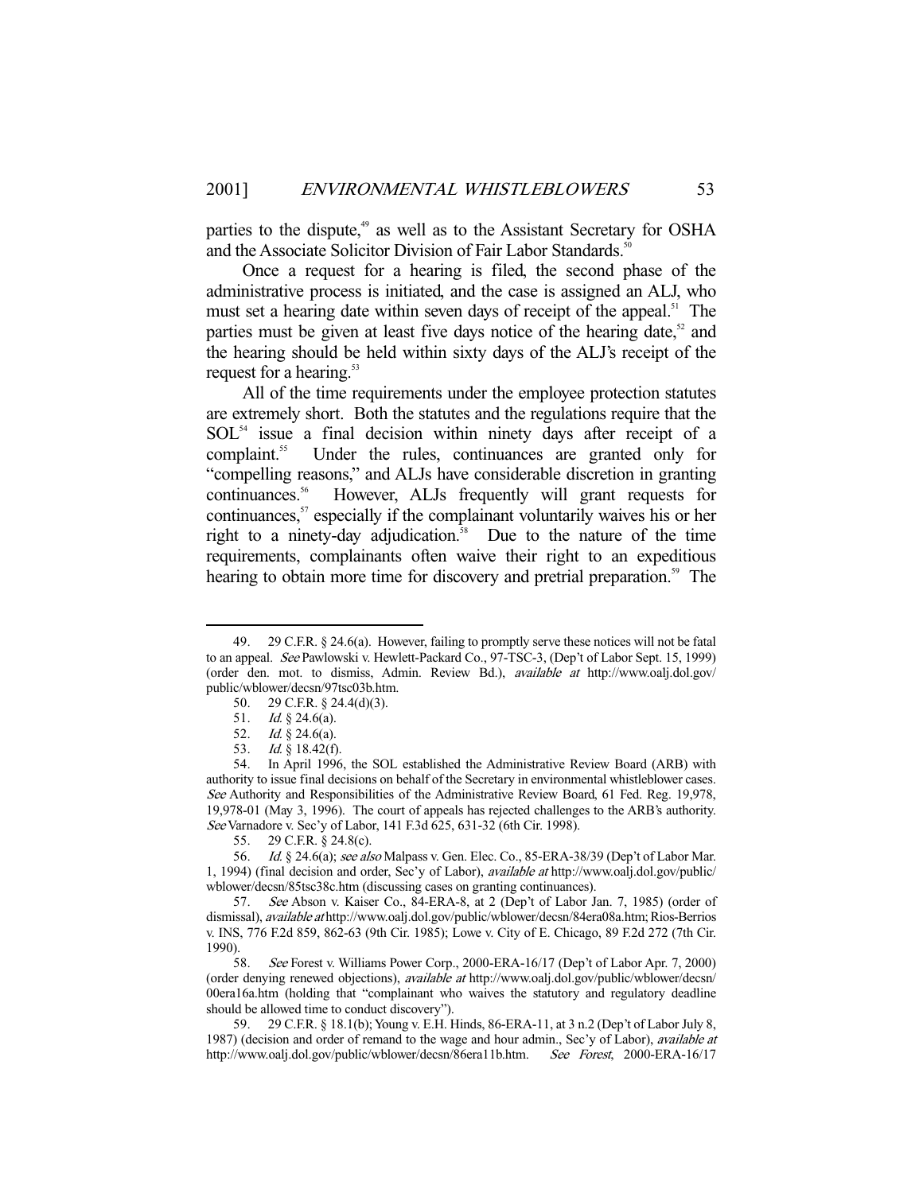parties to the dispute,[49] as well as to the Assistant Secretary for OSHA and the Associate Solicitor Division of Fair Labor Standards.[50]

Once a request for a hearing is filed, the second phase of the administrative process is initiated, and the case is assigned an ALJ, who must set a hearing date within seven days of receipt of the appeal.[51] The parties must be given at least five days notice of the hearing date,[52] and the hearing should be held within sixty days of the ALJ's receipt of the request for a hearing.[53]

All of the time requirements under the employee protection statutes are extremely short. Both the statutes and the regulations require that the SOL[54] issue a final decision within ninety days after receipt of a complaint.[55] Under the rules, continuances are granted only for "compelling reasons," and ALJs have considerable discretion in granting continuances.[56] However, ALJs frequently will grant requests for continuances,[57] especially if the complainant voluntarily waives his or her right to a ninety-day adjudication.[58] Due to the nature of the time requirements, complainants often waive their right to an expeditious hearing to obtain more time for discovery and pretrial preparation.[59] The

---

49. 29 C.F.R. § 24.6(a). However, failing to promptly serve these notices will not be fatal to an appeal. *See* Pawlowski v. Hewlett-Packard Co., 97-TSC-3, (Dep't of Labor Sept. 15, 1999) (order den. mot. to dismiss, Admin. Review Bd.), *available at* http://www.oalj.dol.gov/public/wblower/decsn/97tsc03b.htm.

50. 29 C.F.R. § 24.4(d)(3).

51. *Id.* § 24.6(a).

52. *Id.* § 24.6(a).

53. *Id.* § 18.42(f).

54. In April 1996, the SOL established the Administrative Review Board (ARB) with authority to issue final decisions on behalf of the Secretary in environmental whistleblower cases. *See* Authority and Responsibilities of the Administrative Review Board, 61 Fed. Reg. 19,978, 19,978-01 (May 3, 1996). The court of appeals has rejected challenges to the ARB's authority. *See* Varnadore v. Sec'y of Labor, 141 F.3d 625, 631-32 (6th Cir. 1998).

55. 29 C.F.R. § 24.8(c).

56. *Id.* § 24.6(a); *see also* Malpass v. Gen. Elec. Co., 85-ERA-38/39 (Dep't of Labor Mar. 1, 1994) (final decision and order, Sec'y of Labor), *available at* http://www.oalj.dol.gov/public/wblower/decsn/85tsc38c.htm (discussing cases on granting continuances).

57. *See* Abson v. Kaiser Co., 84-ERA-8, at 2 (Dep't of Labor Jan. 7, 1985) (order of dismissal), *available at* http://www.oalj.dol.gov/public/wblower/decsn/84era08a.htm; Rios-Berrios v. INS, 776 F.2d 859, 862-63 (9th Cir. 1985); Lowe v. City of E. Chicago, 89 F.2d 272 (7th Cir. 1990).

58. *See* Forest v. Williams Power Corp., 2000-ERA-16/17 (Dep't of Labor Apr. 7, 2000) (order denying renewed objections), *available at* http://www.oalj.dol.gov/public/wblower/decsn/00era16a.htm (holding that "complainant who waives the statutory and regulatory deadline should be allowed time to conduct discovery").

59. 29 C.F.R. § 18.1(b); Young v. E.H. Hinds, 86-ERA-11, at 3 n.2 (Dep't of Labor July 8, 1987) (decision and order of remand to the wage and hour admin., Sec'y of Labor), *available at* http://www.oalj.dol.gov/public/wblower/decsn/86era11b.htm. *See Forest*, 2000-ERA-16/17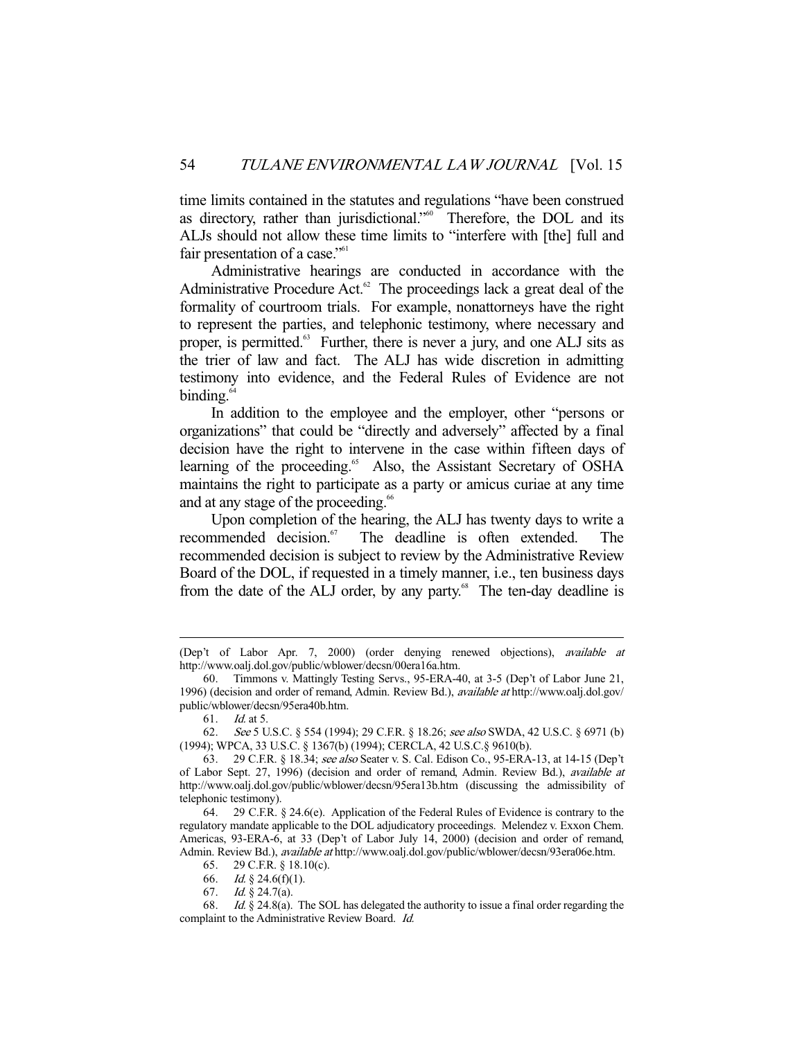time limits contained in the statutes and regulations "have been construed as directory, rather than jurisdictional."[60] Therefore, the DOL and its ALJs should not allow these time limits to "interfere with [the] full and fair presentation of a case."[61]

Administrative hearings are conducted in accordance with the Administrative Procedure Act.[62] The proceedings lack a great deal of the formality of courtroom trials. For example, nonattorneys have the right to represent the parties, and telephonic testimony, where necessary and proper, is permitted.[63] Further, there is never a jury, and one ALJ sits as the trier of law and fact. The ALJ has wide discretion in admitting testimony into evidence, and the Federal Rules of Evidence are not binding.[64]

In addition to the employee and the employer, other "persons or organizations" that could be "directly and adversely" affected by a final decision have the right to intervene in the case within fifteen days of learning of the proceeding.[65] Also, the Assistant Secretary of OSHA maintains the right to participate as a party or amicus curiae at any time and at any stage of the proceeding.[66]

Upon completion of the hearing, the ALJ has twenty days to write a recommended decision.[67] The deadline is often extended. The recommended decision is subject to review by the Administrative Review Board of the DOL, if requested in a timely manner, i.e., ten business days from the date of the ALJ order, by any party.[68] The ten-day deadline is

---

(Dep't of Labor Apr. 7, 2000) (order denying renewed objections), *available at* http://www.oalj.dol.gov/public/wblower/decsn/00era16a.htm.

60. Timmons v. Mattingly Testing Servs., 95-ERA-40, at 3-5 (Dep't of Labor June 21, 1996) (decision and order of remand, Admin. Review Bd.), *available at* http://www.oalj.dol.gov/public/wblower/decsn/95era40b.htm.

61. *Id.* at 5.

62. *See* 5 U.S.C. § 554 (1994); 29 C.F.R. § 18.26; *see also* SWDA, 42 U.S.C. § 6971 (b) (1994); WPCA, 33 U.S.C. § 1367(b) (1994); CERCLA, 42 U.S.C.§ 9610(b).

63. 29 C.F.R. § 18.34; *see also* Seater v. S. Cal. Edison Co., 95-ERA-13, at 14-15 (Dep't of Labor Sept. 27, 1996) (decision and order of remand, Admin. Review Bd.), *available at* http://www.oalj.dol.gov/public/wblower/decsn/95era13b.htm (discussing the admissibility of telephonic testimony).

64. 29 C.F.R. § 24.6(e). Application of the Federal Rules of Evidence is contrary to the regulatory mandate applicable to the DOL adjudicatory proceedings. Melendez v. Exxon Chem. Americas, 93-ERA-6, at 33 (Dep't of Labor July 14, 2000) (decision and order of remand, Admin. Review Bd.), *available at* http://www.oalj.dol.gov/public/wblower/decsn/93era06e.htm.

65. 29 C.F.R. § 18.10(c).

66. *Id.* § 24.6(f)(1).

67. *Id.* § 24.7(a).

68. *Id.* § 24.8(a). The SOL has delegated the authority to issue a final order regarding the complaint to the Administrative Review Board. *Id.*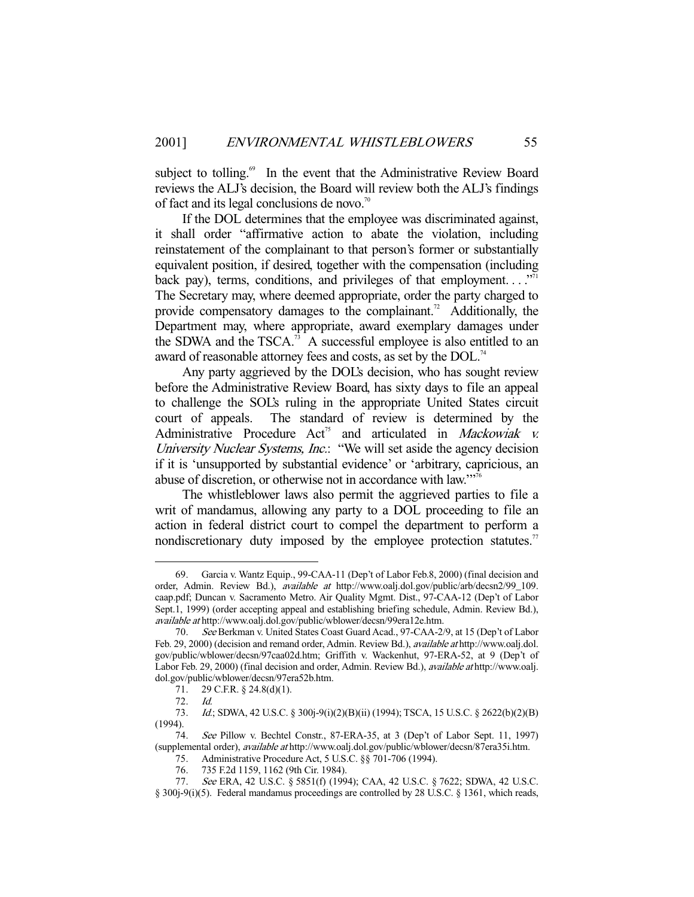subject to tolling.[69] In the event that the Administrative Review Board reviews the ALJ's decision, the Board will review both the ALJ's findings of fact and its legal conclusions de novo.[70]

If the DOL determines that the employee was discriminated against, it shall order "affirmative action to abate the violation, including reinstatement of the complainant to that person's former or substantially equivalent position, if desired, together with the compensation (including back pay), terms, conditions, and privileges of that employment. . . ."[71] The Secretary may, where deemed appropriate, order the party charged to provide compensatory damages to the complainant.[72] Additionally, the Department may, where appropriate, award exemplary damages under the SDWA and the TSCA.[73] A successful employee is also entitled to an award of reasonable attorney fees and costs, as set by the DOL.[74]

Any party aggrieved by the DOL's decision, who has sought review before the Administrative Review Board, has sixty days to file an appeal to challenge the SOL's ruling in the appropriate United States circuit court of appeals. The standard of review is determined by the Administrative Procedure Act[75] and articulated in *Mackowiak v. University Nuclear Systems, Inc.*: "We will set aside the agency decision if it is 'unsupported by substantial evidence' or 'arbitrary, capricious, an abuse of discretion, or otherwise not in accordance with law.'"[76]

The whistleblower laws also permit the aggrieved parties to file a writ of mandamus, allowing any party to a DOL proceeding to file an action in federal district court to compel the department to perform a nondiscretionary duty imposed by the employee protection statutes.[77]

---

69. Garcia v. Wantz Equip., 99-CAA-11 (Dep't of Labor Feb.8, 2000) (final decision and order, Admin. Review Bd.), *available at* http://www.oalj.dol.gov/public/arb/decsn2/99_109.caap.pdf; Duncan v. Sacramento Metro. Air Quality Mgmt. Dist., 97-CAA-12 (Dep't of Labor Sept.1, 1999) (order accepting appeal and establishing briefing schedule, Admin. Review Bd.), *available at* http://www.oalj.dol.gov/public/wblower/decsn/99era12e.htm.

70. *See* Berkman v. United States Coast Guard Acad., 97-CAA-2/9, at 15 (Dep't of Labor Feb. 29, 2000) (decision and remand order, Admin. Review Bd.), *available at* http://www.oalj.dol.gov/public/wblower/decsn/97caa02d.htm; Griffith v. Wackenhut, 97-ERA-52, at 9 (Dep't of Labor Feb. 29, 2000) (final decision and order, Admin. Review Bd.), *available at* http://www.oalj.dol.gov/public/wblower/decsn/97era52b.htm.

71. 29 C.F.R. § 24.8(d)(1).

72. *Id.*

73. *Id.*; SDWA, 42 U.S.C. § 300j-9(i)(2)(B)(ii) (1994); TSCA, 15 U.S.C. § 2622(b)(2)(B) (1994).

74. *See* Pillow v. Bechtel Constr., 87-ERA-35, at 3 (Dep't of Labor Sept. 11, 1997) (supplemental order), *available at* http://www.oalj.dol.gov/public/wblower/decsn/87era35i.htm.

75. Administrative Procedure Act, 5 U.S.C. §§ 701-706 (1994).

76. 735 F.2d 1159, 1162 (9th Cir. 1984).

77. *See* ERA, 42 U.S.C. § 5851(f) (1994); CAA, 42 U.S.C. § 7622; SDWA, 42 U.S.C. § 300j-9(i)(5). Federal mandamus proceedings are controlled by 28 U.S.C. § 1361, which reads,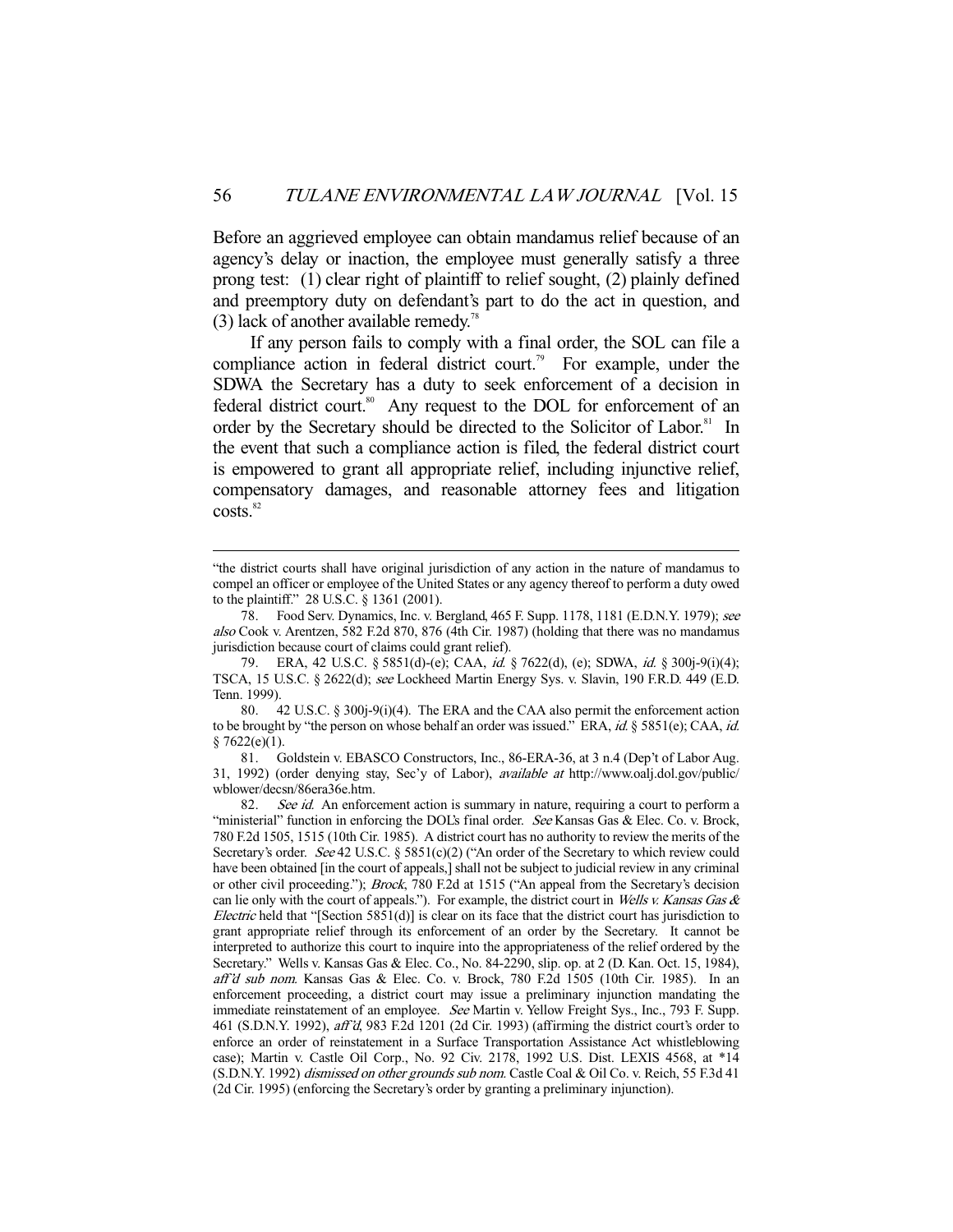Before an aggrieved employee can obtain mandamus relief because of an agency's delay or inaction, the employee must generally satisfy a three prong test: (1) clear right of plaintiff to relief sought, (2) plainly defined and preemptory duty on defendant's part to do the act in question, and (3) lack of another available remedy.[78]

If any person fails to comply with a final order, the SOL can file a compliance action in federal district court.[79] For example, under the SDWA the Secretary has a duty to seek enforcement of a decision in federal district court.[80] Any request to the DOL for enforcement of an order by the Secretary should be directed to the Solicitor of Labor.[81] In the event that such a compliance action is filed, the federal district court is empowered to grant all appropriate relief, including injunctive relief, compensatory damages, and reasonable attorney fees and litigation costs.[82]

---

"the district courts shall have original jurisdiction of any action in the nature of mandamus to compel an officer or employee of the United States or any agency thereof to perform a duty owed to the plaintiff." 28 U.S.C. § 1361 (2001).

78. Food Serv. Dynamics, Inc. v. Bergland, 465 F. Supp. 1178, 1181 (E.D.N.Y. 1979); *see also* Cook v. Arentzen, 582 F.2d 870, 876 (4th Cir. 1987) (holding that there was no mandamus jurisdiction because court of claims could grant relief).

79. ERA, 42 U.S.C. § 5851(d)-(e); CAA, *id.* § 7622(d), (e); SDWA, *id.* § 300j-9(i)(4); TSCA, 15 U.S.C. § 2622(d); *see* Lockheed Martin Energy Sys. v. Slavin, 190 F.R.D. 449 (E.D. Tenn. 1999).

80. 42 U.S.C. § 300j-9(i)(4). The ERA and the CAA also permit the enforcement action to be brought by "the person on whose behalf an order was issued." ERA, *id.* § 5851(e); CAA, *id.* § 7622(e)(1).

81. Goldstein v. EBASCO Constructors, Inc., 86-ERA-36, at 3 n.4 (Dep't of Labor Aug. 31, 1992) (order denying stay, Sec'y of Labor), *available at* http://www.oalj.dol.gov/public/wblower/decsn/86era36e.htm.

82. *See id.* An enforcement action is summary in nature, requiring a court to perform a "ministerial" function in enforcing the DOL's final order. *See* Kansas Gas & Elec. Co. v. Brock, 780 F.2d 1505, 1515 (10th Cir. 1985). A district court has no authority to review the merits of the Secretary's order. *See* 42 U.S.C. § 5851(c)(2) ("An order of the Secretary to which review could have been obtained [in the court of appeals,] shall not be subject to judicial review in any criminal or other civil proceeding."); *Brock*, 780 F.2d at 1515 ("An appeal from the Secretary's decision can lie only with the court of appeals."). For example, the district court in *Wells v. Kansas Gas & Electric* held that "[Section 5851(d)] is clear on its face that the district court has jurisdiction to grant appropriate relief through its enforcement of an order by the Secretary. It cannot be interpreted to authorize this court to inquire into the appropriateness of the relief ordered by the Secretary." Wells v. Kansas Gas & Elec. Co., No. 84-2290, slip. op. at 2 (D. Kan. Oct. 15, 1984), *aff'd sub nom.* Kansas Gas & Elec. Co. v. Brock, 780 F.2d 1505 (10th Cir. 1985). In an enforcement proceeding, a district court may issue a preliminary injunction mandating the immediate reinstatement of an employee. *See* Martin v. Yellow Freight Sys., Inc., 793 F. Supp. 461 (S.D.N.Y. 1992), *aff'd*, 983 F.2d 1201 (2d Cir. 1993) (affirming the district court's order to enforce an order of reinstatement in a Surface Transportation Assistance Act whistleblowing case); Martin v. Castle Oil Corp., No. 92 Civ. 2178, 1992 U.S. Dist. LEXIS 4568, at *14 (S.D.N.Y. 1992) *dismissed on other grounds sub nom.* Castle Coal & Oil Co. v. Reich, 55 F.3d 41 (2d Cir. 1995) (enforcing the Secretary's order by granting a preliminary injunction).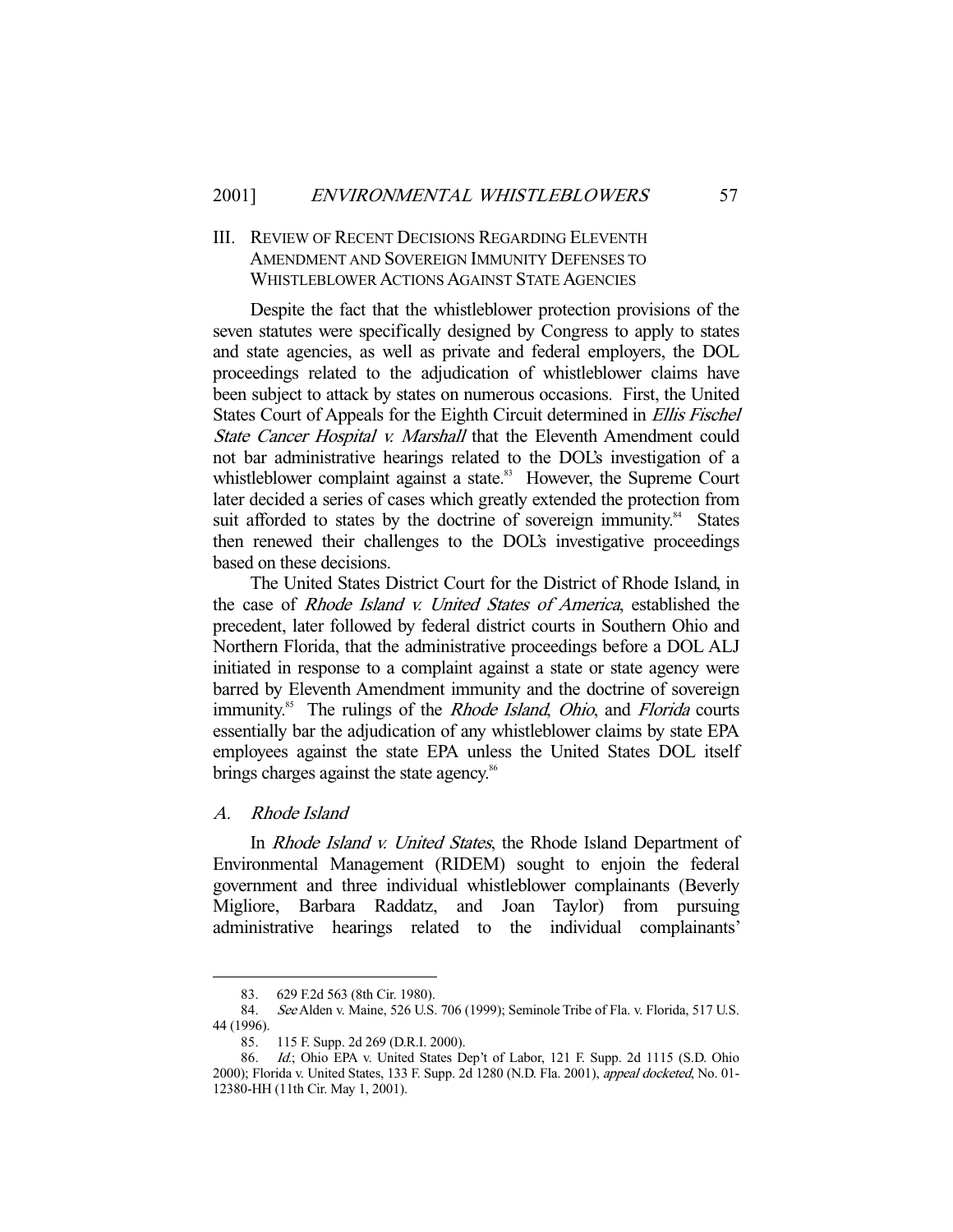## III. Review of Recent Decisions Regarding Eleventh Amendment and Sovereign Immunity Defenses to Whistleblower Actions Against State Agencies

Despite the fact that the whistleblower protection provisions of the seven statutes were specifically designed by Congress to apply to states and state agencies, as well as private and federal employers, the DOL proceedings related to the adjudication of whistleblower claims have been subject to attack by states on numerous occasions. First, the United States Court of Appeals for the Eighth Circuit determined in *Ellis Fischel State Cancer Hospital v. Marshall* that the Eleventh Amendment could not bar administrative hearings related to the DOL's investigation of a whistleblower complaint against a state.[83] However, the Supreme Court later decided a series of cases which greatly extended the protection from suit afforded to states by the doctrine of sovereign immunity.[84] States then renewed their challenges to the DOL's investigative proceedings based on these decisions.

The United States District Court for the District of Rhode Island, in the case of *Rhode Island v. United States of America*, established the precedent, later followed by federal district courts in Southern Ohio and Northern Florida, that the administrative proceedings before a DOL ALJ initiated in response to a complaint against a state or state agency were barred by Eleventh Amendment immunity and the doctrine of sovereign immunity.[85] The rulings of the *Rhode Island*, *Ohio*, and *Florida* courts essentially bar the adjudication of any whistleblower claims by state EPA employees against the state EPA unless the United States DOL itself brings charges against the state agency.[86]

### A. Rhode Island

In *Rhode Island v. United States*, the Rhode Island Department of Environmental Management (RIDEM) sought to enjoin the federal government and three individual whistleblower complainants (Beverly Migliore, Barbara Raddatz, and Joan Taylor) from pursuing administrative hearings related to the individual complainants'

---

83. 629 F.2d 563 (8th Cir. 1980).

84. *See* Alden v. Maine, 526 U.S. 706 (1999); Seminole Tribe of Fla. v. Florida, 517 U.S. 44 (1996).

85. 115 F. Supp. 2d 269 (D.R.I. 2000).

86. *Id.*; Ohio EPA v. United States Dep't of Labor, 121 F. Supp. 2d 1115 (S.D. Ohio 2000); Florida v. United States, 133 F. Supp. 2d 1280 (N.D. Fla. 2001), *appeal docketed*, No. 01-12380-HH (11th Cir. May 1, 2001).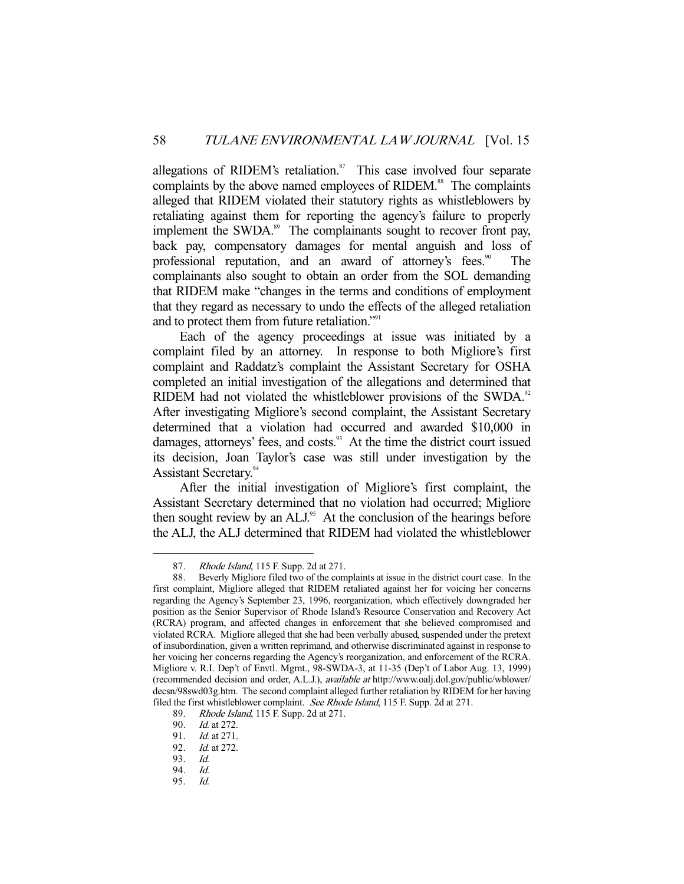allegations of RIDEM's retaliation.[87] This case involved four separate complaints by the above named employees of RIDEM.[88] The complaints alleged that RIDEM violated their statutory rights as whistleblowers by retaliating against them for reporting the agency's failure to properly implement the SWDA.[89] The complainants sought to recover front pay, back pay, compensatory damages for mental anguish and loss of professional reputation, and an award of attorney's fees.[90] The complainants also sought to obtain an order from the SOL demanding that RIDEM make "changes in the terms and conditions of employment that they regard as necessary to undo the effects of the alleged retaliation and to protect them from future retaliation."[91]

Each of the agency proceedings at issue was initiated by a complaint filed by an attorney. In response to both Migliore's first complaint and Raddatz's complaint the Assistant Secretary for OSHA completed an initial investigation of the allegations and determined that RIDEM had not violated the whistleblower provisions of the SWDA.[92] After investigating Migliore's second complaint, the Assistant Secretary determined that a violation had occurred and awarded $10,000 in damages, attorneys' fees, and costs.[93] At the time the district court issued its decision, Joan Taylor's case was still under investigation by the Assistant Secretary.[94]

After the initial investigation of Migliore's first complaint, the Assistant Secretary determined that no violation had occurred; Migliore then sought review by an ALJ.[95] At the conclusion of the hearings before the ALJ, the ALJ determined that RIDEM had violated the whistleblower

---

87. *Rhode Island*, 115 F. Supp. 2d at 271.

88. Beverly Migliore filed two of the complaints at issue in the district court case. In the first complaint, Migliore alleged that RIDEM retaliated against her for voicing her concerns regarding the Agency's September 23, 1996, reorganization, which effectively downgraded her position as the Senior Supervisor of Rhode Island's Resource Conservation and Recovery Act (RCRA) program, and affected changes in enforcement that she believed compromised and violated RCRA. Migliore alleged that she had been verbally abused, suspended under the pretext of insubordination, given a written reprimand, and otherwise discriminated against in response to her voicing her concerns regarding the Agency's reorganization, and enforcement of the RCRA. Migliore v. R.I. Dep't of Envtl. Mgmt., 98-SWDA-3, at 11-35 (Dep't of Labor Aug. 13, 1999) (recommended decision and order, A.L.J.), *available at* http://www.oalj.dol.gov/public/wblower/decsn/98swd03g.htm. The second complaint alleged further retaliation by RIDEM for her having filed the first whistleblower complaint. *See Rhode Island*, 115 F. Supp. 2d at 271.

89. *Rhode Island*, 115 F. Supp. 2d at 271.

90. *Id.* at 272.

91. *Id.* at 271.

92. *Id.* at 272.

93. *Id.*

94. *Id.*

95. *Id.*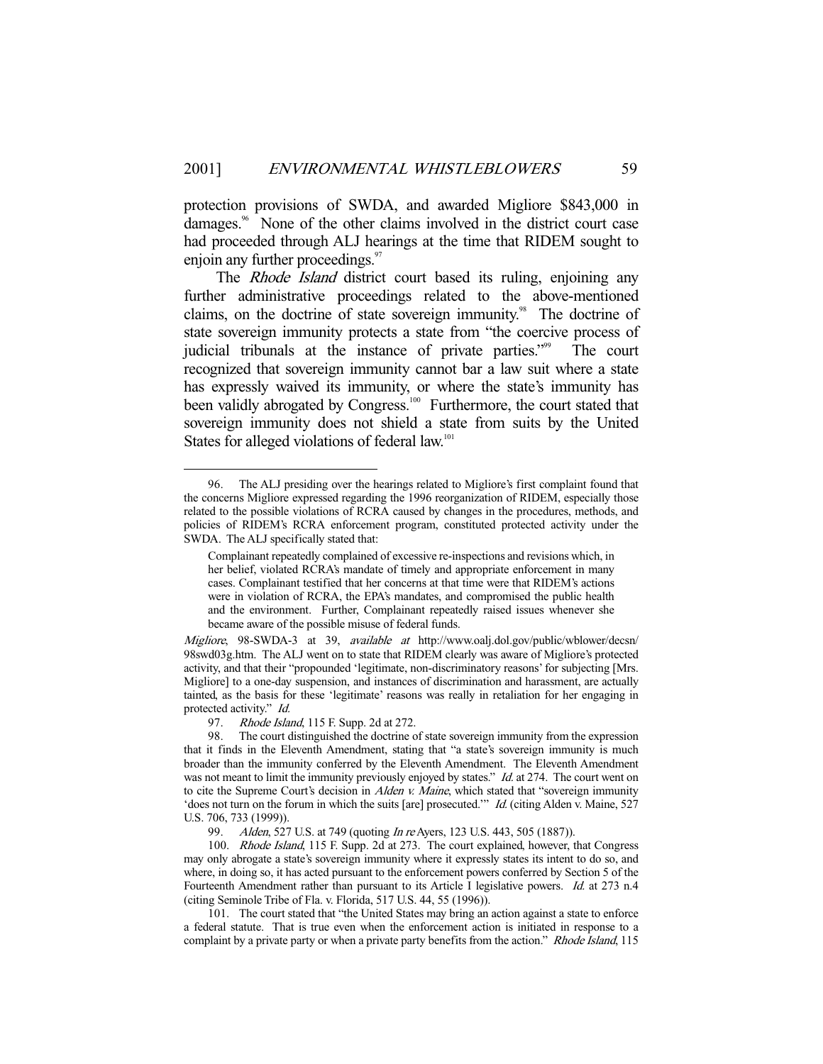protection provisions of SWDA, and awarded Migliore $843,000 in damages.[96] None of the other claims involved in the district court case had proceeded through ALJ hearings at the time that RIDEM sought to enjoin any further proceedings.[97]

The *Rhode Island* district court based its ruling, enjoining any further administrative proceedings related to the above-mentioned claims, on the doctrine of state sovereign immunity.[98] The doctrine of state sovereign immunity protects a state from "the coercive process of judicial tribunals at the instance of private parties."[99] The court recognized that sovereign immunity cannot bar a law suit where a state has expressly waived its immunity, or where the state's immunity has been validly abrogated by Congress.[100] Furthermore, the court stated that sovereign immunity does not shield a state from suits by the United States for alleged violations of federal law.[101]

---

96. The ALJ presiding over the hearings related to Migliore's first complaint found that the concerns Migliore expressed regarding the 1996 reorganization of RIDEM, especially those related to the possible violations of RCRA caused by changes in the procedures, methods, and policies of RIDEM's RCRA enforcement program, constituted protected activity under the SWDA. The ALJ specifically stated that:

> Complainant repeatedly complained of excessive re-inspections and revisions which, in her belief, violated RCRA's mandate of timely and appropriate enforcement in many cases. Complainant testified that her concerns at that time were that RIDEM's actions were in violation of RCRA, the EPA's mandates, and compromised the public health and the environment. Further, Complainant repeatedly raised issues whenever she became aware of the possible misuse of federal funds.

*Migliore*, 98-SWDA-3 at 39, *available at* http://www.oalj.dol.gov/public/wblower/decsn/98swd03g.htm. The ALJ went on to state that RIDEM clearly was aware of Migliore's protected activity, and that their "propounded 'legitimate, non-discriminatory reasons' for subjecting [Mrs. Migliore] to a one-day suspension, and instances of discrimination and harassment, are actually tainted, as the basis for these 'legitimate' reasons was really in retaliation for her engaging in protected activity." *Id.*

97. *Rhode Island*, 115 F. Supp. 2d at 272.

98. The court distinguished the doctrine of state sovereign immunity from the expression that it finds in the Eleventh Amendment, stating that "a state's sovereign immunity is much broader than the immunity conferred by the Eleventh Amendment. The Eleventh Amendment was not meant to limit the immunity previously enjoyed by states." *Id.* at 274. The court went on to cite the Supreme Court's decision in *Alden v. Maine*, which stated that "sovereign immunity 'does not turn on the forum in which the suits [are] prosecuted.'" *Id.* (citing Alden v. Maine, 527 U.S. 706, 733 (1999)).

99. *Alden*, 527 U.S. at 749 (quoting *In re* Ayers, 123 U.S. 443, 505 (1887)).

100. *Rhode Island*, 115 F. Supp. 2d at 273. The court explained, however, that Congress may only abrogate a state's sovereign immunity where it expressly states its intent to do so, and where, in doing so, it has acted pursuant to the enforcement powers conferred by Section 5 of the Fourteenth Amendment rather than pursuant to its Article I legislative powers. *Id.* at 273 n.4 (citing Seminole Tribe of Fla. v. Florida, 517 U.S. 44, 55 (1996)).

101. The court stated that "the United States may bring an action against a state to enforce a federal statute. That is true even when the enforcement action is initiated in response to a complaint by a private party or when a private party benefits from the action." *Rhode Island*, 115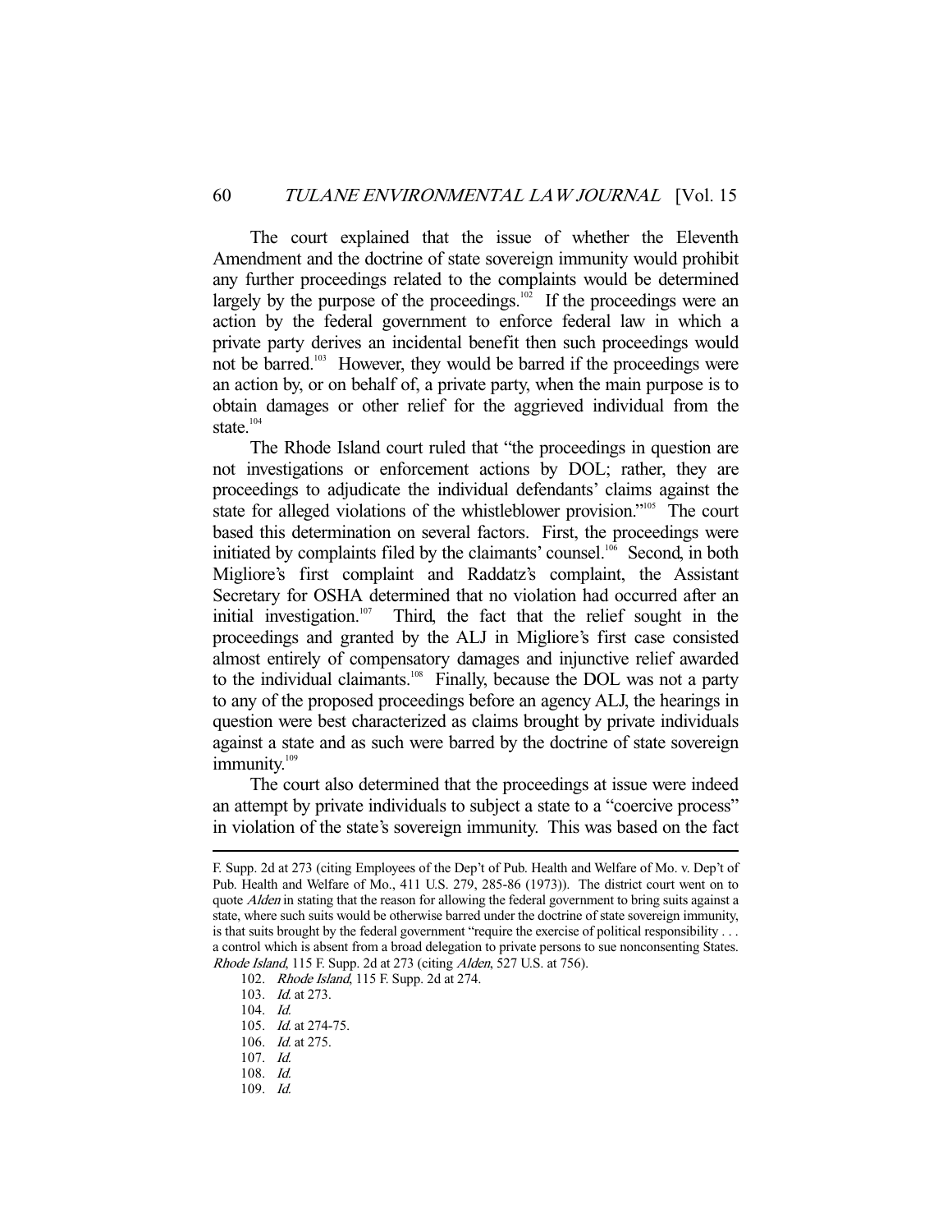The court explained that the issue of whether the Eleventh Amendment and the doctrine of state sovereign immunity would prohibit any further proceedings related to the complaints would be determined largely by the purpose of the proceedings.[102] If the proceedings were an action by the federal government to enforce federal law in which a private party derives an incidental benefit then such proceedings would not be barred.[103] However, they would be barred if the proceedings were an action by, or on behalf of, a private party, when the main purpose is to obtain damages or other relief for the aggrieved individual from the state.[104]

The Rhode Island court ruled that "the proceedings in question are not investigations or enforcement actions by DOL; rather, they are proceedings to adjudicate the individual defendants' claims against the state for alleged violations of the whistleblower provision."[105] The court based this determination on several factors. First, the proceedings were initiated by complaints filed by the claimants' counsel.[106] Second, in both Migliore's first complaint and Raddatz's complaint, the Assistant Secretary for OSHA determined that no violation had occurred after an initial investigation.[107] Third, the fact that the relief sought in the proceedings and granted by the ALJ in Migliore's first case consisted almost entirely of compensatory damages and injunctive relief awarded to the individual claimants.[108] Finally, because the DOL was not a party to any of the proposed proceedings before an agency ALJ, the hearings in question were best characterized as claims brought by private individuals against a state and as such were barred by the doctrine of state sovereign immunity.[109]

The court also determined that the proceedings at issue were indeed an attempt by private individuals to subject a state to a "coercive process" in violation of the state's sovereign immunity. This was based on the fact

---

F. Supp. 2d at 273 (citing Employees of the Dep't of Pub. Health and Welfare of Mo. v. Dep't of Pub. Health and Welfare of Mo., 411 U.S. 279, 285-86 (1973)). The district court went on to quote *Alden* in stating that the reason for allowing the federal government to bring suits against a state, where such suits would be otherwise barred under the doctrine of state sovereign immunity, is that suits brought by the federal government "require the exercise of political responsibility . . . a control which is absent from a broad delegation to private persons to sue nonconsenting States. *Rhode Island*, 115 F. Supp. 2d at 273 (citing *Alden*, 527 U.S. at 756).

102. *Rhode Island*, 115 F. Supp. 2d at 274.

103. *Id.* at 273.

104. *Id.*

105. *Id.* at 274-75.

106. *Id.* at 275.

107. *Id.*

108. *Id.*

109. *Id.*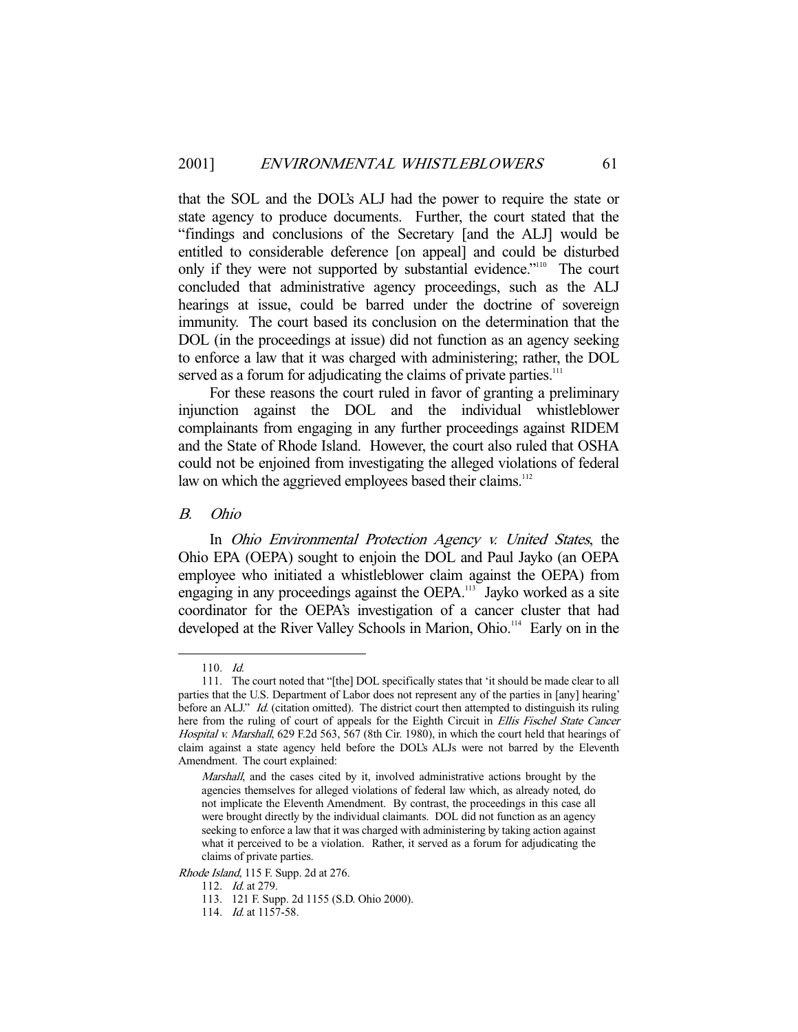that the SOL and the DOL's ALJ had the power to require the state or state agency to produce documents. Further, the court stated that the "findings and conclusions of the Secretary [and the ALJ] would be entitled to considerable deference [on appeal] and could be disturbed only if they were not supported by substantial evidence."[110] The court concluded that administrative agency proceedings, such as the ALJ hearings at issue, could be barred under the doctrine of sovereign immunity. The court based its conclusion on the determination that the DOL (in the proceedings at issue) did not function as an agency seeking to enforce a law that it was charged with administering; rather, the DOL served as a forum for adjudicating the claims of private parties.[111]

For these reasons the court ruled in favor of granting a preliminary injunction against the DOL and the individual whistleblower complainants from engaging in any further proceedings against RIDEM and the State of Rhode Island. However, the court also ruled that OSHA could not be enjoined from investigating the alleged violations of federal law on which the aggrieved employees based their claims.[112]

### *B. Ohio*

In *Ohio Environmental Protection Agency v. United States*, the Ohio EPA (OEPA) sought to enjoin the DOL and Paul Jayko (an OEPA employee who initiated a whistleblower claim against the OEPA) from engaging in any proceedings against the OEPA.[113] Jayko worked as a site coordinator for the OEPA's investigation of a cancer cluster that had developed at the River Valley Schools in Marion, Ohio.[114] Early on in the

---

110. *Id.*

111. The court noted that "[the] DOL specifically states that 'it should be made clear to all parties that the U.S. Department of Labor does not represent any of the parties in [any] hearing' before an ALJ." *Id.* (citation omitted). The district court then attempted to distinguish its ruling here from the ruling of court of appeals for the Eighth Circuit in *Ellis Fischel State Cancer Hospital v. Marshall*, 629 F.2d 563, 567 (8th Cir. 1980), in which the court held that hearings of claim against a state agency held before the DOL's ALJs were not barred by the Eleventh Amendment. The court explained:

> *Marshall*, and the cases cited by it, involved administrative actions brought by the agencies themselves for alleged violations of federal law which, as already noted, do not implicate the Eleventh Amendment. By contrast, the proceedings in this case all were brought directly by the individual claimants. DOL did not function as an agency seeking to enforce a law that it was charged with administering by taking action against what it perceived to be a violation. Rather, it served as a forum for adjudicating the claims of private parties.

*Rhode Island*, 115 F. Supp. 2d at 276.

112. *Id.* at 279.

113. 121 F. Supp. 2d 1155 (S.D. Ohio 2000).

114. *Id.* at 1157-58.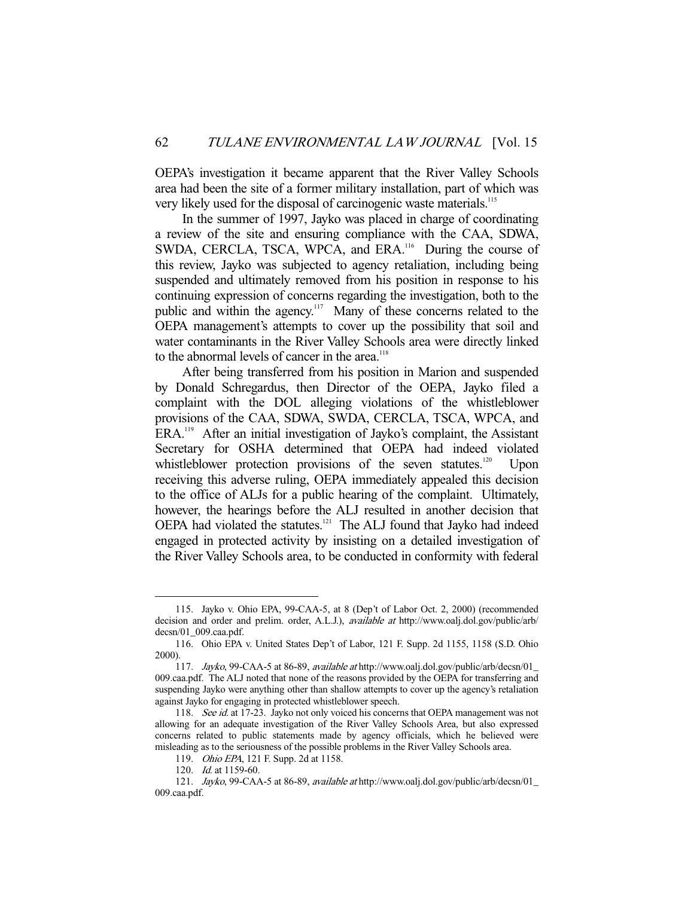OEPA's investigation it became apparent that the River Valley Schools area had been the site of a former military installation, part of which was very likely used for the disposal of carcinogenic waste materials.[115]

In the summer of 1997, Jayko was placed in charge of coordinating a review of the site and ensuring compliance with the CAA, SDWA, SWDA, CERCLA, TSCA, WPCA, and ERA.[116] During the course of this review, Jayko was subjected to agency retaliation, including being suspended and ultimately removed from his position in response to his continuing expression of concerns regarding the investigation, both to the public and within the agency.[117] Many of these concerns related to the OEPA management's attempts to cover up the possibility that soil and water contaminants in the River Valley Schools area were directly linked to the abnormal levels of cancer in the area.[118]

After being transferred from his position in Marion and suspended by Donald Schregardus, then Director of the OEPA, Jayko filed a complaint with the DOL alleging violations of the whistleblower provisions of the CAA, SDWA, SWDA, CERCLA, TSCA, WPCA, and ERA.[119] After an initial investigation of Jayko's complaint, the Assistant Secretary for OSHA determined that OEPA had indeed violated whistleblower protection provisions of the seven statutes.[120] Upon receiving this adverse ruling, OEPA immediately appealed this decision to the office of ALJs for a public hearing of the complaint. Ultimately, however, the hearings before the ALJ resulted in another decision that OEPA had violated the statutes.[121] The ALJ found that Jayko had indeed engaged in protected activity by insisting on a detailed investigation of the River Valley Schools area, to be conducted in conformity with federal

---

115. Jayko v. Ohio EPA, 99-CAA-5, at 8 (Dep't of Labor Oct. 2, 2000) (recommended decision and order and prelim. order, A.L.J.), *available at* http://www.oalj.dol.gov/public/arb/decsn/01_009.caa.pdf.

116. Ohio EPA v. United States Dep't of Labor, 121 F. Supp. 2d 1155, 1158 (S.D. Ohio 2000).

117. *Jayko*, 99-CAA-5 at 86-89, *available at* http://www.oalj.dol.gov/public/arb/decsn/01_009.caa.pdf. The ALJ noted that none of the reasons provided by the OEPA for transferring and suspending Jayko were anything other than shallow attempts to cover up the agency's retaliation against Jayko for engaging in protected whistleblower speech.

118. *See id.* at 17-23. Jayko not only voiced his concerns that OEPA management was not allowing for an adequate investigation of the River Valley Schools Area, but also expressed concerns related to public statements made by agency officials, which he believed were misleading as to the seriousness of the possible problems in the River Valley Schools area.

119. *Ohio EPA*, 121 F. Supp. 2d at 1158.

120. *Id.* at 1159-60.

121. *Jayko*, 99-CAA-5 at 86-89, *available at* http://www.oalj.dol.gov/public/arb/decsn/01_009.caa.pdf.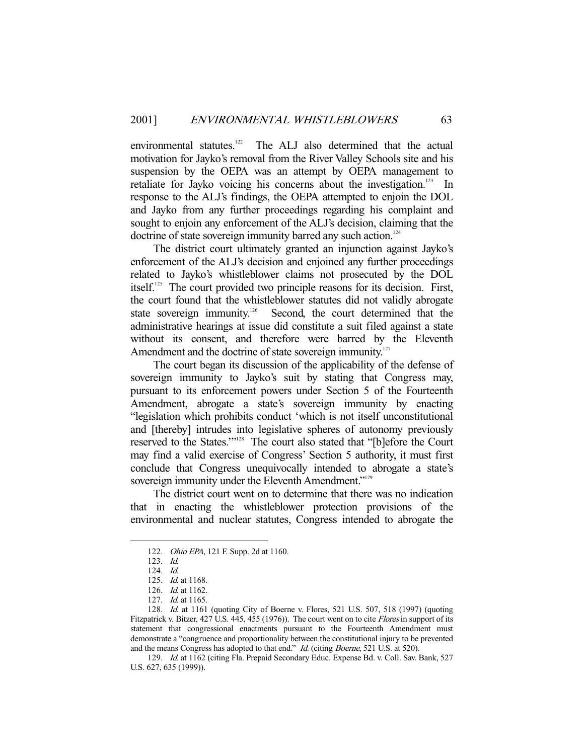environmental statutes.[122] The ALJ also determined that the actual motivation for Jayko's removal from the River Valley Schools site and his suspension by the OEPA was an attempt by OEPA management to retaliate for Jayko voicing his concerns about the investigation.[123] In response to the ALJ's findings, the OEPA attempted to enjoin the DOL and Jayko from any further proceedings regarding his complaint and sought to enjoin any enforcement of the ALJ's decision, claiming that the doctrine of state sovereign immunity barred any such action.[124]

The district court ultimately granted an injunction against Jayko's enforcement of the ALJ's decision and enjoined any further proceedings related to Jayko's whistleblower claims not prosecuted by the DOL itself.[125] The court provided two principle reasons for its decision. First, the court found that the whistleblower statutes did not validly abrogate state sovereign immunity.[126] Second, the court determined that the administrative hearings at issue did constitute a suit filed against a state without its consent, and therefore were barred by the Eleventh Amendment and the doctrine of state sovereign immunity.[127]

The court began its discussion of the applicability of the defense of sovereign immunity to Jayko's suit by stating that Congress may, pursuant to its enforcement powers under Section 5 of the Fourteenth Amendment, abrogate a state's sovereign immunity by enacting "legislation which prohibits conduct 'which is not itself unconstitutional and [thereby] intrudes into legislative spheres of autonomy previously reserved to the States.'"[128] The court also stated that "[b]efore the Court may find a valid exercise of Congress' Section 5 authority, it must first conclude that Congress unequivocally intended to abrogate a state's sovereign immunity under the Eleventh Amendment."[129]

The district court went on to determine that there was no indication that in enacting the whistleblower protection provisions of the environmental and nuclear statutes, Congress intended to abrogate the

---

122. *Ohio EPA*, 121 F. Supp. 2d at 1160.

123. *Id.*

124. *Id.*

125. *Id.* at 1168.

126. *Id.* at 1162.

127. *Id.* at 1165.

128. *Id.* at 1161 (quoting City of Boerne v. Flores, 521 U.S. 507, 518 (1997) (quoting Fitzpatrick v. Bitzer, 427 U.S. 445, 455 (1976)). The court went on to cite *Flores* in support of its statement that congressional enactments pursuant to the Fourteenth Amendment must demonstrate a "congruence and proportionality between the constitutional injury to be prevented and the means Congress has adopted to that end." *Id.* (citing *Boerne*, 521 U.S. at 520).

129. *Id.* at 1162 (citing Fla. Prepaid Secondary Educ. Expense Bd. v. Coll. Sav. Bank, 527 U.S. 627, 635 (1999)).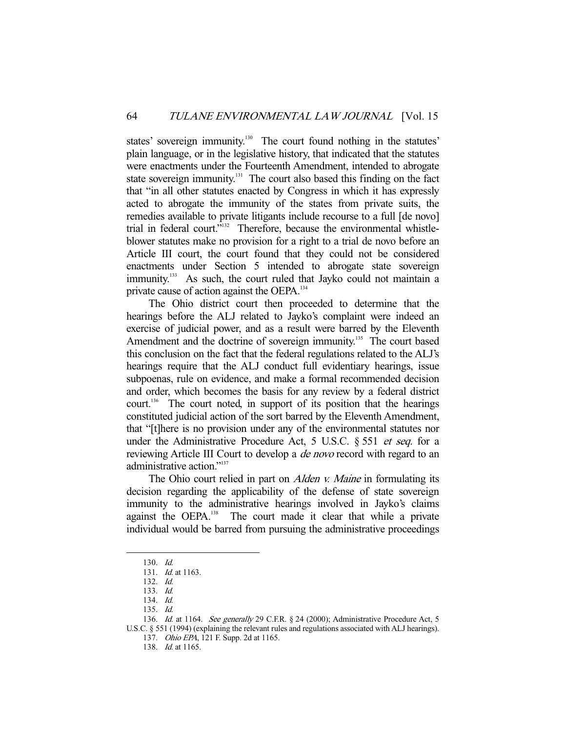states' sovereign immunity.[130] The court found nothing in the statutes' plain language, or in the legislative history, that indicated that the statutes were enactments under the Fourteenth Amendment, intended to abrogate state sovereign immunity.[131] The court also based this finding on the fact that "in all other statutes enacted by Congress in which it has expressly acted to abrogate the immunity of the states from private suits, the remedies available to private litigants include recourse to a full [de novo] trial in federal court."[132] Therefore, because the environmental whistle-blower statutes make no provision for a right to a trial de novo before an Article III court, the court found that they could not be considered enactments under Section 5 intended to abrogate state sovereign immunity.[133] As such, the court ruled that Jayko could not maintain a private cause of action against the OEPA.[134]

The Ohio district court then proceeded to determine that the hearings before the ALJ related to Jayko's complaint were indeed an exercise of judicial power, and as a result were barred by the Eleventh Amendment and the doctrine of sovereign immunity.[135] The court based this conclusion on the fact that the federal regulations related to the ALJ's hearings require that the ALJ conduct full evidentiary hearings, issue subpoenas, rule on evidence, and make a formal recommended decision and order, which becomes the basis for any review by a federal district court.[136] The court noted, in support of its position that the hearings constituted judicial action of the sort barred by the Eleventh Amendment, that "[t]here is no provision under any of the environmental statutes nor under the Administrative Procedure Act, 5 U.S.C. § 551 *et seq.* for a reviewing Article III Court to develop a *de novo* record with regard to an administrative action."[137]

The Ohio court relied in part on *Alden v. Maine* in formulating its decision regarding the applicability of the defense of state sovereign immunity to the administrative hearings involved in Jayko's claims against the OEPA.[138] The court made it clear that while a private individual would be barred from pursuing the administrative proceedings

---

130. *Id.*

131. *Id.* at 1163.

132. *Id.*

133. *Id.*

134. *Id.*

135. *Id.*

136. *Id.* at 1164. *See generally* 29 C.F.R. § 24 (2000); Administrative Procedure Act, 5 U.S.C. § 551 (1994) (explaining the relevant rules and regulations associated with ALJ hearings).

137. *Ohio EPA*, 121 F. Supp. 2d at 1165.

138. *Id.* at 1165.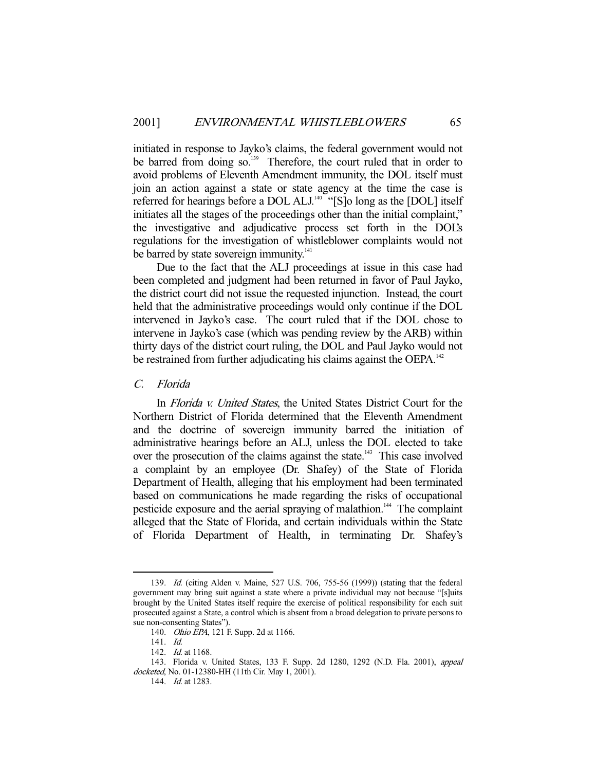initiated in response to Jayko's claims, the federal government would not be barred from doing so.[139] Therefore, the court ruled that in order to avoid problems of Eleventh Amendment immunity, the DOL itself must join an action against a state or state agency at the time the case is referred for hearings before a DOL ALJ.[140] "[S]o long as the [DOL] itself initiates all the stages of the proceedings other than the initial complaint," the investigative and adjudicative process set forth in the DOL's regulations for the investigation of whistleblower complaints would not be barred by state sovereign immunity.[141]

Due to the fact that the ALJ proceedings at issue in this case had been completed and judgment had been returned in favor of Paul Jayko, the district court did not issue the requested injunction. Instead, the court held that the administrative proceedings would only continue if the DOL intervened in Jayko's case. The court ruled that if the DOL chose to intervene in Jayko's case (which was pending review by the ARB) within thirty days of the district court ruling, the DOL and Paul Jayko would not be restrained from further adjudicating his claims against the OEPA.[142]

### *C. Florida*

In *Florida v. United States*, the United States District Court for the Northern District of Florida determined that the Eleventh Amendment and the doctrine of sovereign immunity barred the initiation of administrative hearings before an ALJ, unless the DOL elected to take over the prosecution of the claims against the state.[143] This case involved a complaint by an employee (Dr. Shafey) of the State of Florida Department of Health, alleging that his employment had been terminated based on communications he made regarding the risks of occupational pesticide exposure and the aerial spraying of malathion.[144] The complaint alleged that the State of Florida, and certain individuals within the State of Florida Department of Health, in terminating Dr. Shafey's

---

139. *Id.* (citing Alden v. Maine, 527 U.S. 706, 755-56 (1999)) (stating that the federal government may bring suit against a state where a private individual may not because "[s]uits brought by the United States itself require the exercise of political responsibility for each suit prosecuted against a State, a control which is absent from a broad delegation to private persons to sue non-consenting States").

140. *Ohio EPA*, 121 F. Supp. 2d at 1166.

141. *Id.*

142. *Id.* at 1168.

143. Florida v. United States, 133 F. Supp. 2d 1280, 1292 (N.D. Fla. 2001), *appeal docketed*, No. 01-12380-HH (11th Cir. May 1, 2001).

144. *Id.* at 1283.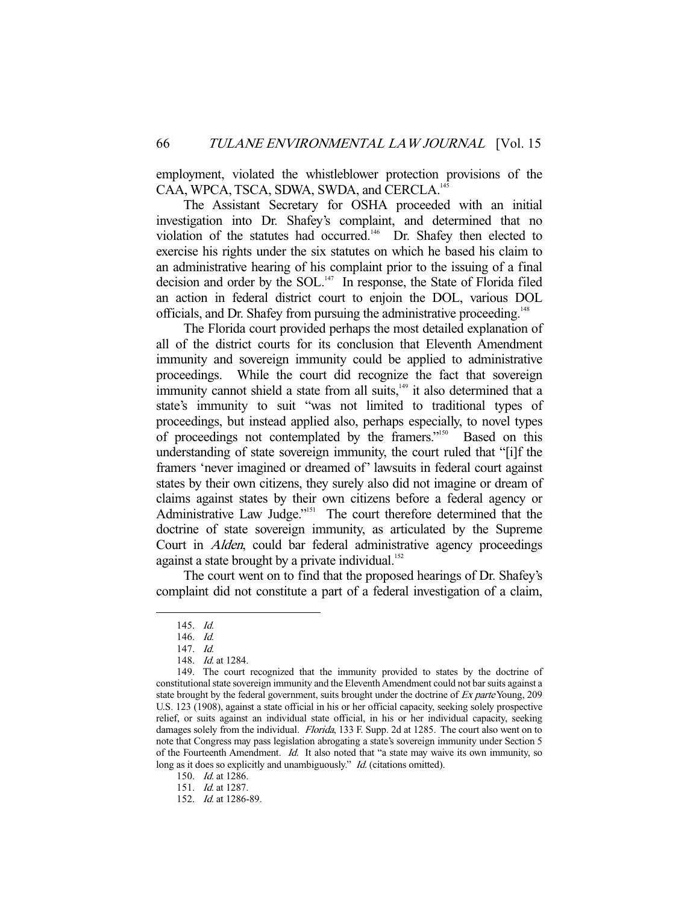employment, violated the whistleblower protection provisions of the CAA, WPCA, TSCA, SDWA, SWDA, and CERCLA.[145]

The Assistant Secretary for OSHA proceeded with an initial investigation into Dr. Shafey's complaint, and determined that no violation of the statutes had occurred.[146] Dr. Shafey then elected to exercise his rights under the six statutes on which he based his claim to an administrative hearing of his complaint prior to the issuing of a final decision and order by the SOL.[147] In response, the State of Florida filed an action in federal district court to enjoin the DOL, various DOL officials, and Dr. Shafey from pursuing the administrative proceeding.[148]

The Florida court provided perhaps the most detailed explanation of all of the district courts for its conclusion that Eleventh Amendment immunity and sovereign immunity could be applied to administrative proceedings. While the court did recognize the fact that sovereign immunity cannot shield a state from all suits,[149] it also determined that a state's immunity to suit "was not limited to traditional types of proceedings, but instead applied also, perhaps especially, to novel types of proceedings not contemplated by the framers."[150] Based on this understanding of state sovereign immunity, the court ruled that "[i]f the framers 'never imagined or dreamed of' lawsuits in federal court against states by their own citizens, they surely also did not imagine or dream of claims against states by their own citizens before a federal agency or Administrative Law Judge."[151] The court therefore determined that the doctrine of state sovereign immunity, as articulated by the Supreme Court in *Alden*, could bar federal administrative agency proceedings against a state brought by a private individual.[152]

The court went on to find that the proposed hearings of Dr. Shafey's complaint did not constitute a part of a federal investigation of a claim,

---

145. *Id.*

146. *Id.*

147. *Id.*

148. *Id.* at 1284.

149. The court recognized that the immunity provided to states by the doctrine of constitutional state sovereign immunity and the Eleventh Amendment could not bar suits against a state brought by the federal government, suits brought under the doctrine of *Ex parte* Young, 209 U.S. 123 (1908), against a state official in his or her official capacity, seeking solely prospective relief, or suits against an individual state official, in his or her individual capacity, seeking damages solely from the individual. *Florida*, 133 F. Supp. 2d at 1285. The court also went on to note that Congress may pass legislation abrogating a state's sovereign immunity under Section 5 of the Fourteenth Amendment. *Id.* It also noted that "a state may waive its own immunity, so long as it does so explicitly and unambiguously." *Id.* (citations omitted).

150. *Id.* at 1286.

151. *Id.* at 1287.

152. *Id.* at 1286-89.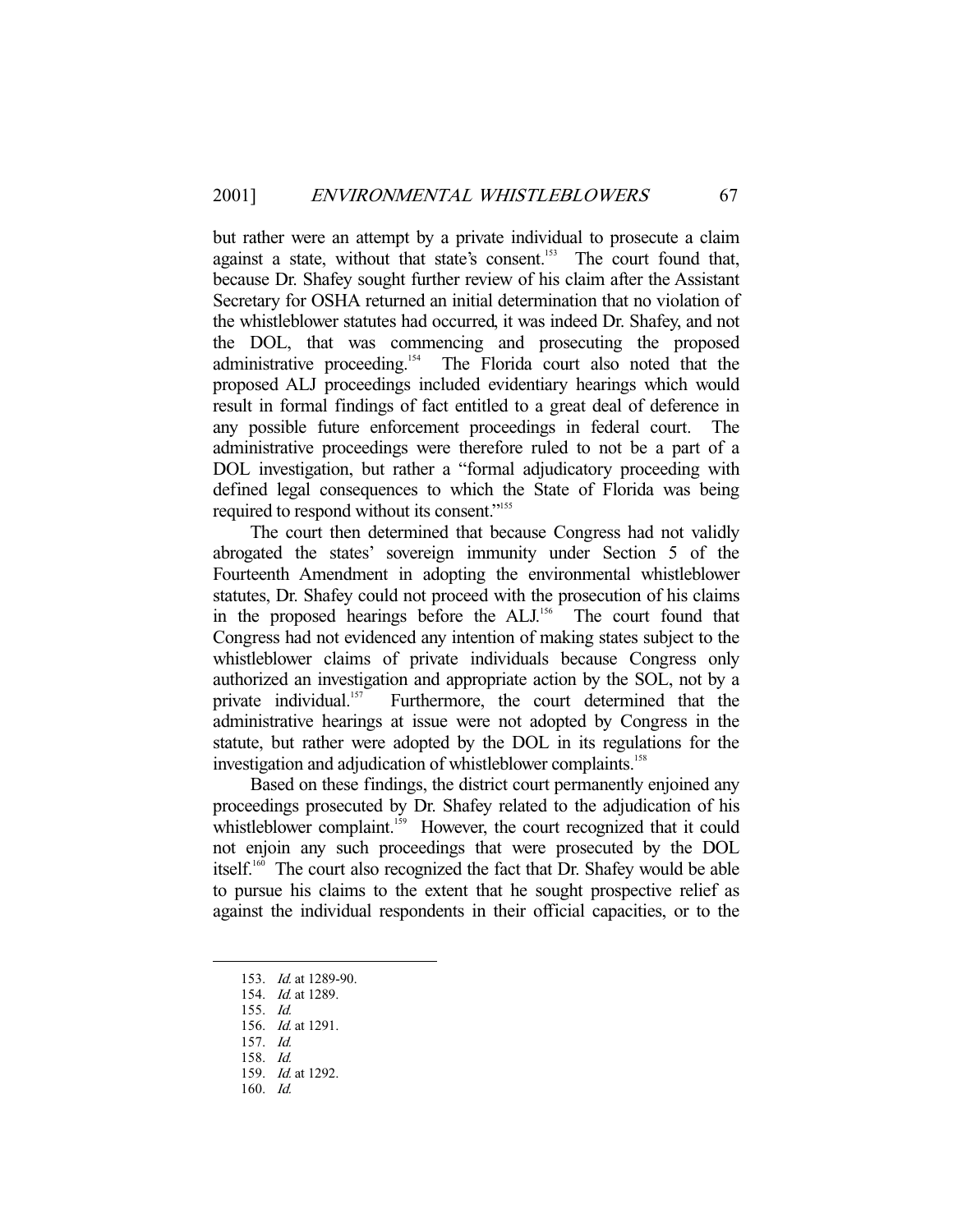but rather were an attempt by a private individual to prosecute a claim against a state, without that state's consent.[153] The court found that, because Dr. Shafey sought further review of his claim after the Assistant Secretary for OSHA returned an initial determination that no violation of the whistleblower statutes had occurred, it was indeed Dr. Shafey, and not the DOL, that was commencing and prosecuting the proposed administrative proceeding.[154] The Florida court also noted that the proposed ALJ proceedings included evidentiary hearings which would result in formal findings of fact entitled to a great deal of deference in any possible future enforcement proceedings in federal court. The administrative proceedings were therefore ruled to not be a part of a DOL investigation, but rather a "formal adjudicatory proceeding with defined legal consequences to which the State of Florida was being required to respond without its consent."[155]

The court then determined that because Congress had not validly abrogated the states' sovereign immunity under Section 5 of the Fourteenth Amendment in adopting the environmental whistleblower statutes, Dr. Shafey could not proceed with the prosecution of his claims in the proposed hearings before the ALJ.[156] The court found that Congress had not evidenced any intention of making states subject to the whistleblower claims of private individuals because Congress only authorized an investigation and appropriate action by the SOL, not by a private individual.[157] Furthermore, the court determined that the administrative hearings at issue were not adopted by Congress in the statute, but rather were adopted by the DOL in its regulations for the investigation and adjudication of whistleblower complaints.[158]

Based on these findings, the district court permanently enjoined any proceedings prosecuted by Dr. Shafey related to the adjudication of his whistleblower complaint.[159] However, the court recognized that it could not enjoin any such proceedings that were prosecuted by the DOL itself.[160] The court also recognized the fact that Dr. Shafey would be able to pursue his claims to the extent that he sought prospective relief as against the individual respondents in their official capacities, or to the

---

153. *Id.* at 1289-90.
154. *Id.* at 1289.
155. *Id.*
156. *Id.* at 1291.
157. *Id.*
158. *Id.*
159. *Id.* at 1292.
160. *Id.*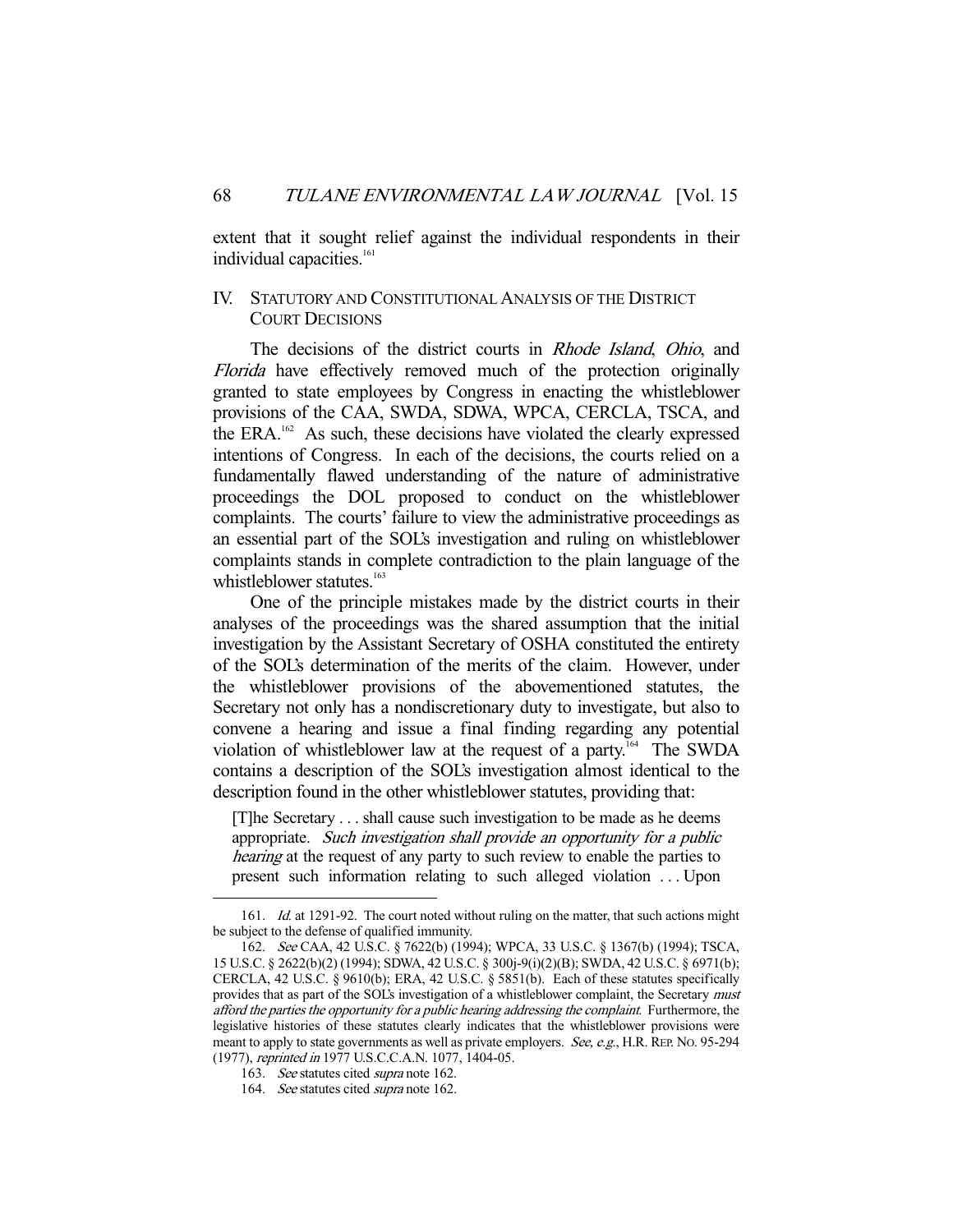extent that it sought relief against the individual respondents in their individual capacities.[161]

## IV. STATUTORY AND CONSTITUTIONAL ANALYSIS OF THE DISTRICT COURT DECISIONS

The decisions of the district courts in *Rhode Island*, *Ohio*, and *Florida* have effectively removed much of the protection originally granted to state employees by Congress in enacting the whistleblower provisions of the CAA, SWDA, SDWA, WPCA, CERCLA, TSCA, and the ERA.[162] As such, these decisions have violated the clearly expressed intentions of Congress. In each of the decisions, the courts relied on a fundamentally flawed understanding of the nature of administrative proceedings the DOL proposed to conduct on the whistleblower complaints. The courts' failure to view the administrative proceedings as an essential part of the SOL's investigation and ruling on whistleblower complaints stands in complete contradiction to the plain language of the whistleblower statutes.[163]

One of the principle mistakes made by the district courts in their analyses of the proceedings was the shared assumption that the initial investigation by the Assistant Secretary of OSHA constituted the entirety of the SOL's determination of the merits of the claim. However, under the whistleblower provisions of the abovementioned statutes, the Secretary not only has a nondiscretionary duty to investigate, but also to convene a hearing and issue a final finding regarding any potential violation of whistleblower law at the request of a party.[164] The SWDA contains a description of the SOL's investigation almost identical to the description found in the other whistleblower statutes, providing that:

> [T]he Secretary . . . shall cause such investigation to be made as he deems appropriate. *Such investigation shall provide an opportunity for a public hearing* at the request of any party to such review to enable the parties to present such information relating to such alleged violation . . . Upon

---

161. *Id.* at 1291-92. The court noted without ruling on the matter, that such actions might be subject to the defense of qualified immunity.

162. *See* CAA, 42 U.S.C. § 7622(b) (1994); WPCA, 33 U.S.C. § 1367(b) (1994); TSCA, 15 U.S.C. § 2622(b)(2) (1994); SDWA, 42 U.S.C. § 300j-9(i)(2)(B); SWDA, 42 U.S.C. § 6971(b); CERCLA, 42 U.S.C. § 9610(b); ERA, 42 U.S.C. § 5851(b). Each of these statutes specifically provides that as part of the SOL's investigation of a whistleblower complaint, the Secretary *must afford the parties the opportunity for a public hearing addressing the complaint.* Furthermore, the legislative histories of these statutes clearly indicates that the whistleblower provisions were meant to apply to state governments as well as private employers. *See, e.g.*, H.R. REP. NO. 95-294 (1977), *reprinted in* 1977 U.S.C.C.A.N. 1077, 1404-05.

163. *See* statutes cited *supra* note 162.

164. *See* statutes cited *supra* note 162.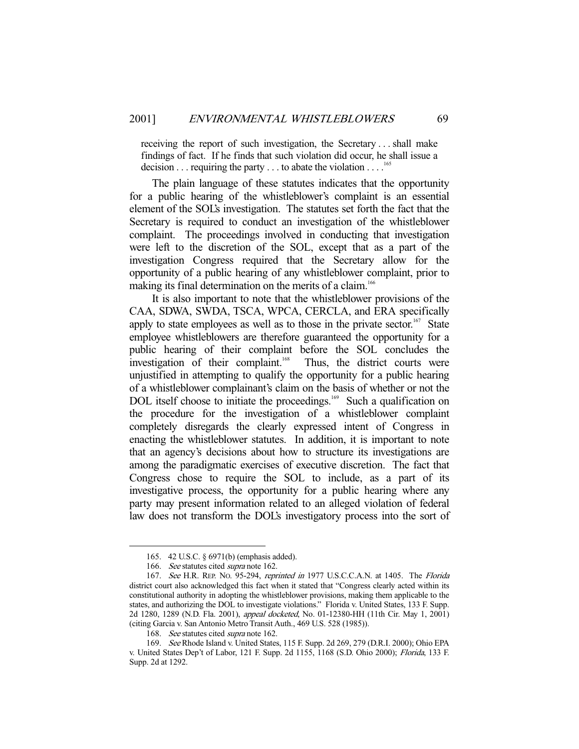> receiving the report of such investigation, the Secretary . . . shall make findings of fact. If he finds that such violation did occur, he shall issue a decision . . . requiring the party . . . to abate the violation . . . .[165]

The plain language of these statutes indicates that the opportunity for a public hearing of the whistleblower's complaint is an essential element of the SOL's investigation. The statutes set forth the fact that the Secretary is required to conduct an investigation of the whistleblower complaint. The proceedings involved in conducting that investigation were left to the discretion of the SOL, except that as a part of the investigation Congress required that the Secretary allow for the opportunity of a public hearing of any whistleblower complaint, prior to making its final determination on the merits of a claim.[166]

It is also important to note that the whistleblower provisions of the CAA, SDWA, SWDA, TSCA, WPCA, CERCLA, and ERA specifically apply to state employees as well as to those in the private sector.[167] State employee whistleblowers are therefore guaranteed the opportunity for a public hearing of their complaint before the SOL concludes the investigation of their complaint.[168] Thus, the district courts were unjustified in attempting to qualify the opportunity for a public hearing of a whistleblower complainant's claim on the basis of whether or not the DOL itself choose to initiate the proceedings.[169] Such a qualification on the procedure for the investigation of a whistleblower complaint completely disregards the clearly expressed intent of Congress in enacting the whistleblower statutes. In addition, it is important to note that an agency's decisions about how to structure its investigations are among the paradigmatic exercises of executive discretion. The fact that Congress chose to require the SOL to include, as a part of its investigative process, the opportunity for a public hearing where any party may present information related to an alleged violation of federal law does not transform the DOL's investigatory process into the sort of

---

165. 42 U.S.C. § 6971(b) (emphasis added).

166. *See* statutes cited *supra* note 162.

167. *See* H.R. REP. NO. 95-294, *reprinted in* 1977 U.S.C.C.A.N. at 1405. The *Florida* district court also acknowledged this fact when it stated that "Congress clearly acted within its constitutional authority in adopting the whistleblower provisions, making them applicable to the states, and authorizing the DOL to investigate violations." Florida v. United States, 133 F. Supp. 2d 1280, 1289 (N.D. Fla. 2001), *appeal docketed*, No. 01-12380-HH (11th Cir. May 1, 2001) (citing Garcia v. San Antonio Metro Transit Auth., 469 U.S. 528 (1985)).

168. *See* statutes cited *supra* note 162.

169. *See* Rhode Island v. United States, 115 F. Supp. 2d 269, 279 (D.R.I. 2000); Ohio EPA v. United States Dep't of Labor, 121 F. Supp. 2d 1155, 1168 (S.D. Ohio 2000); *Florida*, 133 F. Supp. 2d at 1292.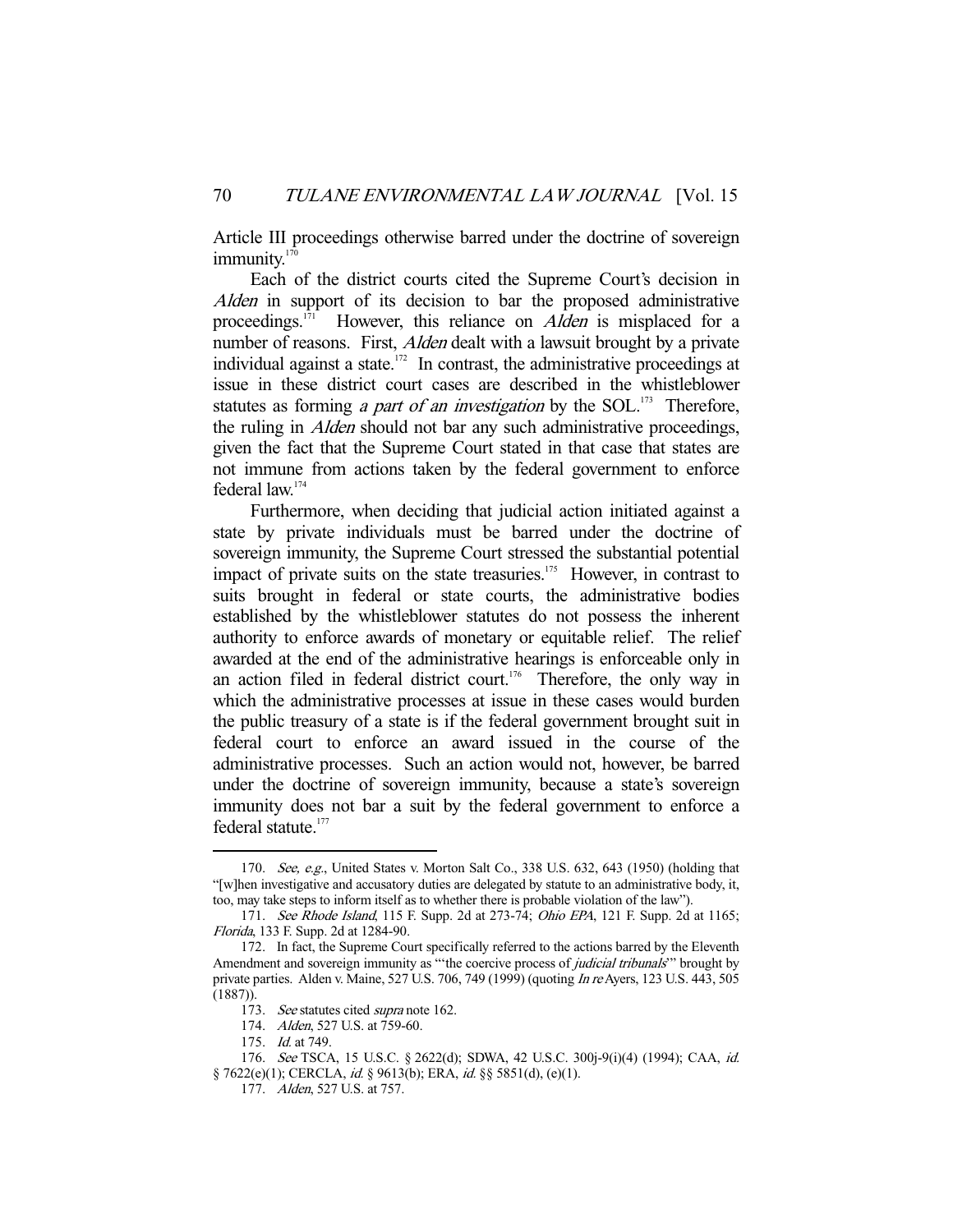Article III proceedings otherwise barred under the doctrine of sovereign immunity.[170]

Each of the district courts cited the Supreme Court's decision in *Alden* in support of its decision to bar the proposed administrative proceedings.[171] However, this reliance on *Alden* is misplaced for a number of reasons. First, *Alden* dealt with a lawsuit brought by a private individual against a state.[172] In contrast, the administrative proceedings at issue in these district court cases are described in the whistleblower statutes as forming *a part of an investigation* by the SOL.[173] Therefore, the ruling in *Alden* should not bar any such administrative proceedings, given the fact that the Supreme Court stated in that case that states are not immune from actions taken by the federal government to enforce federal law.[174]

Furthermore, when deciding that judicial action initiated against a state by private individuals must be barred under the doctrine of sovereign immunity, the Supreme Court stressed the substantial potential impact of private suits on the state treasuries.[175] However, in contrast to suits brought in federal or state courts, the administrative bodies established by the whistleblower statutes do not possess the inherent authority to enforce awards of monetary or equitable relief. The relief awarded at the end of the administrative hearings is enforceable only in an action filed in federal district court.[176] Therefore, the only way in which the administrative processes at issue in these cases would burden the public treasury of a state is if the federal government brought suit in federal court to enforce an award issued in the course of the administrative processes. Such an action would not, however, be barred under the doctrine of sovereign immunity, because a state's sovereign immunity does not bar a suit by the federal government to enforce a federal statute.[177]

---

170. *See, e.g.*, United States v. Morton Salt Co., 338 U.S. 632, 643 (1950) (holding that "[w]hen investigative and accusatory duties are delegated by statute to an administrative body, it, too, may take steps to inform itself as to whether there is probable violation of the law").

171. *See Rhode Island*, 115 F. Supp. 2d at 273-74; *Ohio EPA*, 121 F. Supp. 2d at 1165; *Florida*, 133 F. Supp. 2d at 1284-90.

172. In fact, the Supreme Court specifically referred to the actions barred by the Eleventh Amendment and sovereign immunity as "'the coercive process of *judicial tribunals*'" brought by private parties. Alden v. Maine, 527 U.S. 706, 749 (1999) (quoting *In re* Ayers, 123 U.S. 443, 505 (1887)).

173. *See* statutes cited *supra* note 162.

174. *Alden*, 527 U.S. at 759-60.

175. *Id.* at 749.

176. *See* TSCA, 15 U.S.C. § 2622(d); SDWA, 42 U.S.C. 300j-9(i)(4) (1994); CAA, *id.* § 7622(e)(1); CERCLA, *id.* § 9613(b); ERA, *id.* §§ 5851(d), (e)(1).

177. *Alden*, 527 U.S. at 757.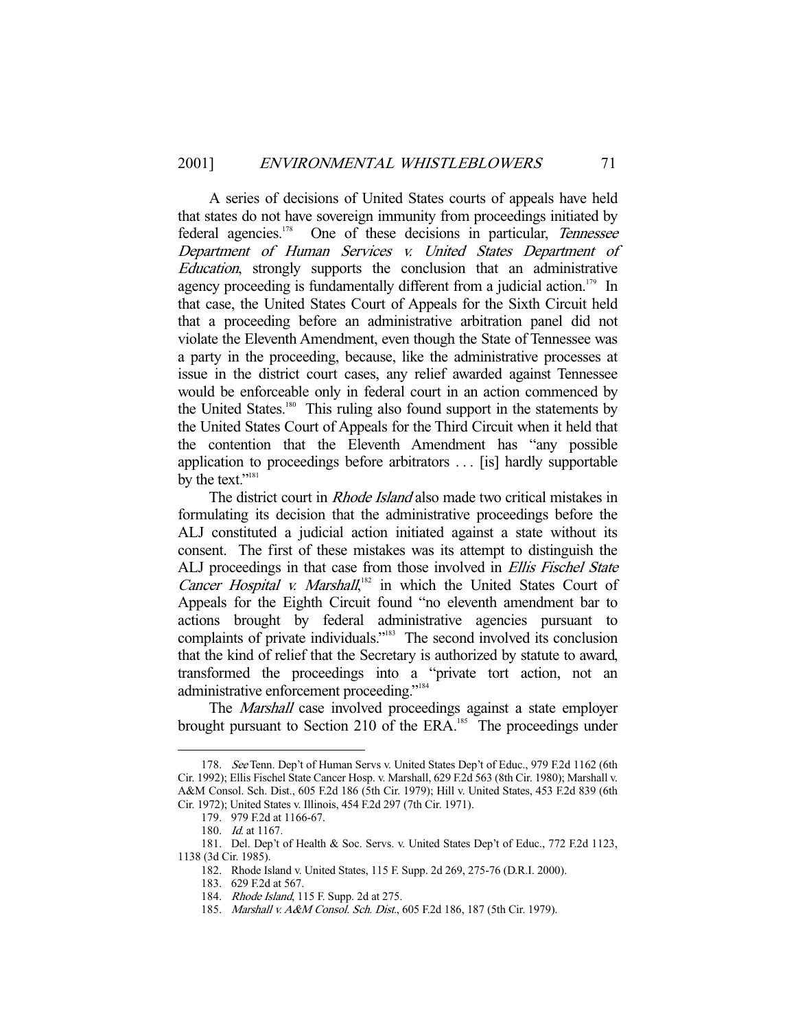A series of decisions of United States courts of appeals have held that states do not have sovereign immunity from proceedings initiated by federal agencies.[178] One of these decisions in particular, *Tennessee Department of Human Services v. United States Department of Education*, strongly supports the conclusion that an administrative agency proceeding is fundamentally different from a judicial action.[179] In that case, the United States Court of Appeals for the Sixth Circuit held that a proceeding before an administrative arbitration panel did not violate the Eleventh Amendment, even though the State of Tennessee was a party in the proceeding, because, like the administrative processes at issue in the district court cases, any relief awarded against Tennessee would be enforceable only in federal court in an action commenced by the United States.[180] This ruling also found support in the statements by the United States Court of Appeals for the Third Circuit when it held that the contention that the Eleventh Amendment has "any possible application to proceedings before arbitrators . . . [is] hardly supportable by the text."[181]

The district court in *Rhode Island* also made two critical mistakes in formulating its decision that the administrative proceedings before the ALJ constituted a judicial action initiated against a state without its consent. The first of these mistakes was its attempt to distinguish the ALJ proceedings in that case from those involved in *Ellis Fischel State Cancer Hospital v. Marshall*,[182] in which the United States Court of Appeals for the Eighth Circuit found "no eleventh amendment bar to actions brought by federal administrative agencies pursuant to complaints of private individuals."[183] The second involved its conclusion that the kind of relief that the Secretary is authorized by statute to award, transformed the proceedings into a "private tort action, not an administrative enforcement proceeding."[184]

The *Marshall* case involved proceedings against a state employer brought pursuant to Section 210 of the ERA.[185] The proceedings under

---

178. *See* Tenn. Dep't of Human Servs v. United States Dep't of Educ., 979 F.2d 1162 (6th Cir. 1992); Ellis Fischel State Cancer Hosp. v. Marshall, 629 F.2d 563 (8th Cir. 1980); Marshall v. A&M Consol. Sch. Dist., 605 F.2d 186 (5th Cir. 1979); Hill v. United States, 453 F.2d 839 (6th Cir. 1972); United States v. Illinois, 454 F.2d 297 (7th Cir. 1971).

179. 979 F.2d at 1166-67.

180. *Id.* at 1167.

181. Del. Dep't of Health & Soc. Servs. v. United States Dep't of Educ., 772 F.2d 1123, 1138 (3d Cir. 1985).

182. Rhode Island v. United States, 115 F. Supp. 2d 269, 275-76 (D.R.I. 2000).

183. 629 F.2d at 567.

184. *Rhode Island*, 115 F. Supp. 2d at 275.

185. *Marshall v. A&M Consol. Sch. Dist.*, 605 F.2d 186, 187 (5th Cir. 1979).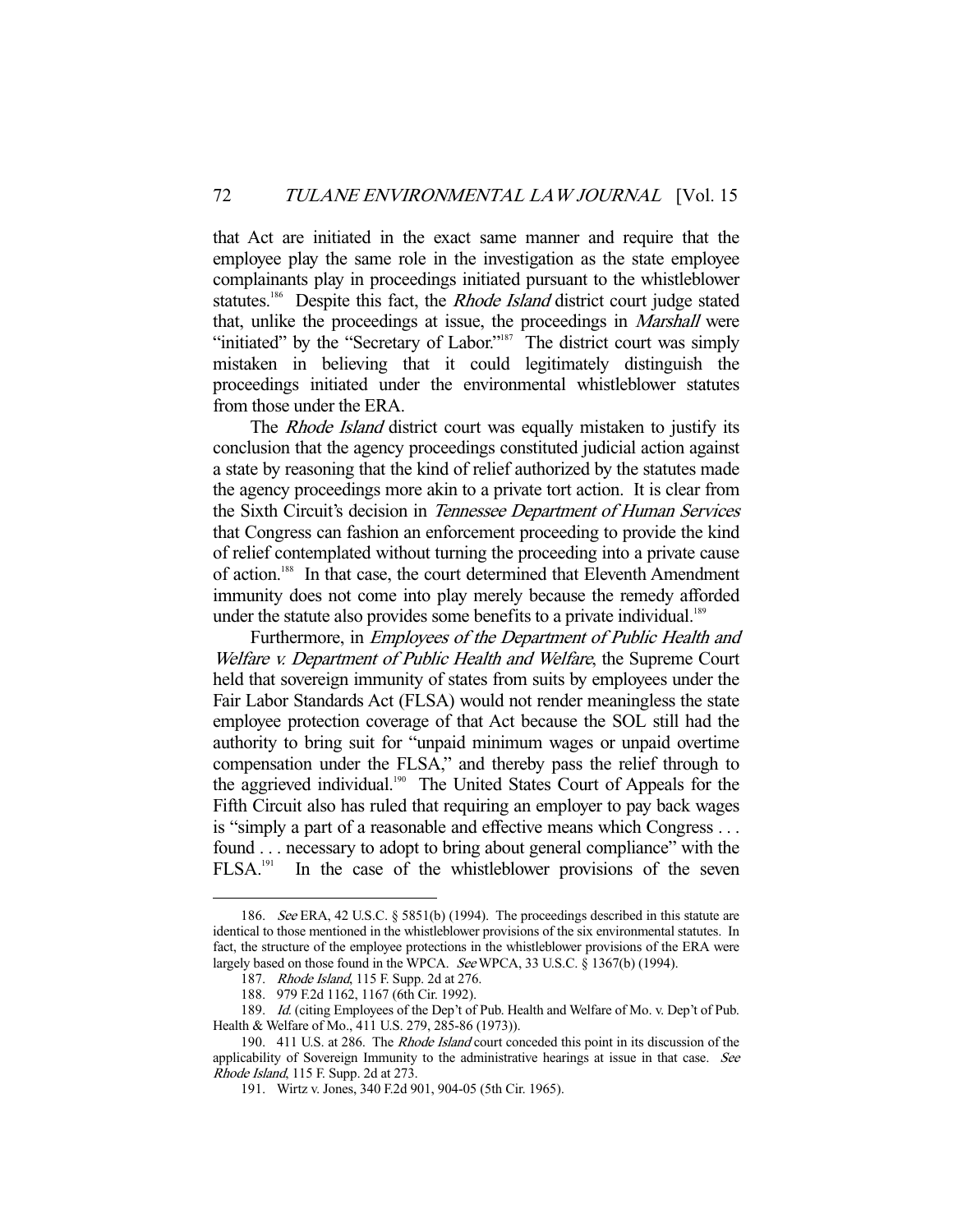that Act are initiated in the exact same manner and require that the employee play the same role in the investigation as the state employee complainants play in proceedings initiated pursuant to the whistleblower statutes.[186] Despite this fact, the *Rhode Island* district court judge stated that, unlike the proceedings at issue, the proceedings in *Marshall* were "initiated" by the "Secretary of Labor."[187] The district court was simply mistaken in believing that it could legitimately distinguish the proceedings initiated under the environmental whistleblower statutes from those under the ERA.

The *Rhode Island* district court was equally mistaken to justify its conclusion that the agency proceedings constituted judicial action against a state by reasoning that the kind of relief authorized by the statutes made the agency proceedings more akin to a private tort action. It is clear from the Sixth Circuit's decision in *Tennessee Department of Human Services* that Congress can fashion an enforcement proceeding to provide the kind of relief contemplated without turning the proceeding into a private cause of action.[188] In that case, the court determined that Eleventh Amendment immunity does not come into play merely because the remedy afforded under the statute also provides some benefits to a private individual.[189]

Furthermore, in *Employees of the Department of Public Health and Welfare v. Department of Public Health and Welfare*, the Supreme Court held that sovereign immunity of states from suits by employees under the Fair Labor Standards Act (FLSA) would not render meaningless the state employee protection coverage of that Act because the SOL still had the authority to bring suit for "unpaid minimum wages or unpaid overtime compensation under the FLSA," and thereby pass the relief through to the aggrieved individual.[190] The United States Court of Appeals for the Fifth Circuit also has ruled that requiring an employer to pay back wages is "simply a part of a reasonable and effective means which Congress . . . found . . . necessary to adopt to bring about general compliance" with the FLSA.[191] In the case of the whistleblower provisions of the seven

---

186. *See* ERA, 42 U.S.C. § 5851(b) (1994). The proceedings described in this statute are identical to those mentioned in the whistleblower provisions of the six environmental statutes. In fact, the structure of the employee protections in the whistleblower provisions of the ERA were largely based on those found in the WPCA. *See* WPCA, 33 U.S.C. § 1367(b) (1994).

187. *Rhode Island*, 115 F. Supp. 2d at 276.

188. 979 F.2d 1162, 1167 (6th Cir. 1992).

189. *Id.* (citing Employees of the Dep't of Pub. Health and Welfare of Mo. v. Dep't of Pub. Health & Welfare of Mo., 411 U.S. 279, 285-86 (1973)).

190. 411 U.S. at 286. The *Rhode Island* court conceded this point in its discussion of the applicability of Sovereign Immunity to the administrative hearings at issue in that case. *See Rhode Island*, 115 F. Supp. 2d at 273.

191. Wirtz v. Jones, 340 F.2d 901, 904-05 (5th Cir. 1965).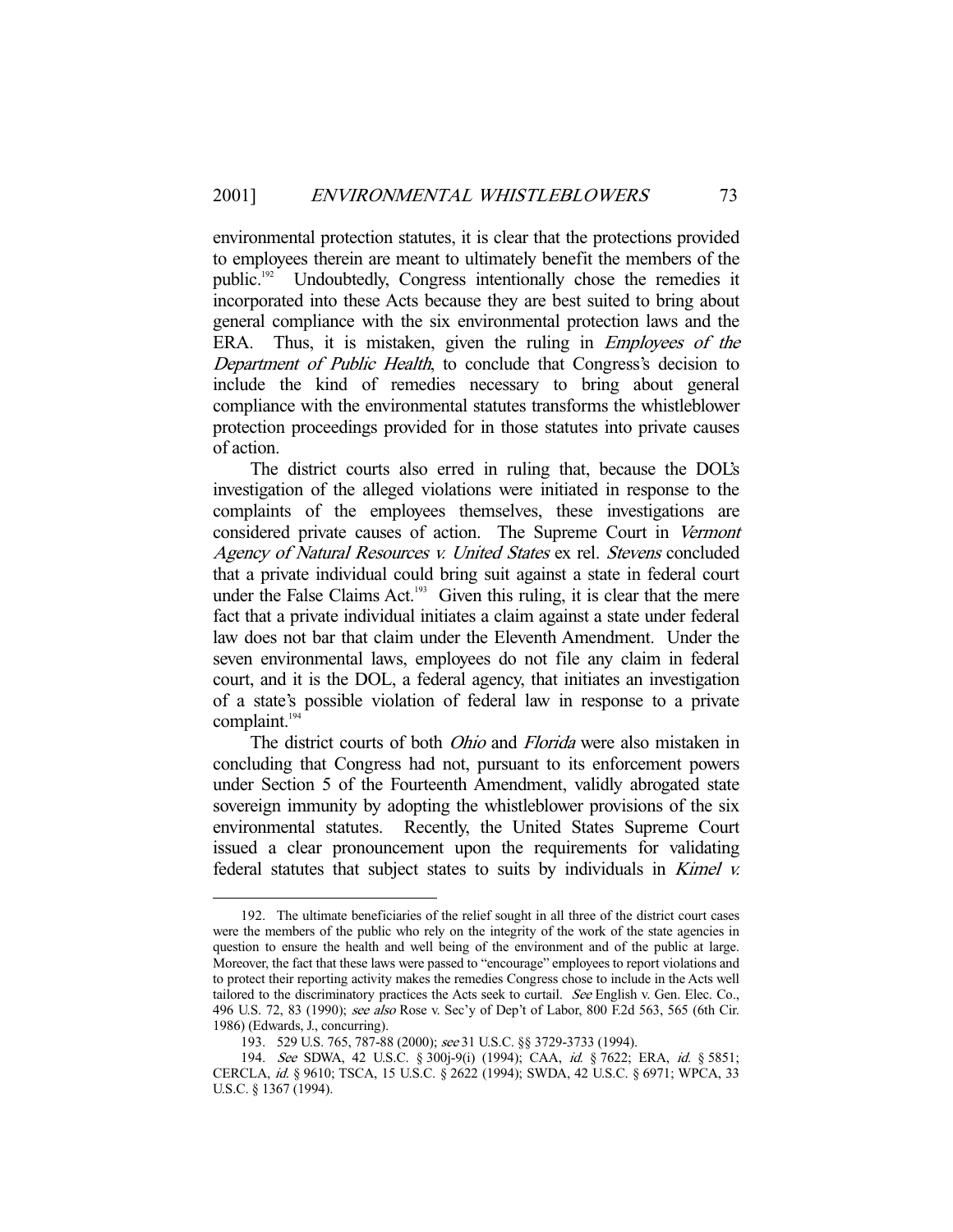environmental protection statutes, it is clear that the protections provided to employees therein are meant to ultimately benefit the members of the public.[192] Undoubtedly, Congress intentionally chose the remedies it incorporated into these Acts because they are best suited to bring about general compliance with the six environmental protection laws and the ERA. Thus, it is mistaken, given the ruling in *Employees of the Department of Public Health*, to conclude that Congress's decision to include the kind of remedies necessary to bring about general compliance with the environmental statutes transforms the whistleblower protection proceedings provided for in those statutes into private causes of action.

The district courts also erred in ruling that, because the DOL's investigation of the alleged violations were initiated in response to the complaints of the employees themselves, these investigations are considered private causes of action. The Supreme Court in *Vermont Agency of Natural Resources v. United States* ex rel. *Stevens* concluded that a private individual could bring suit against a state in federal court under the False Claims Act.[193] Given this ruling, it is clear that the mere fact that a private individual initiates a claim against a state under federal law does not bar that claim under the Eleventh Amendment. Under the seven environmental laws, employees do not file any claim in federal court, and it is the DOL, a federal agency, that initiates an investigation of a state's possible violation of federal law in response to a private complaint.[194]

The district courts of both *Ohio* and *Florida* were also mistaken in concluding that Congress had not, pursuant to its enforcement powers under Section 5 of the Fourteenth Amendment, validly abrogated state sovereign immunity by adopting the whistleblower provisions of the six environmental statutes. Recently, the United States Supreme Court issued a clear pronouncement upon the requirements for validating federal statutes that subject states to suits by individuals in *Kimel v.*

---

192. The ultimate beneficiaries of the relief sought in all three of the district court cases were the members of the public who rely on the integrity of the work of the state agencies in question to ensure the health and well being of the environment and of the public at large. Moreover, the fact that these laws were passed to "encourage" employees to report violations and to protect their reporting activity makes the remedies Congress chose to include in the Acts well tailored to the discriminatory practices the Acts seek to curtail. *See* English v. Gen. Elec. Co., 496 U.S. 72, 83 (1990); *see also* Rose v. Sec'y of Dep't of Labor, 800 F.2d 563, 565 (6th Cir. 1986) (Edwards, J., concurring).

193. 529 U.S. 765, 787-88 (2000); *see* 31 U.S.C. §§ 3729-3733 (1994).

194. *See* SDWA, 42 U.S.C. § 300j-9(i) (1994); CAA, *id.* § 7622; ERA, *id.* § 5851; CERCLA, *id.* § 9610; TSCA, 15 U.S.C. § 2622 (1994); SWDA, 42 U.S.C. § 6971; WPCA, 33 U.S.C. § 1367 (1994).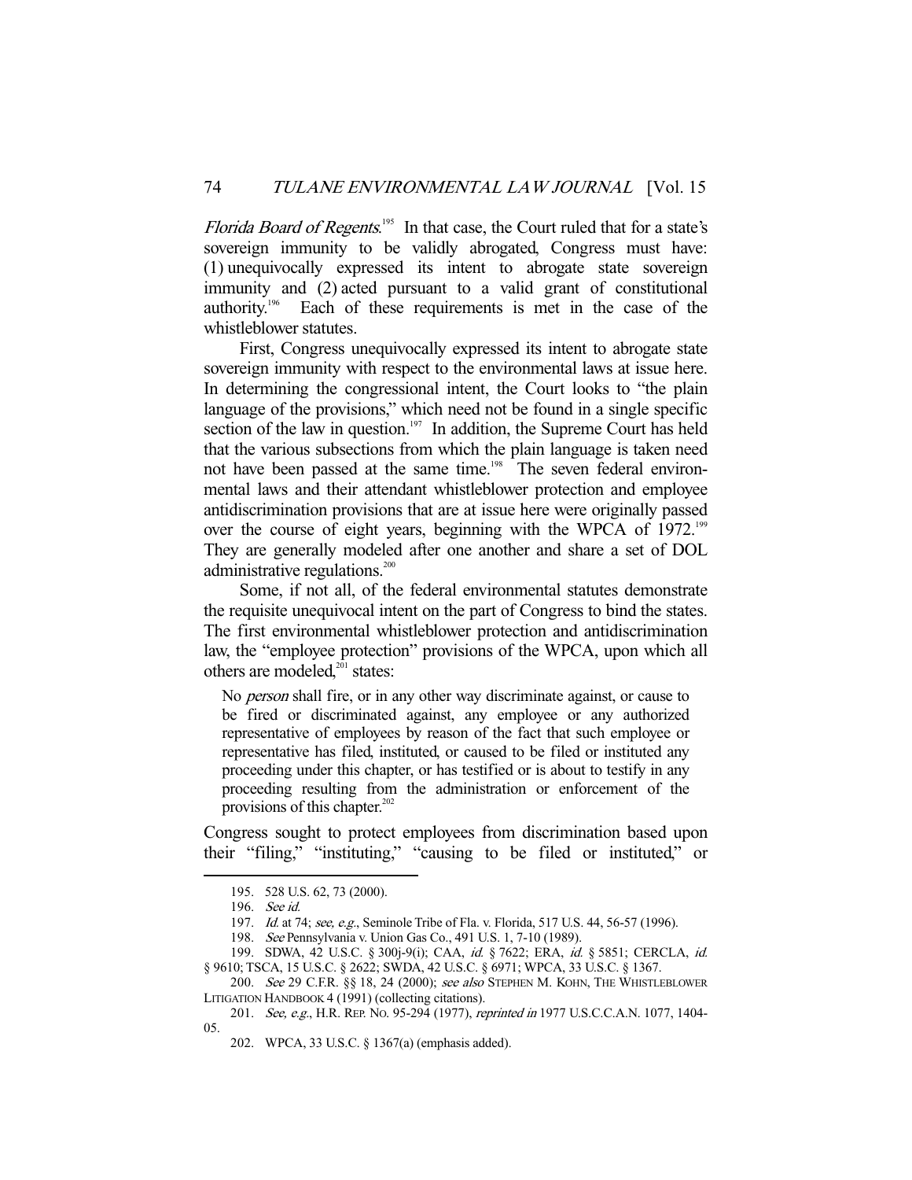*Florida Board of Regents*.[195] In that case, the Court ruled that for a state's sovereign immunity to be validly abrogated, Congress must have: (1) unequivocally expressed its intent to abrogate state sovereign immunity and (2) acted pursuant to a valid grant of constitutional authority.[196] Each of these requirements is met in the case of the whistleblower statutes.

First, Congress unequivocally expressed its intent to abrogate state sovereign immunity with respect to the environmental laws at issue here. In determining the congressional intent, the Court looks to "the plain language of the provisions," which need not be found in a single specific section of the law in question.[197] In addition, the Supreme Court has held that the various subsections from which the plain language is taken need not have been passed at the same time.[198] The seven federal environmental laws and their attendant whistleblower protection and employee antidiscrimination provisions that are at issue here were originally passed over the course of eight years, beginning with the WPCA of 1972.[199] They are generally modeled after one another and share a set of DOL administrative regulations.[200]

Some, if not all, of the federal environmental statutes demonstrate the requisite unequivocal intent on the part of Congress to bind the states. The first environmental whistleblower protection and antidiscrimination law, the "employee protection" provisions of the WPCA, upon which all others are modeled,[201] states:

> No *person* shall fire, or in any other way discriminate against, or cause to be fired or discriminated against, any employee or any authorized representative of employees by reason of the fact that such employee or representative has filed, instituted, or caused to be filed or instituted any proceeding under this chapter, or has testified or is about to testify in any proceeding resulting from the administration or enforcement of the provisions of this chapter.[202]

Congress sought to protect employees from discrimination based upon their "filing," "instituting," "causing to be filed or instituted," or

---

195. 528 U.S. 62, 73 (2000).

196. *See id.*

197. *Id.* at 74; *see, e.g.*, Seminole Tribe of Fla. v. Florida, 517 U.S. 44, 56-57 (1996).

198. *See* Pennsylvania v. Union Gas Co., 491 U.S. 1, 7-10 (1989).

199. SDWA, 42 U.S.C. § 300j-9(i); CAA, *id.* § 7622; ERA, *id.* § 5851; CERCLA, *id.* § 9610; TSCA, 15 U.S.C. § 2622; SWDA, 42 U.S.C. § 6971; WPCA, 33 U.S.C. § 1367.

200. *See* 29 C.F.R. §§ 18, 24 (2000); *see also* STEPHEN M. KOHN, THE WHISTLEBLOWER LITIGATION HANDBOOK 4 (1991) (collecting citations).

201. *See, e.g.*, H.R. REP. NO. 95-294 (1977), *reprinted in* 1977 U.S.C.C.A.N. 1077, 1404-05.

202. WPCA, 33 U.S.C. § 1367(a) (emphasis added).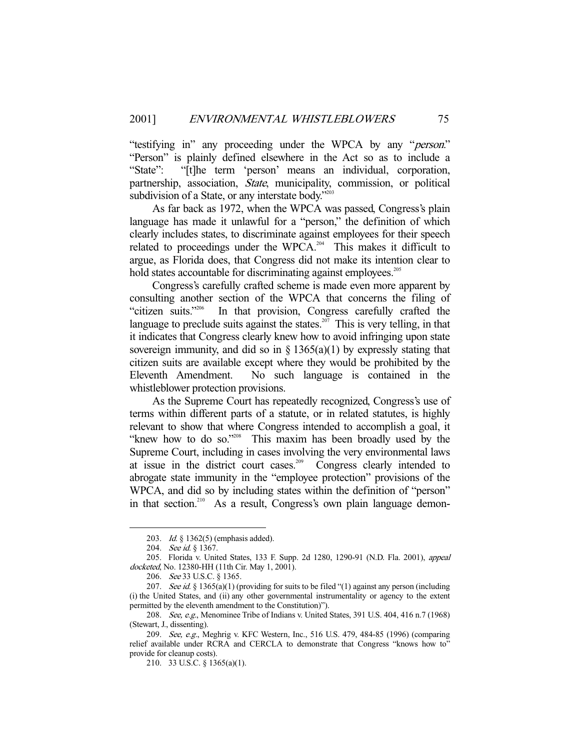"testifying in" any proceeding under the WPCA by any "*person*." "Person" is plainly defined elsewhere in the Act so as to include a "State": "[t]he term 'person' means an individual, corporation, partnership, association, *State*, municipality, commission, or political subdivision of a State, or any interstate body."[203]

As far back as 1972, when the WPCA was passed, Congress's plain language has made it unlawful for a "person," the definition of which clearly includes states, to discriminate against employees for their speech related to proceedings under the WPCA.[204] This makes it difficult to argue, as Florida does, that Congress did not make its intention clear to hold states accountable for discriminating against employees.[205]

Congress's carefully crafted scheme is made even more apparent by consulting another section of the WPCA that concerns the filing of "citizen suits."[206] In that provision, Congress carefully crafted the language to preclude suits against the states.[207] This is very telling, in that it indicates that Congress clearly knew how to avoid infringing upon state sovereign immunity, and did so in § 1365(a)(1) by expressly stating that citizen suits are available except where they would be prohibited by the Eleventh Amendment. No such language is contained in the whistleblower protection provisions.

As the Supreme Court has repeatedly recognized, Congress's use of terms within different parts of a statute, or in related statutes, is highly relevant to show that where Congress intended to accomplish a goal, it "knew how to do so."[208] This maxim has been broadly used by the Supreme Court, including in cases involving the very environmental laws at issue in the district court cases.[209] Congress clearly intended to abrogate state immunity in the "employee protection" provisions of the WPCA, and did so by including states within the definition of "person" in that section.[210] As a result, Congress's own plain language demon-

---

203. *Id.* § 1362(5) (emphasis added).

204. *See id.* § 1367.

205. Florida v. United States, 133 F. Supp. 2d 1280, 1290-91 (N.D. Fla. 2001), *appeal docketed*, No. 12380-HH (11th Cir. May 1, 2001).

206. *See* 33 U.S.C. § 1365.

207. *See id.* § 1365(a)(1) (providing for suits to be filed "(1) against any person (including (i) the United States, and (ii) any other governmental instrumentality or agency to the extent permitted by the eleventh amendment to the Constitution)").

208. *See, e.g.*, Menominee Tribe of Indians v. United States, 391 U.S. 404, 416 n.7 (1968) (Stewart, J., dissenting).

209. *See, e.g.*, Meghrig v. KFC Western, Inc., 516 U.S. 479, 484-85 (1996) (comparing relief available under RCRA and CERCLA to demonstrate that Congress "knows how to" provide for cleanup costs).

210. 33 U.S.C. § 1365(a)(1).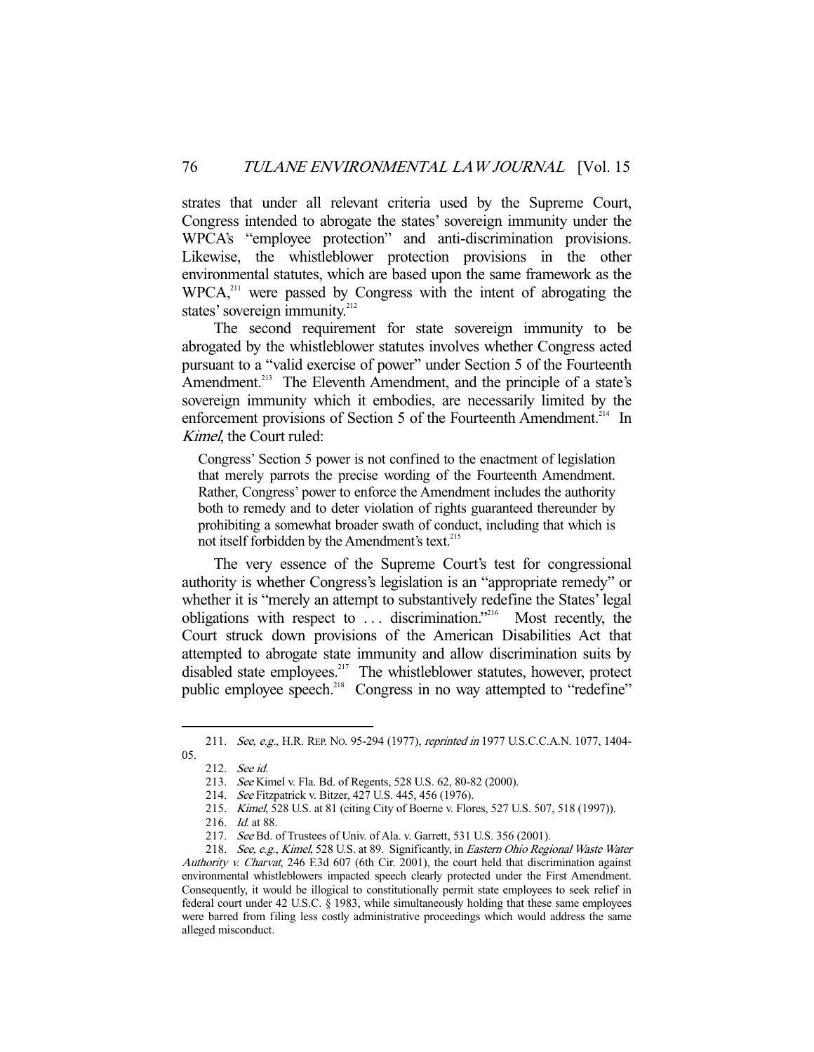strates that under all relevant criteria used by the Supreme Court, Congress intended to abrogate the states' sovereign immunity under the WPCA's "employee protection" and anti-discrimination provisions. Likewise, the whistleblower protection provisions in the other environmental statutes, which are based upon the same framework as the WPCA,[211] were passed by Congress with the intent of abrogating the states' sovereign immunity.[212]

The second requirement for state sovereign immunity to be abrogated by the whistleblower statutes involves whether Congress acted pursuant to a "valid exercise of power" under Section 5 of the Fourteenth Amendment.[213] The Eleventh Amendment, and the principle of a state's sovereign immunity which it embodies, are necessarily limited by the enforcement provisions of Section 5 of the Fourteenth Amendment.[214] In *Kimel*, the Court ruled:

> Congress' Section 5 power is not confined to the enactment of legislation that merely parrots the precise wording of the Fourteenth Amendment. Rather, Congress' power to enforce the Amendment includes the authority both to remedy and to deter violation of rights guaranteed thereunder by prohibiting a somewhat broader swath of conduct, including that which is not itself forbidden by the Amendment's text.[215]

The very essence of the Supreme Court's test for congressional authority is whether Congress's legislation is an "appropriate remedy" or whether it is "merely an attempt to substantively redefine the States' legal obligations with respect to . . . discrimination."[216] Most recently, the Court struck down provisions of the American Disabilities Act that attempted to abrogate state immunity and allow discrimination suits by disabled state employees.[217] The whistleblower statutes, however, protect public employee speech.[218] Congress in no way attempted to "redefine"

---

211. *See, e.g.*, H.R. REP. NO. 95-294 (1977), *reprinted in* 1977 U.S.C.C.A.N. 1077, 1404-05.

212. *See id.*

213. *See* Kimel v. Fla. Bd. of Regents, 528 U.S. 62, 80-82 (2000).

214. *See* Fitzpatrick v. Bitzer, 427 U.S. 445, 456 (1976).

215. *Kimel*, 528 U.S. at 81 (citing City of Boerne v. Flores, 527 U.S. 507, 518 (1997)).

216. *Id.* at 88.

217. *See* Bd. of Trustees of Univ. of Ala. v. Garrett, 531 U.S. 356 (2001).

218. *See, e.g.*, *Kimel*, 528 U.S. at 89. Significantly, in *Eastern Ohio Regional Waste Water Authority v. Charvat*, 246 F.3d 607 (6th Cir. 2001), the court held that discrimination against environmental whistleblowers impacted speech clearly protected under the First Amendment. Consequently, it would be illogical to constitutionally permit state employees to seek relief in federal court under 42 U.S.C. § 1983, while simultaneously holding that these same employees were barred from filing less costly administrative proceedings which would address the same alleged misconduct.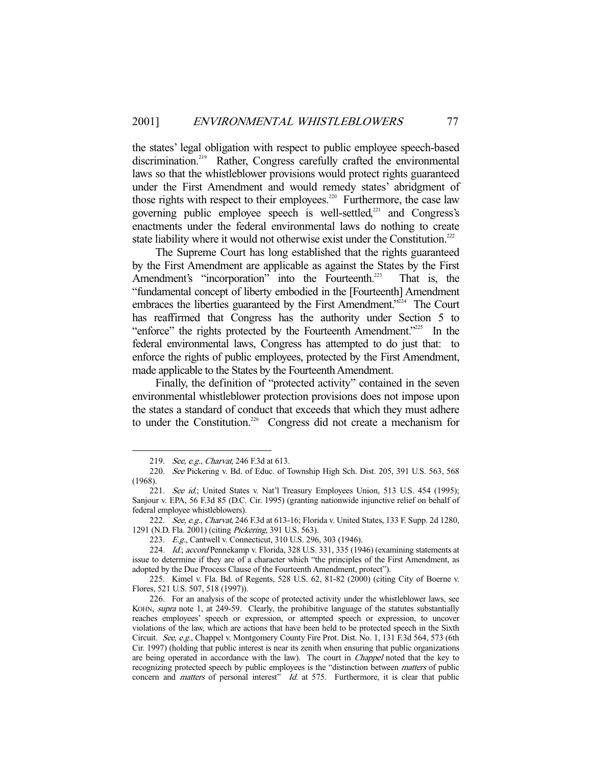the states' legal obligation with respect to public employee speech-based discrimination.[219] Rather, Congress carefully crafted the environmental laws so that the whistleblower provisions would protect rights guaranteed under the First Amendment and would remedy states' abridgment of those rights with respect to their employees.[220] Furthermore, the case law governing public employee speech is well-settled,[221] and Congress's enactments under the federal environmental laws do nothing to create state liability where it would not otherwise exist under the Constitution.[222]

The Supreme Court has long established that the rights guaranteed by the First Amendment are applicable as against the States by the First Amendment's "incorporation" into the Fourteenth.[223] That is, the "fundamental concept of liberty embodied in the [Fourteenth] Amendment embraces the liberties guaranteed by the First Amendment."[224] The Court has reaffirmed that Congress has the authority under Section 5 to "enforce" the rights protected by the Fourteenth Amendment."[225] In the federal environmental laws, Congress has attempted to do just that: to enforce the rights of public employees, protected by the First Amendment, made applicable to the States by the Fourteenth Amendment.

Finally, the definition of "protected activity" contained in the seven environmental whistleblower protection provisions does not impose upon the states a standard of conduct that exceeds that which they must adhere to under the Constitution.[226] Congress did not create a mechanism for

---

219. *See, e.g.*, *Charvat*, 246 F.3d at 613.

220. *See* Pickering v. Bd. of Educ. of Township High Sch. Dist. 205, 391 U.S. 563, 568 (1968).

221. *See id.*; United States v. Nat'l Treasury Employees Union, 513 U.S. 454 (1995); Sanjour v. EPA, 56 F.3d 85 (D.C. Cir. 1995) (granting nationwide injunctive relief on behalf of federal employee whistleblowers).

222. *See, e.g.*, *Charvat*, 246 F.3d at 613-16; Florida v. United States, 133 F. Supp. 2d 1280, 1291 (N.D. Fla. 2001) (citing *Pickering*, 391 U.S. 563).

223. *E.g.*, Cantwell v. Connecticut, 310 U.S. 296, 303 (1946).

224. *Id.*; *accord* Pennekamp v. Florida, 328 U.S. 331, 335 (1946) (examining statements at issue to determine if they are of a character which "the principles of the First Amendment, as adopted by the Due Process Clause of the Fourteenth Amendment, protect").

225. Kimel v. Fla. Bd. of Regents, 528 U.S. 62, 81-82 (2000) (citing City of Boerne v. Flores, 521 U.S. 507, 518 (1997)).

226. For an analysis of the scope of protected activity under the whistleblower laws, see KOHN, *supra* note 1, at 249-59. Clearly, the prohibitive language of the statutes substantially reaches employees' speech or expression, or attempted speech or expression, to uncover violations of the law, which are actions that have been held to be protected speech in the Sixth Circuit. *See, e.g.*, Chappel v. Montgomery County Fire Prot. Dist. No. 1, 131 F.3d 564, 573 (6th Cir. 1997) (holding that public interest is near its zenith when ensuring that public organizations are being operated in accordance with the law). The court in *Chappel* noted that the key to recognizing protected speech by public employees is the "distinction between *matters* of public concern and *matters* of personal interest" *Id.* at 575. Furthermore, it is clear that public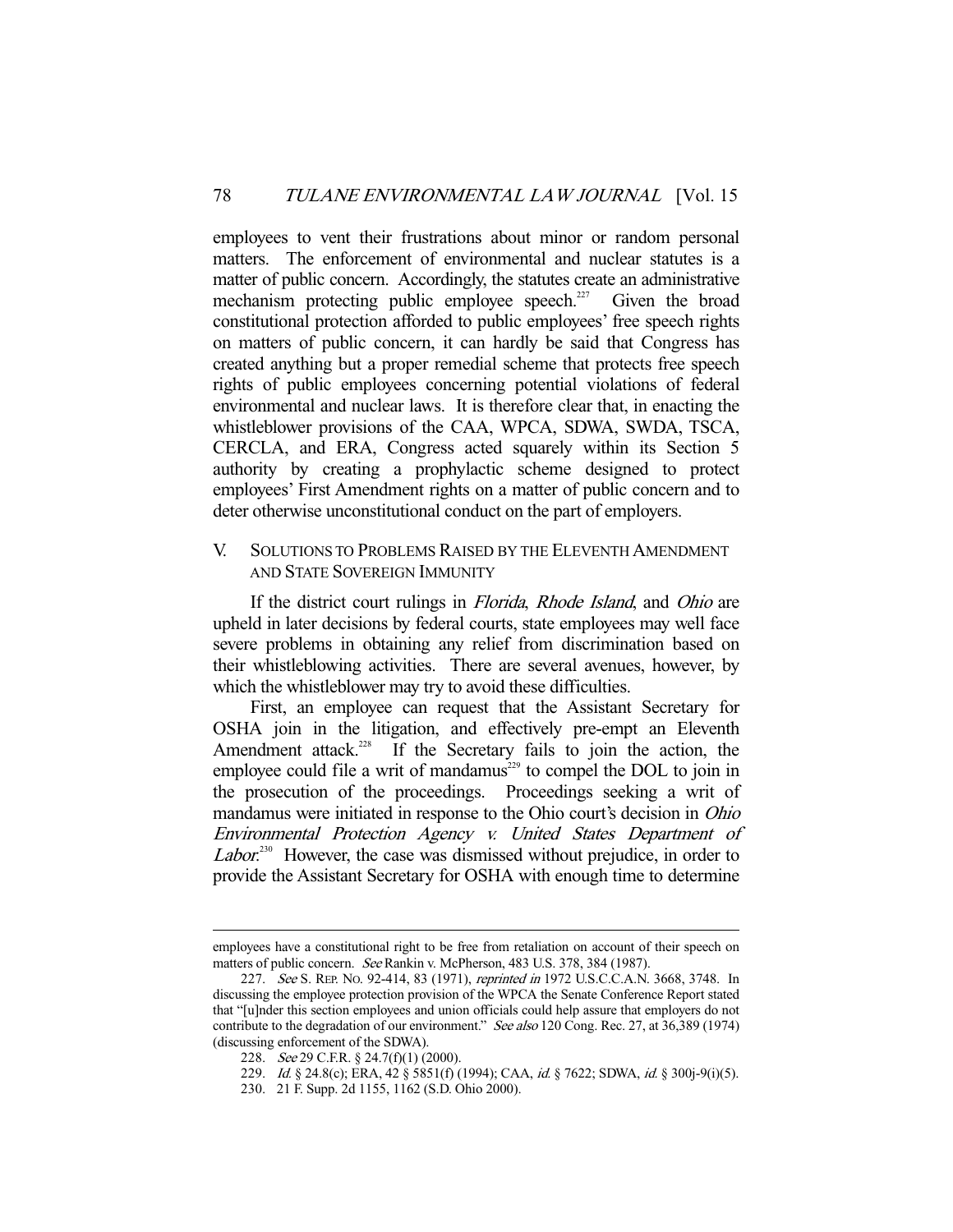employees to vent their frustrations about minor or random personal matters. The enforcement of environmental and nuclear statutes is a matter of public concern. Accordingly, the statutes create an administrative mechanism protecting public employee speech.[227] Given the broad constitutional protection afforded to public employees' free speech rights on matters of public concern, it can hardly be said that Congress has created anything but a proper remedial scheme that protects free speech rights of public employees concerning potential violations of federal environmental and nuclear laws. It is therefore clear that, in enacting the whistleblower provisions of the CAA, WPCA, SDWA, SWDA, TSCA, CERCLA, and ERA, Congress acted squarely within its Section 5 authority by creating a prophylactic scheme designed to protect employees' First Amendment rights on a matter of public concern and to deter otherwise unconstitutional conduct on the part of employers.

## V. SOLUTIONS TO PROBLEMS RAISED BY THE ELEVENTH AMENDMENT AND STATE SOVEREIGN IMMUNITY

If the district court rulings in *Florida*, *Rhode Island*, and *Ohio* are upheld in later decisions by federal courts, state employees may well face severe problems in obtaining any relief from discrimination based on their whistleblowing activities. There are several avenues, however, by which the whistleblower may try to avoid these difficulties.

First, an employee can request that the Assistant Secretary for OSHA join in the litigation, and effectively pre-empt an Eleventh Amendment attack.[228] If the Secretary fails to join the action, the employee could file a writ of mandamus[229] to compel the DOL to join in the prosecution of the proceedings. Proceedings seeking a writ of mandamus were initiated in response to the Ohio court's decision in *Ohio Environmental Protection Agency v. United States Department of Labor*.[230] However, the case was dismissed without prejudice, in order to provide the Assistant Secretary for OSHA with enough time to determine

---

employees have a constitutional right to be free from retaliation on account of their speech on matters of public concern. *See* Rankin v. McPherson, 483 U.S. 378, 384 (1987).

227. *See* S. REP. NO. 92-414, 83 (1971), *reprinted in* 1972 U.S.C.C.A.N. 3668, 3748. In discussing the employee protection provision of the WPCA the Senate Conference Report stated that "[u]nder this section employees and union officials could help assure that employers do not contribute to the degradation of our environment." *See also* 120 Cong. Rec. 27, at 36,389 (1974) (discussing enforcement of the SDWA).

228. *See* 29 C.F.R. § 24.7(f)(1) (2000).

229. *Id.* § 24.8(c); ERA, 42 § 5851(f) (1994); CAA, *id.* § 7622; SDWA, *id.* § 300j-9(i)(5).

230. 21 F. Supp. 2d 1155, 1162 (S.D. Ohio 2000).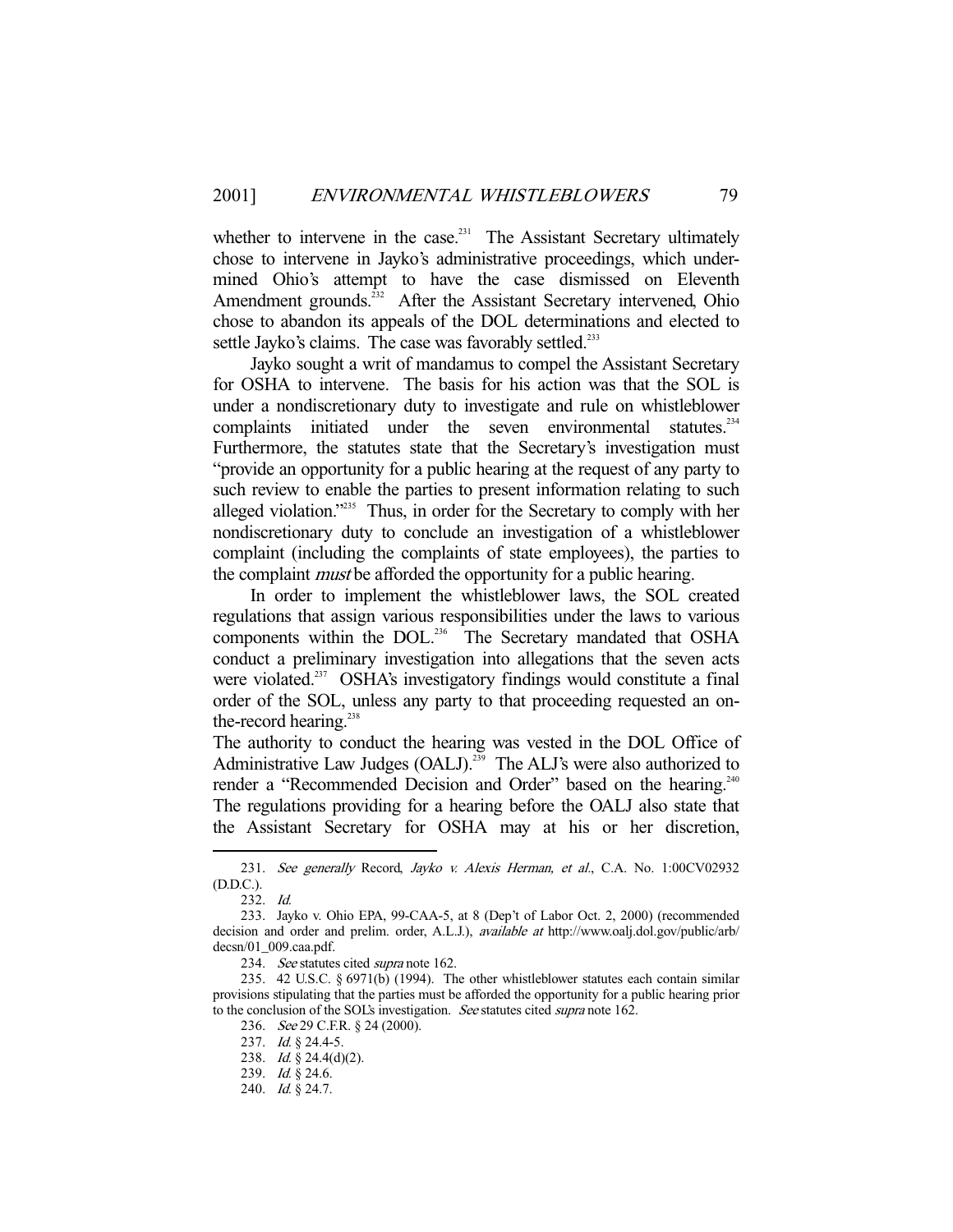whether to intervene in the case.[231] The Assistant Secretary ultimately chose to intervene in Jayko's administrative proceedings, which undermined Ohio's attempt to have the case dismissed on Eleventh Amendment grounds.[232] After the Assistant Secretary intervened, Ohio chose to abandon its appeals of the DOL determinations and elected to settle Jayko's claims. The case was favorably settled.[233]

Jayko sought a writ of mandamus to compel the Assistant Secretary for OSHA to intervene. The basis for his action was that the SOL is under a nondiscretionary duty to investigate and rule on whistleblower complaints initiated under the seven environmental statutes.[234] Furthermore, the statutes state that the Secretary's investigation must "provide an opportunity for a public hearing at the request of any party to such review to enable the parties to present information relating to such alleged violation."[235] Thus, in order for the Secretary to comply with her nondiscretionary duty to conclude an investigation of a whistleblower complaint (including the complaints of state employees), the parties to the complaint *must* be afforded the opportunity for a public hearing.

In order to implement the whistleblower laws, the SOL created regulations that assign various responsibilities under the laws to various components within the DOL.[236] The Secretary mandated that OSHA conduct a preliminary investigation into allegations that the seven acts were violated.[237] OSHA's investigatory findings would constitute a final order of the SOL, unless any party to that proceeding requested an on-the-record hearing.[238]

The authority to conduct the hearing was vested in the DOL Office of Administrative Law Judges (OALJ).[239] The ALJ's were also authorized to render a "Recommended Decision and Order" based on the hearing.[240] The regulations providing for a hearing before the OALJ also state that the Assistant Secretary for OSHA may at his or her discretion,

---

231. *See generally* Record, *Jayko v. Alexis Herman, et al.*, C.A. No. 1:00CV02932 (D.D.C.).

232. *Id.*

233. Jayko v. Ohio EPA, 99-CAA-5, at 8 (Dep't of Labor Oct. 2, 2000) (recommended decision and order and prelim. order, A.L.J.), *available at* http://www.oalj.dol.gov/public/arb/decsn/01_009.caa.pdf.

234. *See* statutes cited *supra* note 162.

235. 42 U.S.C. § 6971(b) (1994). The other whistleblower statutes each contain similar provisions stipulating that the parties must be afforded the opportunity for a public hearing prior to the conclusion of the SOL's investigation. *See* statutes cited *supra* note 162.

236. *See* 29 C.F.R. § 24 (2000).

237. *Id.* § 24.4-5.

238. *Id.* § 24.4(d)(2).

239. *Id.* § 24.6.

240. *Id.* § 24.7.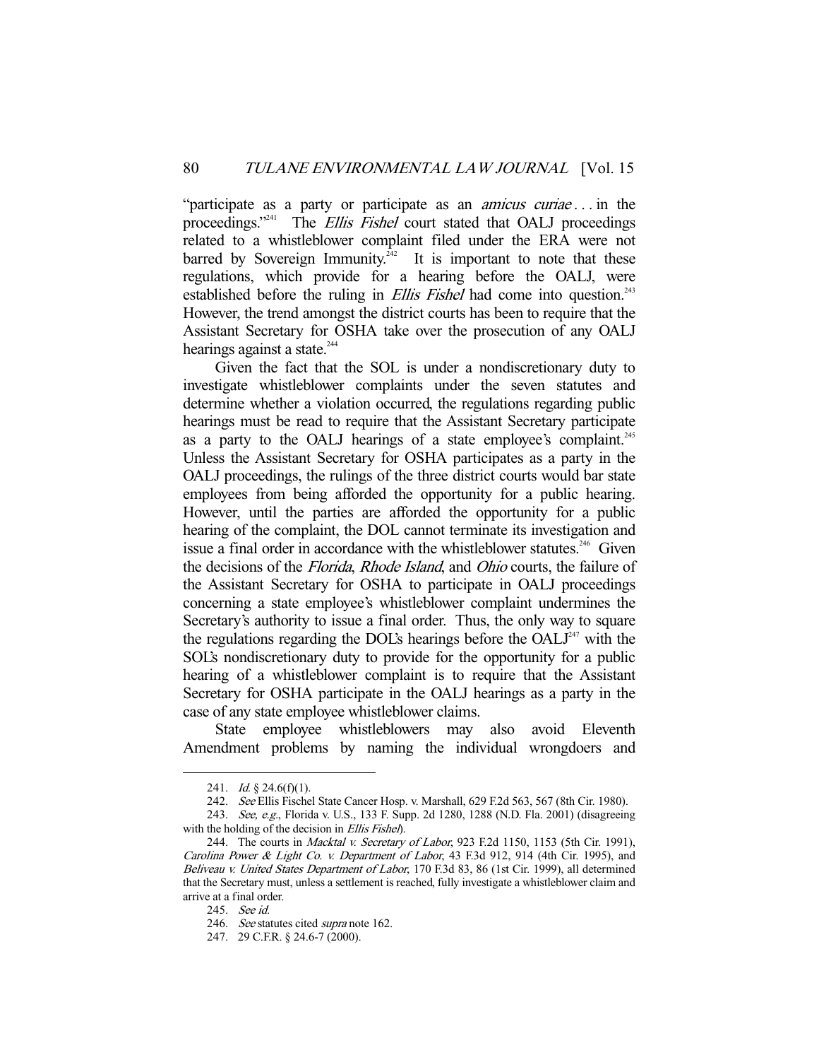"participate as a party or participate as an *amicus curiae* . . . in the proceedings."[241] The *Ellis Fishel* court stated that OALJ proceedings related to a whistleblower complaint filed under the ERA were not barred by Sovereign Immunity.[242] It is important to note that these regulations, which provide for a hearing before the OALJ, were established before the ruling in *Ellis Fishel* had come into question.[243] However, the trend amongst the district courts has been to require that the Assistant Secretary for OSHA take over the prosecution of any OALJ hearings against a state.[244]

Given the fact that the SOL is under a nondiscretionary duty to investigate whistleblower complaints under the seven statutes and determine whether a violation occurred, the regulations regarding public hearings must be read to require that the Assistant Secretary participate as a party to the OALJ hearings of a state employee's complaint.[245] Unless the Assistant Secretary for OSHA participates as a party in the OALJ proceedings, the rulings of the three district courts would bar state employees from being afforded the opportunity for a public hearing. However, until the parties are afforded the opportunity for a public hearing of the complaint, the DOL cannot terminate its investigation and issue a final order in accordance with the whistleblower statutes.[246] Given the decisions of the *Florida*, *Rhode Island*, and *Ohio* courts, the failure of the Assistant Secretary for OSHA to participate in OALJ proceedings concerning a state employee's whistleblower complaint undermines the Secretary's authority to issue a final order. Thus, the only way to square the regulations regarding the DOL's hearings before the OALJ[247] with the SOL's nondiscretionary duty to provide for the opportunity for a public hearing of a whistleblower complaint is to require that the Assistant Secretary for OSHA participate in the OALJ hearings as a party in the case of any state employee whistleblower claims.

State employee whistleblowers may also avoid Eleventh Amendment problems by naming the individual wrongdoers and

---

241. *Id.* § 24.6(f)(1).

242. *See* Ellis Fischel State Cancer Hosp. v. Marshall, 629 F.2d 563, 567 (8th Cir. 1980).

243. *See, e.g.*, Florida v. U.S., 133 F. Supp. 2d 1280, 1288 (N.D. Fla. 2001) (disagreeing with the holding of the decision in *Ellis Fishel*).

244. The courts in *Macktal v. Secretary of Labor*, 923 F.2d 1150, 1153 (5th Cir. 1991), *Carolina Power & Light Co. v. Department of Labor*, 43 F.3d 912, 914 (4th Cir. 1995), and *Beliveau v. United States Department of Labor*, 170 F.3d 83, 86 (1st Cir. 1999), all determined that the Secretary must, unless a settlement is reached, fully investigate a whistleblower claim and arrive at a final order.

245. *See id.*

246. *See* statutes cited *supra* note 162.

247. 29 C.F.R. § 24.6-7 (2000).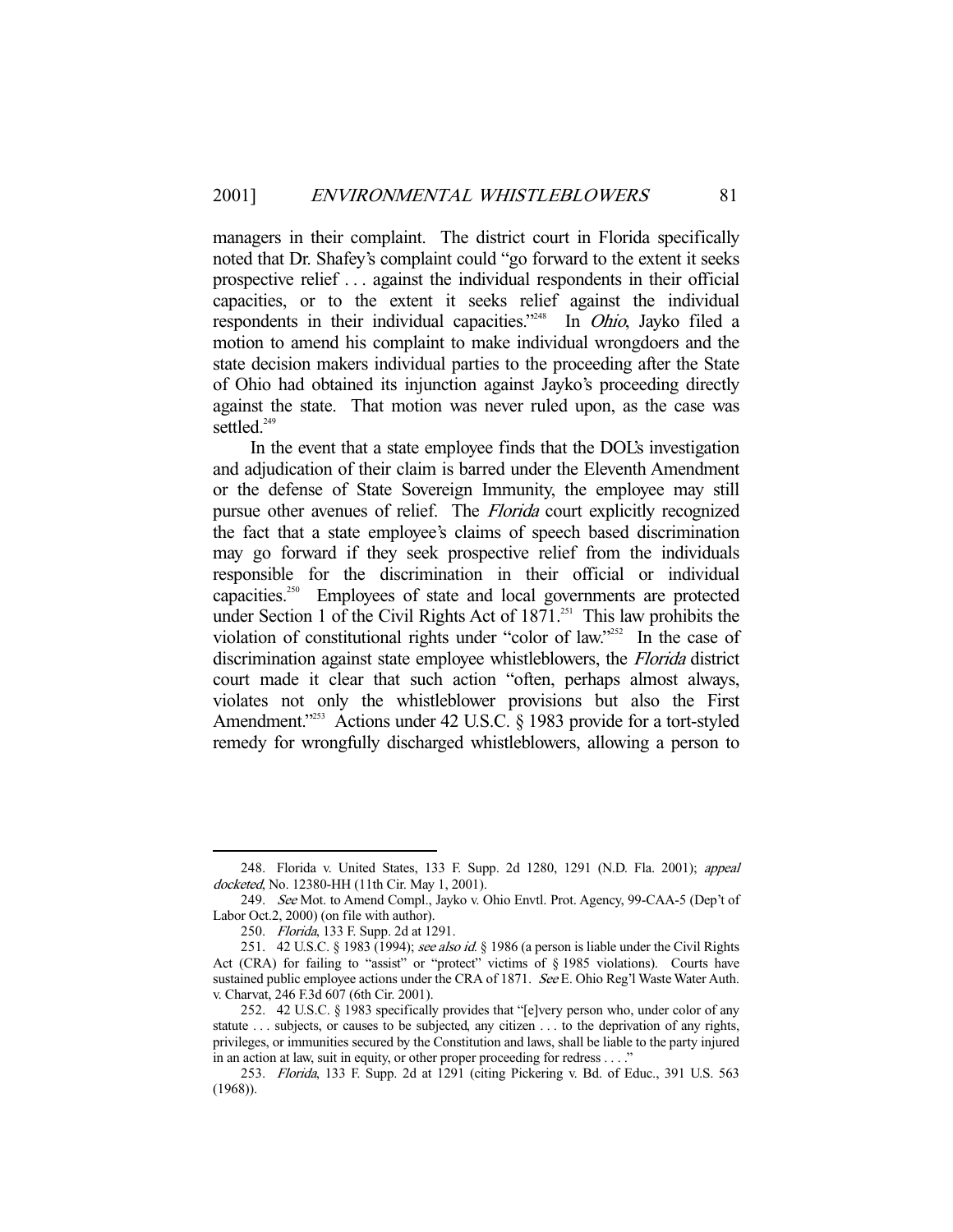managers in their complaint. The district court in Florida specifically noted that Dr. Shafey's complaint could "go forward to the extent it seeks prospective relief . . . against the individual respondents in their official capacities, or to the extent it seeks relief against the individual respondents in their individual capacities."[248] In *Ohio*, Jayko filed a motion to amend his complaint to make individual wrongdoers and the state decision makers individual parties to the proceeding after the State of Ohio had obtained its injunction against Jayko's proceeding directly against the state. That motion was never ruled upon, as the case was settled.[249]

In the event that a state employee finds that the DOL's investigation and adjudication of their claim is barred under the Eleventh Amendment or the defense of State Sovereign Immunity, the employee may still pursue other avenues of relief. The *Florida* court explicitly recognized the fact that a state employee's claims of speech based discrimination may go forward if they seek prospective relief from the individuals responsible for the discrimination in their official or individual capacities.[250] Employees of state and local governments are protected under Section 1 of the Civil Rights Act of 1871.[251] This law prohibits the violation of constitutional rights under "color of law."[252] In the case of discrimination against state employee whistleblowers, the *Florida* district court made it clear that such action "often, perhaps almost always, violates not only the whistleblower provisions but also the First Amendment."[253] Actions under 42 U.S.C. § 1983 provide for a tort-styled remedy for wrongfully discharged whistleblowers, allowing a person to

---

248. Florida v. United States, 133 F. Supp. 2d 1280, 1291 (N.D. Fla. 2001); *appeal docketed*, No. 12380-HH (11th Cir. May 1, 2001).

249. *See* Mot. to Amend Compl., Jayko v. Ohio Envtl. Prot. Agency, 99-CAA-5 (Dep't of Labor Oct.2, 2000) (on file with author).

250. *Florida*, 133 F. Supp. 2d at 1291.

251. 42 U.S.C. § 1983 (1994); *see also id.* § 1986 (a person is liable under the Civil Rights Act (CRA) for failing to "assist" or "protect" victims of § 1985 violations). Courts have sustained public employee actions under the CRA of 1871. *See* E. Ohio Reg'l Waste Water Auth. v. Charvat, 246 F.3d 607 (6th Cir. 2001).

252. 42 U.S.C. § 1983 specifically provides that "[e]very person who, under color of any statute . . . subjects, or causes to be subjected, any citizen . . . to the deprivation of any rights, privileges, or immunities secured by the Constitution and laws, shall be liable to the party injured in an action at law, suit in equity, or other proper proceeding for redress . . . ."

253. *Florida*, 133 F. Supp. 2d at 1291 (citing Pickering v. Bd. of Educ., 391 U.S. 563 (1968)).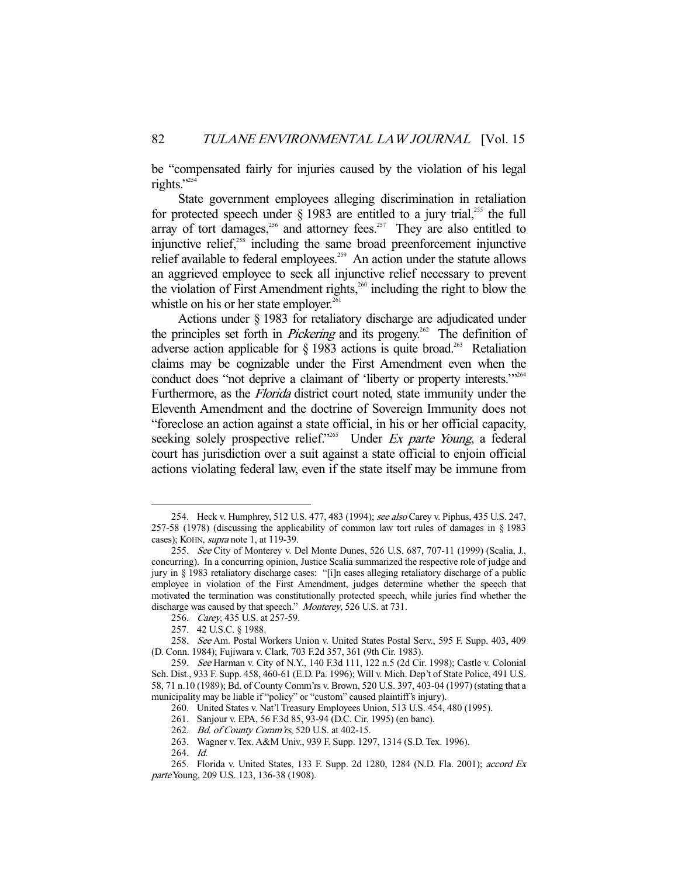be "compensated fairly for injuries caused by the violation of his legal rights."[254]

State government employees alleging discrimination in retaliation for protected speech under § 1983 are entitled to a jury trial,[255] the full array of tort damages,[256] and attorney fees.[257] They are also entitled to injunctive relief,[258] including the same broad preenforcement injunctive relief available to federal employees.[259] An action under the statute allows an aggrieved employee to seek all injunctive relief necessary to prevent the violation of First Amendment rights,[260] including the right to blow the whistle on his or her state employer.[261]

Actions under § 1983 for retaliatory discharge are adjudicated under the principles set forth in *Pickering* and its progeny.[262] The definition of adverse action applicable for § 1983 actions is quite broad.[263] Retaliation claims may be cognizable under the First Amendment even when the conduct does "not deprive a claimant of 'liberty or property interests.'"[264] Furthermore, as the *Florida* district court noted, state immunity under the Eleventh Amendment and the doctrine of Sovereign Immunity does not "foreclose an action against a state official, in his or her official capacity, seeking solely prospective relief."[265] Under *Ex parte Young*, a federal court has jurisdiction over a suit against a state official to enjoin official actions violating federal law, even if the state itself may be immune from

---

254. Heck v. Humphrey, 512 U.S. 477, 483 (1994); *see also* Carey v. Piphus, 435 U.S. 247, 257-58 (1978) (discussing the applicability of common law tort rules of damages in § 1983 cases); KOHN, *supra* note 1, at 119-39.

255. *See* City of Monterey v. Del Monte Dunes, 526 U.S. 687, 707-11 (1999) (Scalia, J., concurring). In a concurring opinion, Justice Scalia summarized the respective role of judge and jury in § 1983 retaliatory discharge cases: "[i]n cases alleging retaliatory discharge of a public employee in violation of the First Amendment, judges determine whether the speech that motivated the termination was constitutionally protected speech, while juries find whether the discharge was caused by that speech." *Monterey*, 526 U.S. at 731.

256. *Carey*, 435 U.S. at 257-59.

257. 42 U.S.C. § 1988.

258. *See* Am. Postal Workers Union v. United States Postal Serv., 595 F. Supp. 403, 409 (D. Conn. 1984); Fujiwara v. Clark, 703 F.2d 357, 361 (9th Cir. 1983).

259. *See* Harman v. City of N.Y., 140 F.3d 111, 122 n.5 (2d Cir. 1998); Castle v. Colonial Sch. Dist., 933 F. Supp. 458, 460-61 (E.D. Pa. 1996); Will v. Mich. Dep't of State Police, 491 U.S. 58, 71 n.10 (1989); Bd. of County Comm'rs v. Brown, 520 U.S. 397, 403-04 (1997) (stating that a municipality may be liable if "policy" or "custom" caused plaintiff's injury).

260. United States v. Nat'l Treasury Employees Union, 513 U.S. 454, 480 (1995).

261. Sanjour v. EPA, 56 F.3d 85, 93-94 (D.C. Cir. 1995) (en banc).

262. *Bd. of County Comm'rs*, 520 U.S. at 402-15.

263. Wagner v. Tex. A&M Univ., 939 F. Supp. 1297, 1314 (S.D. Tex. 1996).

264. *Id.*

265. Florida v. United States, 133 F. Supp. 2d 1280, 1284 (N.D. Fla. 2001); *accord Ex parte* Young, 209 U.S. 123, 136-38 (1908).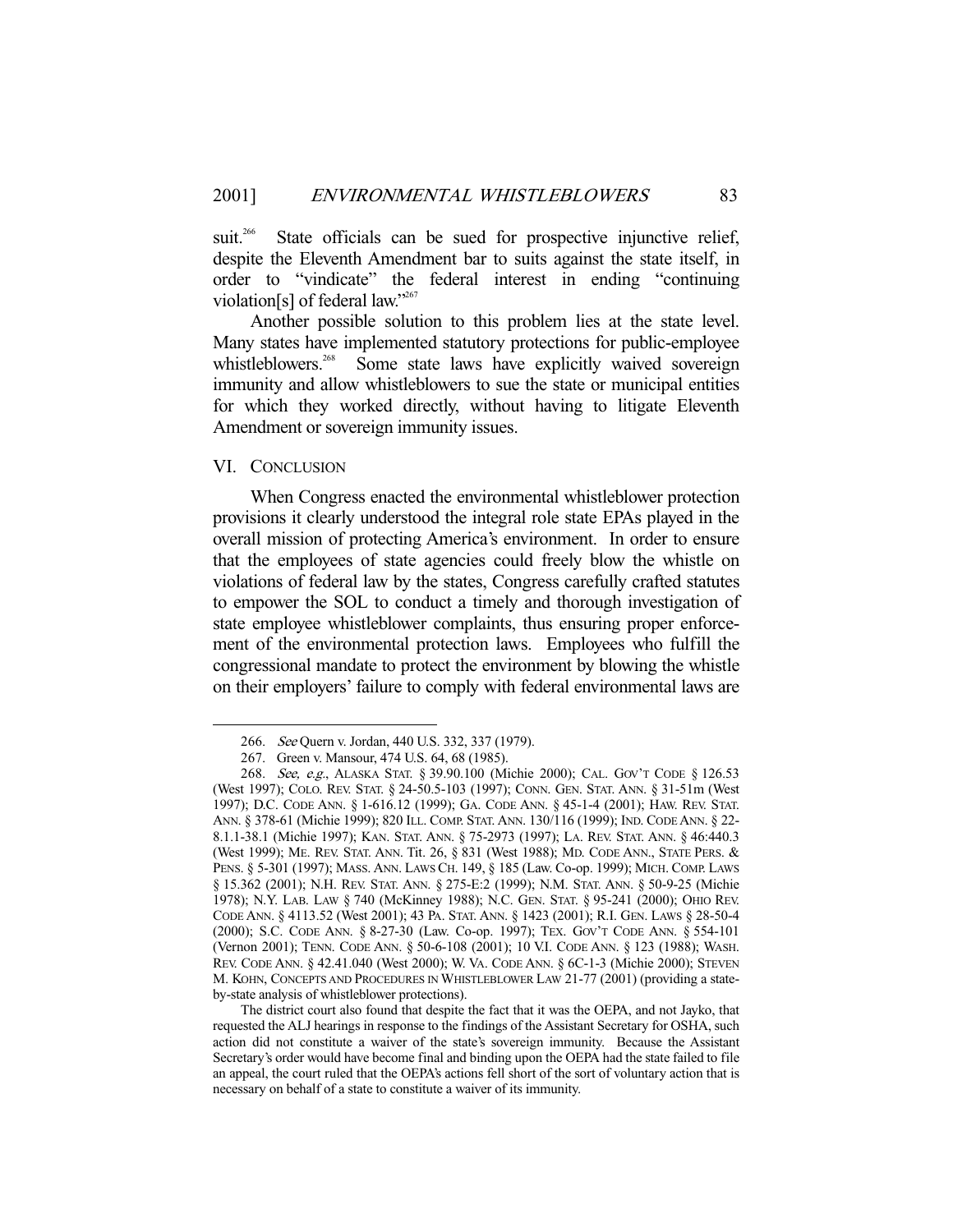suit.[266] State officials can be sued for prospective injunctive relief, despite the Eleventh Amendment bar to suits against the state itself, in order to "vindicate" the federal interest in ending "continuing violation[s] of federal law."[267]

Another possible solution to this problem lies at the state level. Many states have implemented statutory protections for public-employee whistleblowers.[268] Some state laws have explicitly waived sovereign immunity and allow whistleblowers to sue the state or municipal entities for which they worked directly, without having to litigate Eleventh Amendment or sovereign immunity issues.

## VI. CONCLUSION

When Congress enacted the environmental whistleblower protection provisions it clearly understood the integral role state EPAs played in the overall mission of protecting America's environment. In order to ensure that the employees of state agencies could freely blow the whistle on violations of federal law by the states, Congress carefully crafted statutes to empower the SOL to conduct a timely and thorough investigation of state employee whistleblower complaints, thus ensuring proper enforcement of the environmental protection laws. Employees who fulfill the congressional mandate to protect the environment by blowing the whistle on their employers' failure to comply with federal environmental laws are

---

266. *See* Quern v. Jordan, 440 U.S. 332, 337 (1979).

267. Green v. Mansour, 474 U.S. 64, 68 (1985).

268. *See, e.g.*, ALASKA STAT. § 39.90.100 (Michie 2000); CAL. GOV'T CODE § 126.53 (West 1997); COLO. REV. STAT. § 24-50.5-103 (1997); CONN. GEN. STAT. ANN. § 31-51m (West 1997); D.C. CODE ANN. § 1-616.12 (1999); GA. CODE ANN. § 45-1-4 (2001); HAW. REV. STAT. ANN. § 378-61 (Michie 1999); 820 ILL. COMP. STAT. ANN. 130/116 (1999); IND. CODE ANN. § 22-8.1.1-38.1 (Michie 1997); KAN. STAT. ANN. § 75-2973 (1997); LA. REV. STAT. ANN. § 46:440.3 (West 1999); ME. REV. STAT. ANN. Tit. 26, § 831 (West 1988); MD. CODE ANN., STATE PERS. & PENS. § 5-301 (1997); MASS. ANN. LAWS CH. 149, § 185 (Law. Co-op. 1999); MICH. COMP. LAWS § 15.362 (2001); N.H. REV. STAT. ANN. § 275-E:2 (1999); N.M. STAT. ANN. § 50-9-25 (Michie 1978); N.Y. LAB. LAW § 740 (McKinney 1988); N.C. GEN. STAT. § 95-241 (2000); OHIO REV. CODE ANN. § 4113.52 (West 2001); 43 PA. STAT. ANN. § 1423 (2001); R.I. GEN. LAWS § 28-50-4 (2000); S.C. CODE ANN. § 8-27-30 (Law. Co-op. 1997); TEX. GOV'T CODE ANN. § 554-101 (Vernon 2001); TENN. CODE ANN. § 50-6-108 (2001); 10 V.I. CODE ANN. § 123 (1988); WASH. REV. CODE ANN. § 42.41.040 (West 2000); W. VA. CODE ANN. § 6C-1-3 (Michie 2000); STEVEN M. KOHN, CONCEPTS AND PROCEDURES IN WHISTLEBLOWER LAW 21-77 (2001) (providing a state-by-state analysis of whistleblower protections).

The district court also found that despite the fact that it was the OEPA, and not Jayko, that requested the ALJ hearings in response to the findings of the Assistant Secretary for OSHA, such action did not constitute a waiver of the state's sovereign immunity. Because the Assistant Secretary's order would have become final and binding upon the OEPA had the state failed to file an appeal, the court ruled that the OEPA's actions fell short of the sort of voluntary action that is necessary on behalf of a state to constitute a waiver of its immunity.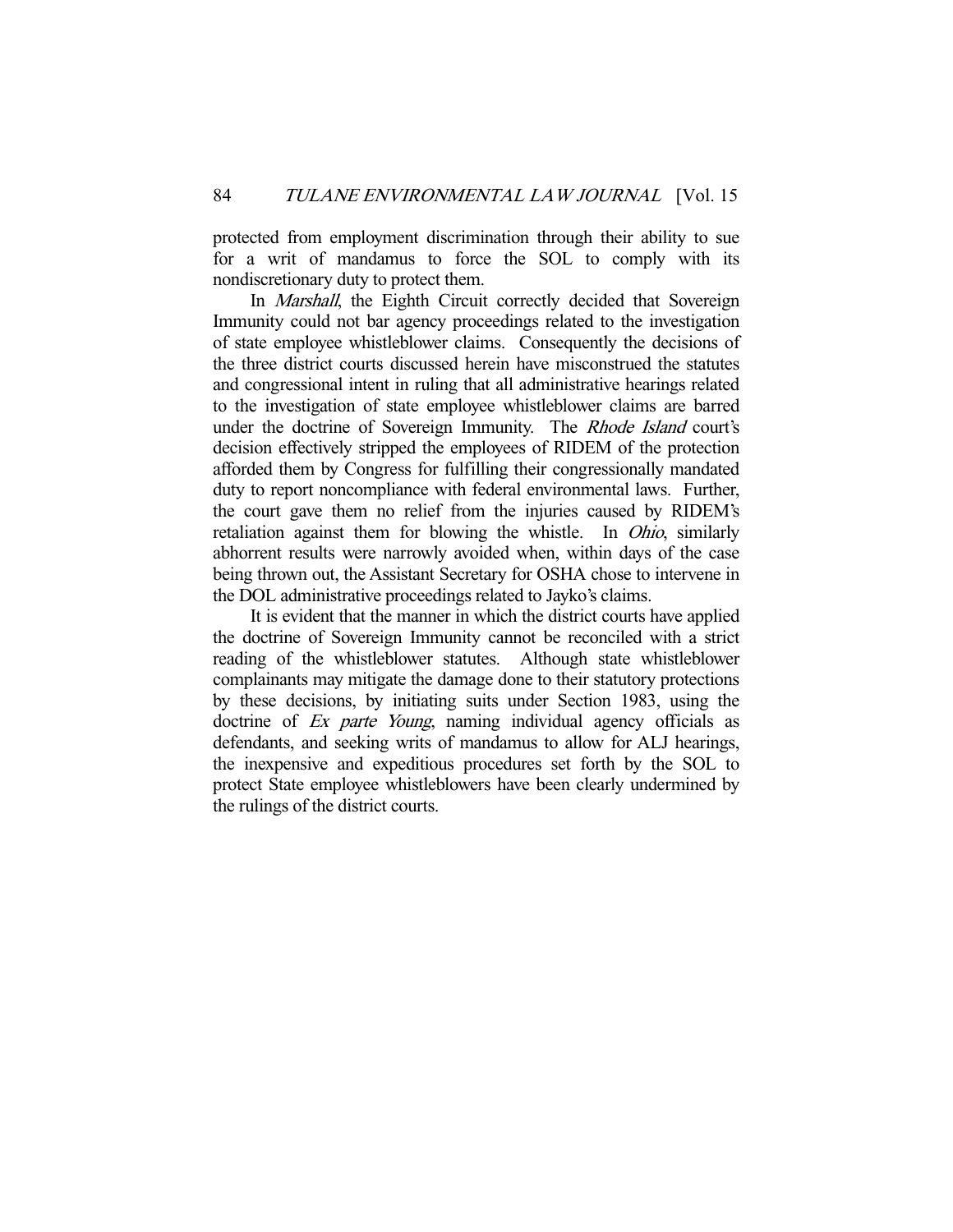protected from employment discrimination through their ability to sue for a writ of mandamus to force the SOL to comply with its nondiscretionary duty to protect them.

In *Marshall*, the Eighth Circuit correctly decided that Sovereign Immunity could not bar agency proceedings related to the investigation of state employee whistleblower claims. Consequently the decisions of the three district courts discussed herein have misconstrued the statutes and congressional intent in ruling that all administrative hearings related to the investigation of state employee whistleblower claims are barred under the doctrine of Sovereign Immunity. The *Rhode Island* court's decision effectively stripped the employees of RIDEM of the protection afforded them by Congress for fulfilling their congressionally mandated duty to report noncompliance with federal environmental laws. Further, the court gave them no relief from the injuries caused by RIDEM's retaliation against them for blowing the whistle. In *Ohio*, similarly abhorrent results were narrowly avoided when, within days of the case being thrown out, the Assistant Secretary for OSHA chose to intervene in the DOL administrative proceedings related to Jayko's claims.

It is evident that the manner in which the district courts have applied the doctrine of Sovereign Immunity cannot be reconciled with a strict reading of the whistleblower statutes. Although state whistleblower complainants may mitigate the damage done to their statutory protections by these decisions, by initiating suits under Section 1983, using the doctrine of *Ex parte Young*, naming individual agency officials as defendants, and seeking writs of mandamus to allow for ALJ hearings, the inexpensive and expeditious procedures set forth by the SOL to protect State employee whistleblowers have been clearly undermined by the rulings of the district courts.